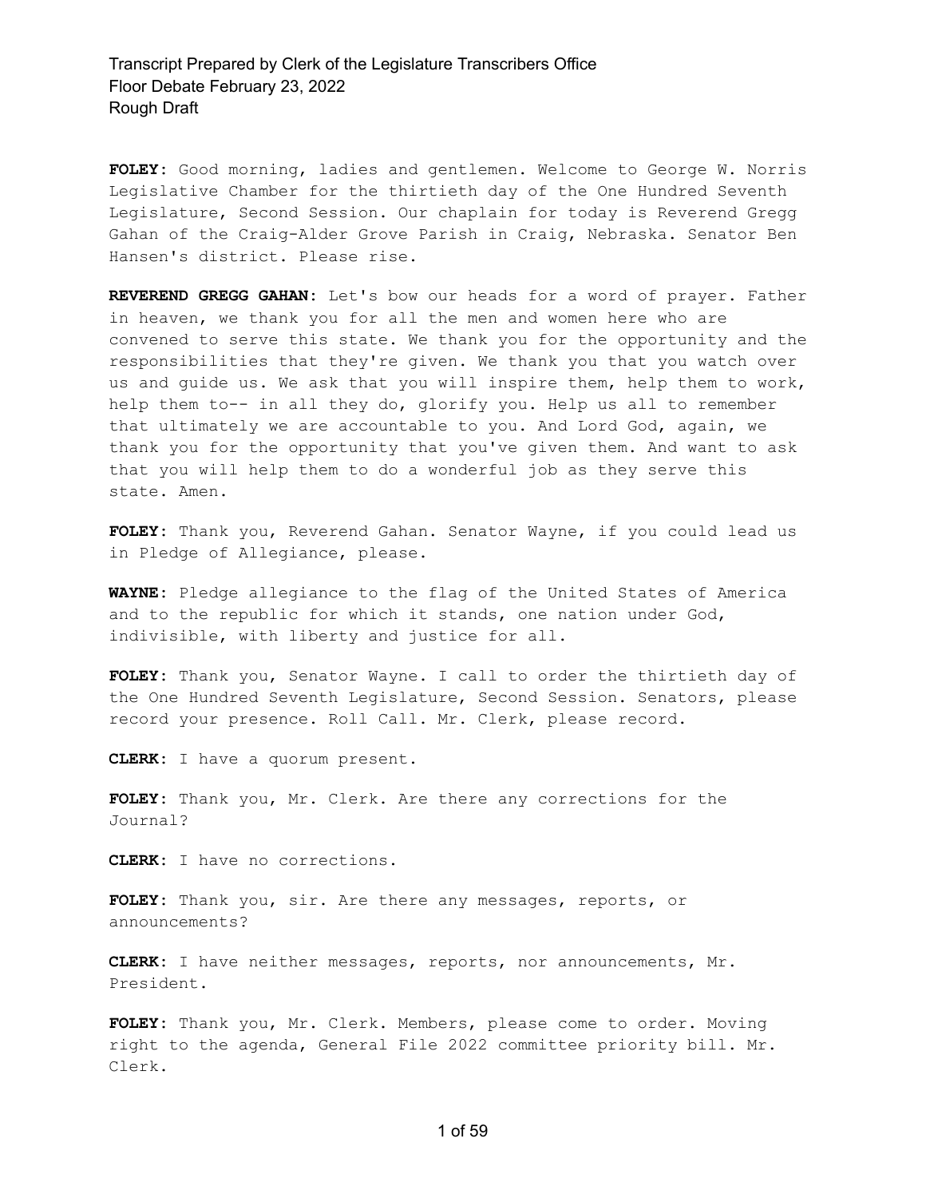**FOLEY:** Good morning, ladies and gentlemen. Welcome to George W. Norris Legislative Chamber for the thirtieth day of the One Hundred Seventh Legislature, Second Session. Our chaplain for today is Reverend Gregg Gahan of the Craig-Alder Grove Parish in Craig, Nebraska. Senator Ben Hansen's district. Please rise.

**REVEREND GREGG GAHAN:** Let's bow our heads for a word of prayer. Father in heaven, we thank you for all the men and women here who are convened to serve this state. We thank you for the opportunity and the responsibilities that they're given. We thank you that you watch over us and guide us. We ask that you will inspire them, help them to work, help them to-- in all they do, glorify you. Help us all to remember that ultimately we are accountable to you. And Lord God, again, we thank you for the opportunity that you've given them. And want to ask that you will help them to do a wonderful job as they serve this state. Amen.

**FOLEY:** Thank you, Reverend Gahan. Senator Wayne, if you could lead us in Pledge of Allegiance, please.

**WAYNE:** Pledge allegiance to the flag of the United States of America and to the republic for which it stands, one nation under God, indivisible, with liberty and justice for all.

**FOLEY:** Thank you, Senator Wayne. I call to order the thirtieth day of the One Hundred Seventh Legislature, Second Session. Senators, please record your presence. Roll Call. Mr. Clerk, please record.

**CLERK:** I have a quorum present.

**FOLEY:** Thank you, Mr. Clerk. Are there any corrections for the Journal?

**CLERK:** I have no corrections.

**FOLEY:** Thank you, sir. Are there any messages, reports, or announcements?

**CLERK:** I have neither messages, reports, nor announcements, Mr. President.

**FOLEY:** Thank you, Mr. Clerk. Members, please come to order. Moving right to the agenda, General File 2022 committee priority bill. Mr. Clerk.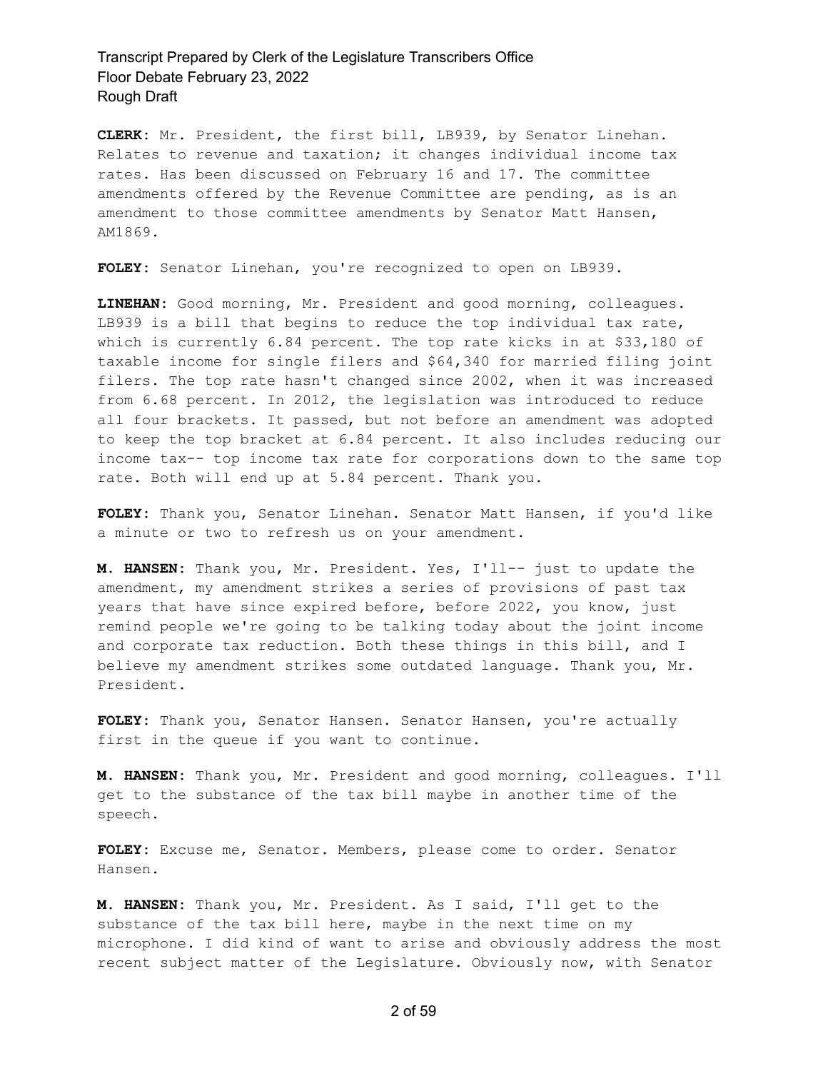**CLERK:** Mr. President, the first bill, LB939, by Senator Linehan. Relates to revenue and taxation; it changes individual income tax rates. Has been discussed on February 16 and 17. The committee amendments offered by the Revenue Committee are pending, as is an amendment to those committee amendments by Senator Matt Hansen, AM1869.

**FOLEY:** Senator Linehan, you're recognized to open on LB939.

**LINEHAN:** Good morning, Mr. President and good morning, colleagues. LB939 is a bill that begins to reduce the top individual tax rate, which is currently 6.84 percent. The top rate kicks in at $33,180 of taxable income for single filers and $64,340 for married filing joint filers. The top rate hasn't changed since 2002, when it was increased from 6.68 percent. In 2012, the legislation was introduced to reduce all four brackets. It passed, but not before an amendment was adopted to keep the top bracket at 6.84 percent. It also includes reducing our income tax-- top income tax rate for corporations down to the same top rate. Both will end up at 5.84 percent. Thank you.

**FOLEY:** Thank you, Senator Linehan. Senator Matt Hansen, if you'd like a minute or two to refresh us on your amendment.

**M. HANSEN:** Thank you, Mr. President. Yes, I'll-- just to update the amendment, my amendment strikes a series of provisions of past tax years that have since expired before, before 2022, you know, just remind people we're going to be talking today about the joint income and corporate tax reduction. Both these things in this bill, and I believe my amendment strikes some outdated language. Thank you, Mr. President.

**FOLEY:** Thank you, Senator Hansen. Senator Hansen, you're actually first in the queue if you want to continue.

**M. HANSEN:** Thank you, Mr. President and good morning, colleagues. I'll get to the substance of the tax bill maybe in another time of the speech.

**FOLEY:** Excuse me, Senator. Members, please come to order. Senator Hansen.

**M. HANSEN:** Thank you, Mr. President. As I said, I'll get to the substance of the tax bill here, maybe in the next time on my microphone. I did kind of want to arise and obviously address the most recent subject matter of the Legislature. Obviously now, with Senator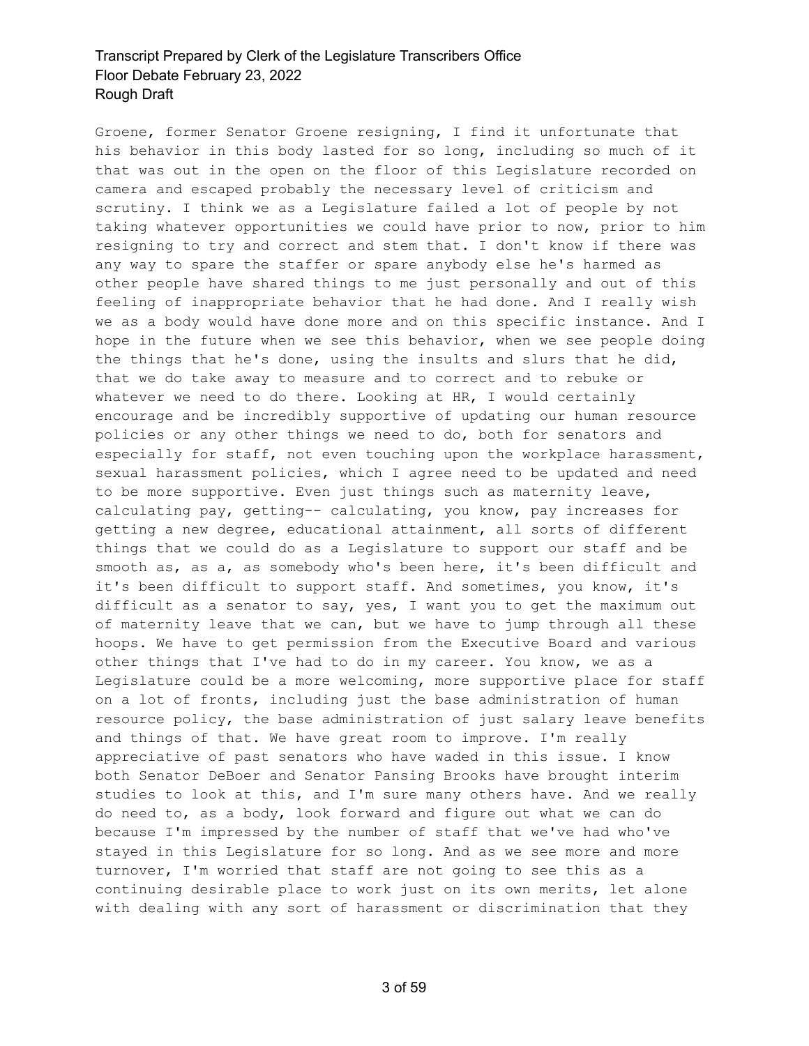Groene, former Senator Groene resigning, I find it unfortunate that his behavior in this body lasted for so long, including so much of it that was out in the open on the floor of this Legislature recorded on camera and escaped probably the necessary level of criticism and scrutiny. I think we as a Legislature failed a lot of people by not taking whatever opportunities we could have prior to now, prior to him resigning to try and correct and stem that. I don't know if there was any way to spare the staffer or spare anybody else he's harmed as other people have shared things to me just personally and out of this feeling of inappropriate behavior that he had done. And I really wish we as a body would have done more and on this specific instance. And I hope in the future when we see this behavior, when we see people doing the things that he's done, using the insults and slurs that he did, that we do take away to measure and to correct and to rebuke or whatever we need to do there. Looking at HR, I would certainly encourage and be incredibly supportive of updating our human resource policies or any other things we need to do, both for senators and especially for staff, not even touching upon the workplace harassment, sexual harassment policies, which I agree need to be updated and need to be more supportive. Even just things such as maternity leave, calculating pay, getting-- calculating, you know, pay increases for getting a new degree, educational attainment, all sorts of different things that we could do as a Legislature to support our staff and be smooth as, as a, as somebody who's been here, it's been difficult and it's been difficult to support staff. And sometimes, you know, it's difficult as a senator to say, yes, I want you to get the maximum out of maternity leave that we can, but we have to jump through all these hoops. We have to get permission from the Executive Board and various other things that I've had to do in my career. You know, we as a Legislature could be a more welcoming, more supportive place for staff on a lot of fronts, including just the base administration of human resource policy, the base administration of just salary leave benefits and things of that. We have great room to improve. I'm really appreciative of past senators who have waded in this issue. I know both Senator DeBoer and Senator Pansing Brooks have brought interim studies to look at this, and I'm sure many others have. And we really do need to, as a body, look forward and figure out what we can do because I'm impressed by the number of staff that we've had who've stayed in this Legislature for so long. And as we see more and more turnover, I'm worried that staff are not going to see this as a continuing desirable place to work just on its own merits, let alone with dealing with any sort of harassment or discrimination that they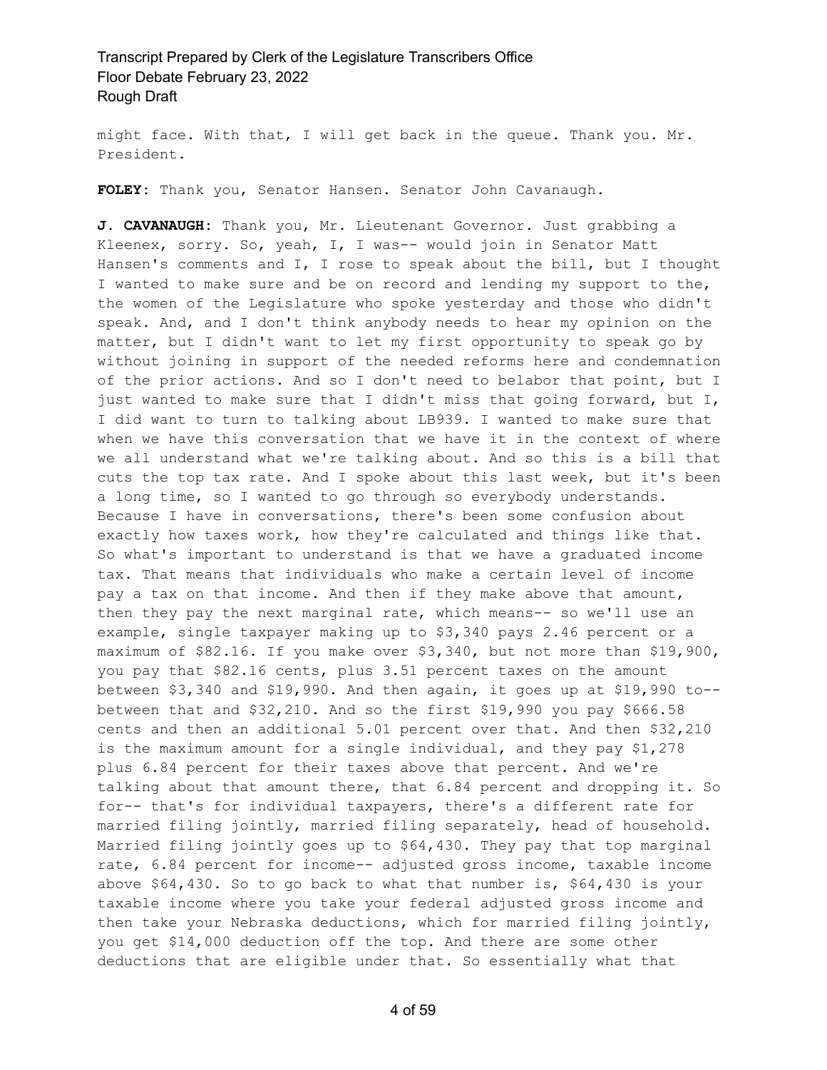might face. With that, I will get back in the queue. Thank you. Mr. President.

**FOLEY:** Thank you, Senator Hansen. Senator John Cavanaugh.

**J. CAVANAUGH:** Thank you, Mr. Lieutenant Governor. Just grabbing a Kleenex, sorry. So, yeah, I, I was-- would join in Senator Matt Hansen's comments and I, I rose to speak about the bill, but I thought I wanted to make sure and be on record and lending my support to the, the women of the Legislature who spoke yesterday and those who didn't speak. And, and I don't think anybody needs to hear my opinion on the matter, but I didn't want to let my first opportunity to speak go by without joining in support of the needed reforms here and condemnation of the prior actions. And so I don't need to belabor that point, but I just wanted to make sure that I didn't miss that going forward, but I, I did want to turn to talking about LB939. I wanted to make sure that when we have this conversation that we have it in the context of where we all understand what we're talking about. And so this is a bill that cuts the top tax rate. And I spoke about this last week, but it's been a long time, so I wanted to go through so everybody understands. Because I have in conversations, there's been some confusion about exactly how taxes work, how they're calculated and things like that. So what's important to understand is that we have a graduated income tax. That means that individuals who make a certain level of income pay a tax on that income. And then if they make above that amount, then they pay the next marginal rate, which means-- so we'll use an example, single taxpayer making up to $3,340 pays 2.46 percent or a maximum of $82.16. If you make over $3,340, but not more than $19,900, you pay that $82.16 cents, plus 3.51 percent taxes on the amount between $3,340 and $19,990. And then again, it goes up at $19,990 to-- between that and $32,210. And so the first $19,990 you pay $666.58 cents and then an additional 5.01 percent over that. And then $32,210 is the maximum amount for a single individual, and they pay $1,278 plus 6.84 percent for their taxes above that percent. And we're talking about that amount there, that 6.84 percent and dropping it. So for-- that's for individual taxpayers, there's a different rate for married filing jointly, married filing separately, head of household. Married filing jointly goes up to $64,430. They pay that top marginal rate, 6.84 percent for income-- adjusted gross income, taxable income above $64,430. So to go back to what that number is, $64,430 is your taxable income where you take your federal adjusted gross income and then take your Nebraska deductions, which for married filing jointly, you get $14,000 deduction off the top. And there are some other deductions that are eligible under that. So essentially what that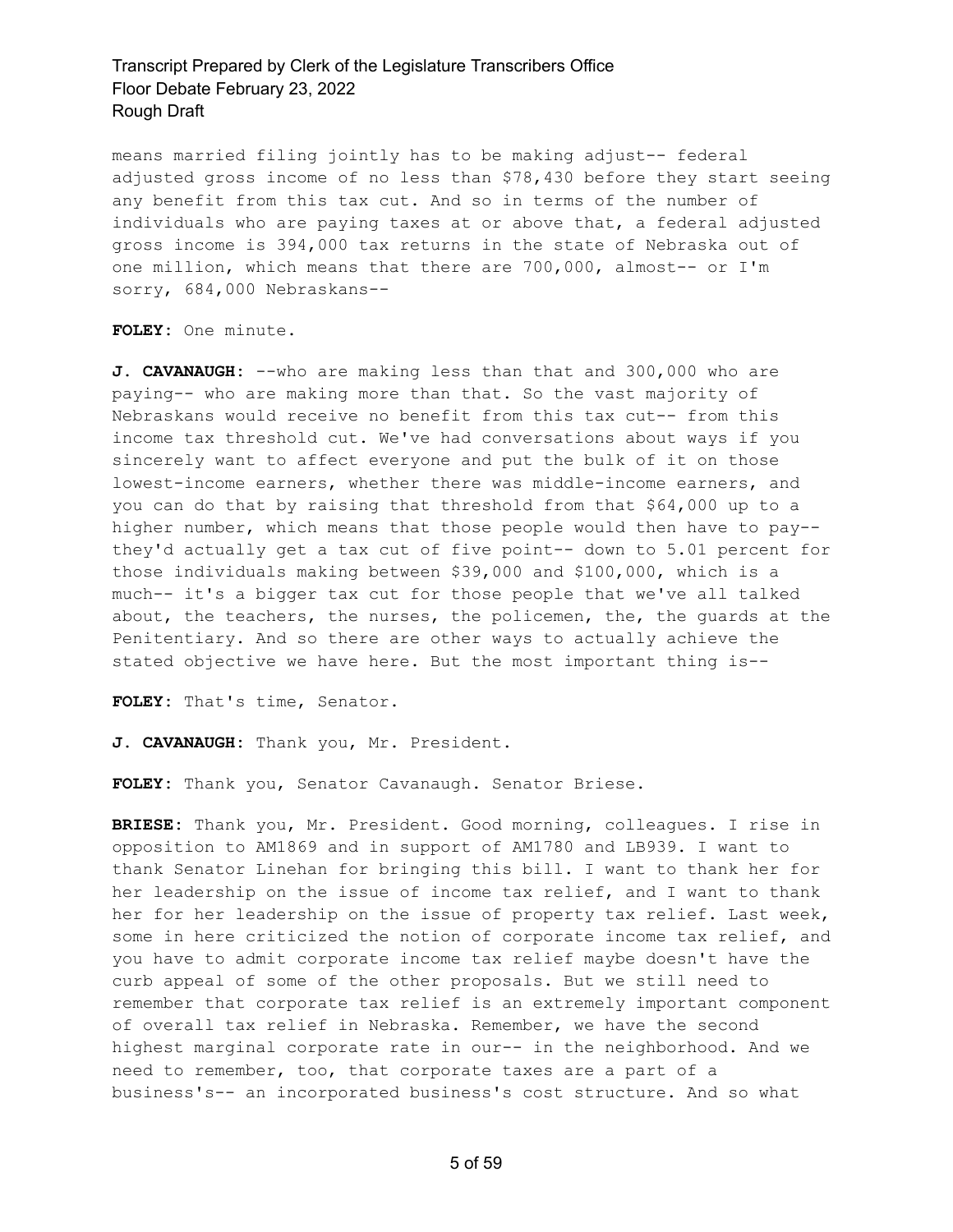means married filing jointly has to be making adjust-- federal adjusted gross income of no less than $78,430 before they start seeing any benefit from this tax cut. And so in terms of the number of individuals who are paying taxes at or above that, a federal adjusted gross income is 394,000 tax returns in the state of Nebraska out of one million, which means that there are 700,000, almost-- or I'm sorry, 684,000 Nebraskans--

**FOLEY:** One minute.

**J. CAVANAUGH:** --who are making less than that and 300,000 who are paying-- who are making more than that. So the vast majority of Nebraskans would receive no benefit from this tax cut-- from this income tax threshold cut. We've had conversations about ways if you sincerely want to affect everyone and put the bulk of it on those lowest-income earners, whether there was middle-income earners, and you can do that by raising that threshold from that $64,000 up to a higher number, which means that those people would then have to pay-- they'd actually get a tax cut of five point-- down to 5.01 percent for those individuals making between $39,000 and $100,000, which is a much-- it's a bigger tax cut for those people that we've all talked about, the teachers, the nurses, the policemen, the, the guards at the Penitentiary. And so there are other ways to actually achieve the stated objective we have here. But the most important thing is--

**FOLEY:** That's time, Senator.

**J. CAVANAUGH:** Thank you, Mr. President.

**FOLEY:** Thank you, Senator Cavanaugh. Senator Briese.

**BRIESE:** Thank you, Mr. President. Good morning, colleagues. I rise in opposition to AM1869 and in support of AM1780 and LB939. I want to thank Senator Linehan for bringing this bill. I want to thank her for her leadership on the issue of income tax relief, and I want to thank her for her leadership on the issue of property tax relief. Last week, some in here criticized the notion of corporate income tax relief, and you have to admit corporate income tax relief maybe doesn't have the curb appeal of some of the other proposals. But we still need to remember that corporate tax relief is an extremely important component of overall tax relief in Nebraska. Remember, we have the second highest marginal corporate rate in our-- in the neighborhood. And we need to remember, too, that corporate taxes are a part of a business's-- an incorporated business's cost structure. And so what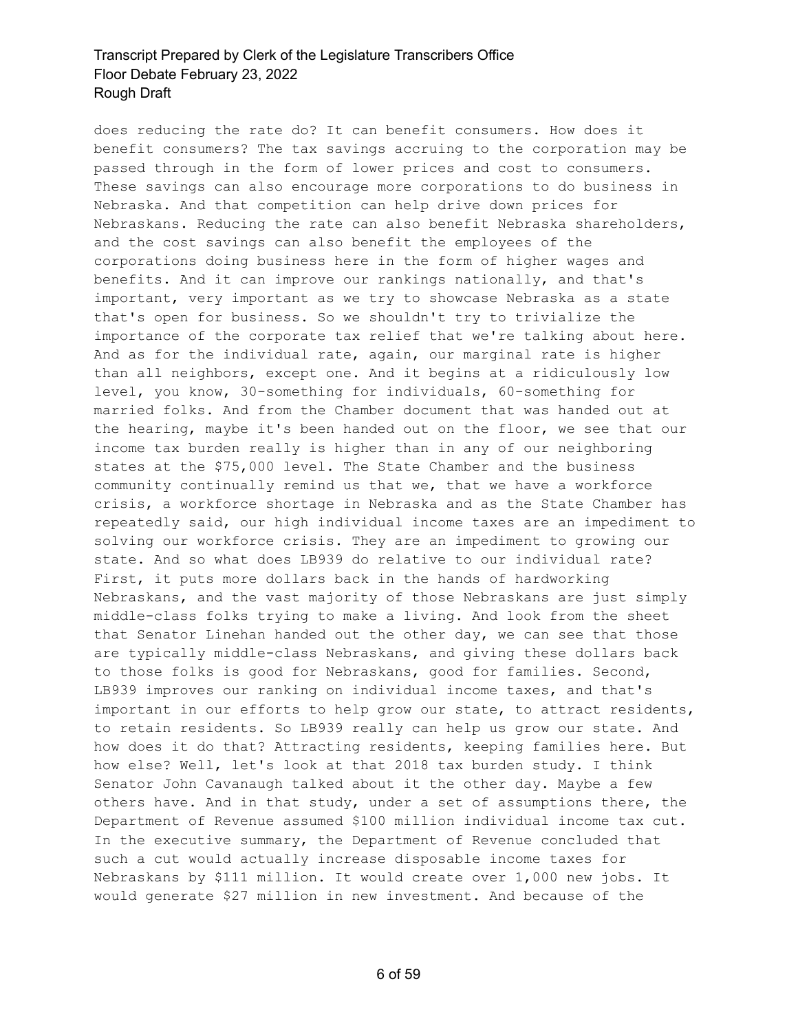does reducing the rate do? It can benefit consumers. How does it benefit consumers? The tax savings accruing to the corporation may be passed through in the form of lower prices and cost to consumers. These savings can also encourage more corporations to do business in Nebraska. And that competition can help drive down prices for Nebraskans. Reducing the rate can also benefit Nebraska shareholders, and the cost savings can also benefit the employees of the corporations doing business here in the form of higher wages and benefits. And it can improve our rankings nationally, and that's important, very important as we try to showcase Nebraska as a state that's open for business. So we shouldn't try to trivialize the importance of the corporate tax relief that we're talking about here. And as for the individual rate, again, our marginal rate is higher than all neighbors, except one. And it begins at a ridiculously low level, you know, 30-something for individuals, 60-something for married folks. And from the Chamber document that was handed out at the hearing, maybe it's been handed out on the floor, we see that our income tax burden really is higher than in any of our neighboring states at the $75,000 level. The State Chamber and the business community continually remind us that we, that we have a workforce crisis, a workforce shortage in Nebraska and as the State Chamber has repeatedly said, our high individual income taxes are an impediment to solving our workforce crisis. They are an impediment to growing our state. And so what does LB939 do relative to our individual rate? First, it puts more dollars back in the hands of hardworking Nebraskans, and the vast majority of those Nebraskans are just simply middle-class folks trying to make a living. And look from the sheet that Senator Linehan handed out the other day, we can see that those are typically middle-class Nebraskans, and giving these dollars back to those folks is good for Nebraskans, good for families. Second, LB939 improves our ranking on individual income taxes, and that's important in our efforts to help grow our state, to attract residents, to retain residents. So LB939 really can help us grow our state. And how does it do that? Attracting residents, keeping families here. But how else? Well, let's look at that 2018 tax burden study. I think Senator John Cavanaugh talked about it the other day. Maybe a few others have. And in that study, under a set of assumptions there, the Department of Revenue assumed $100 million individual income tax cut. In the executive summary, the Department of Revenue concluded that such a cut would actually increase disposable income taxes for Nebraskans by $111 million. It would create over 1,000 new jobs. It would generate $27 million in new investment. And because of the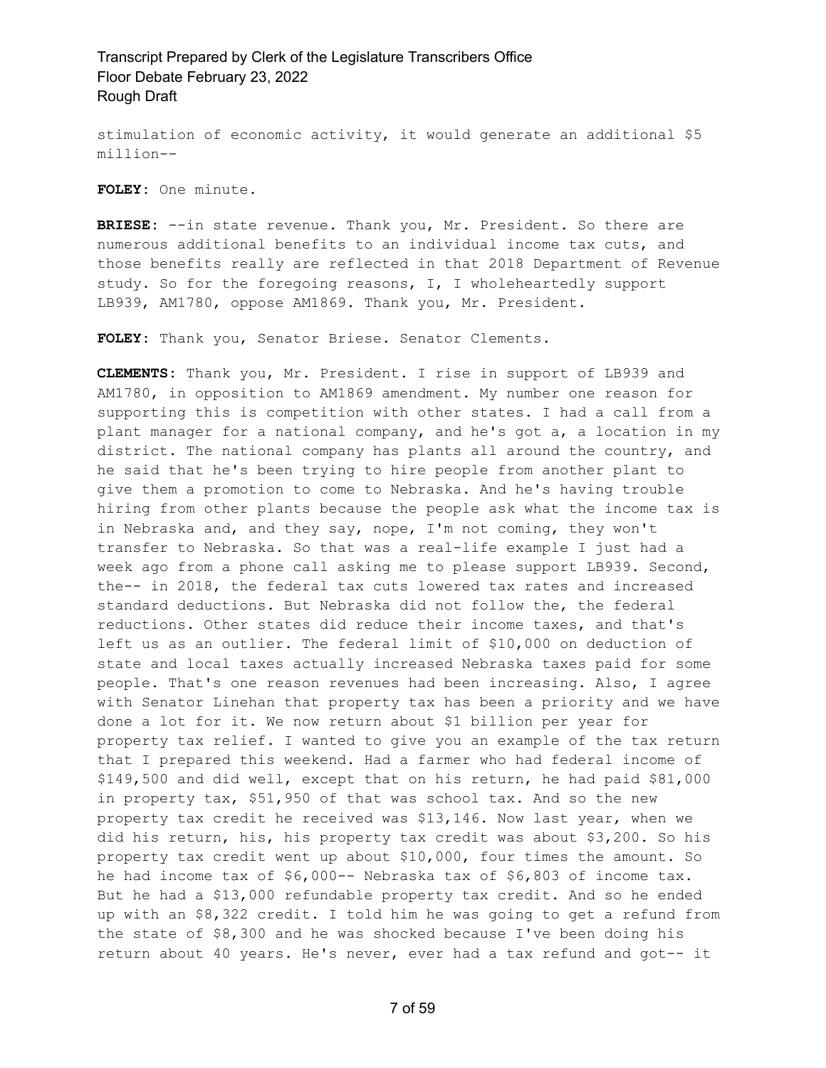stimulation of economic activity, it would generate an additional $5 million--

**FOLEY:** One minute.

**BRIESE:** --in state revenue. Thank you, Mr. President. So there are numerous additional benefits to an individual income tax cuts, and those benefits really are reflected in that 2018 Department of Revenue study. So for the foregoing reasons, I, I wholeheartedly support LB939, AM1780, oppose AM1869. Thank you, Mr. President.

**FOLEY:** Thank you, Senator Briese. Senator Clements.

**CLEMENTS:** Thank you, Mr. President. I rise in support of LB939 and AM1780, in opposition to AM1869 amendment. My number one reason for supporting this is competition with other states. I had a call from a plant manager for a national company, and he's got a, a location in my district. The national company has plants all around the country, and he said that he's been trying to hire people from another plant to give them a promotion to come to Nebraska. And he's having trouble hiring from other plants because the people ask what the income tax is in Nebraska and, and they say, nope, I'm not coming, they won't transfer to Nebraska. So that was a real-life example I just had a week ago from a phone call asking me to please support LB939. Second, the-- in 2018, the federal tax cuts lowered tax rates and increased standard deductions. But Nebraska did not follow the, the federal reductions. Other states did reduce their income taxes, and that's left us as an outlier. The federal limit of $10,000 on deduction of state and local taxes actually increased Nebraska taxes paid for some people. That's one reason revenues had been increasing. Also, I agree with Senator Linehan that property tax has been a priority and we have done a lot for it. We now return about $1 billion per year for property tax relief. I wanted to give you an example of the tax return that I prepared this weekend. Had a farmer who had federal income of $149,500 and did well, except that on his return, he had paid $81,000 in property tax, $51,950 of that was school tax. And so the new property tax credit he received was $13,146. Now last year, when we did his return, his, his property tax credit was about $3,200. So his property tax credit went up about $10,000, four times the amount. So he had income tax of $6,000-- Nebraska tax of $6,803 of income tax. But he had a $13,000 refundable property tax credit. And so he ended up with an $8,322 credit. I told him he was going to get a refund from the state of $8,300 and he was shocked because I've been doing his return about 40 years. He's never, ever had a tax refund and got-- it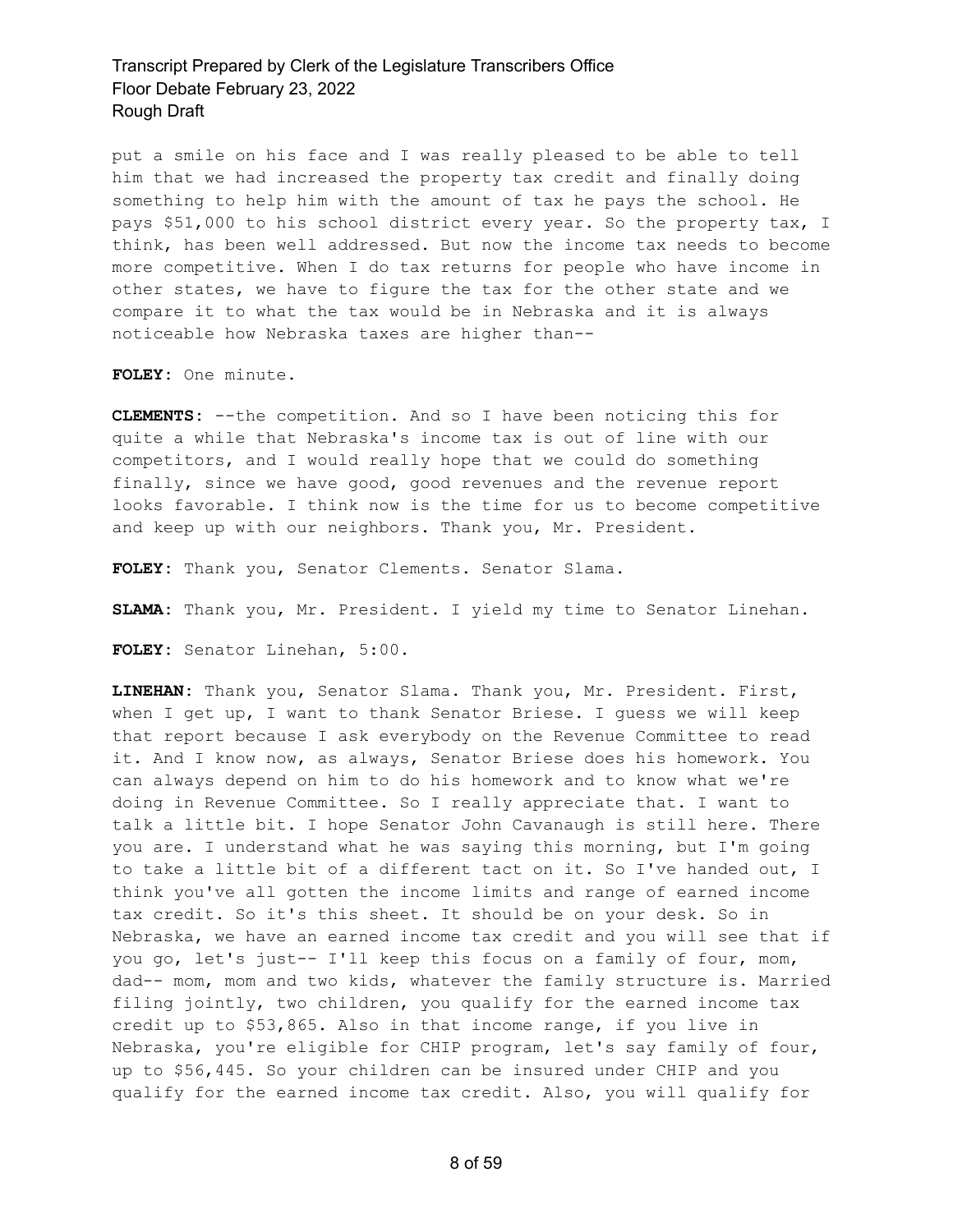put a smile on his face and I was really pleased to be able to tell him that we had increased the property tax credit and finally doing something to help him with the amount of tax he pays the school. He pays $51,000 to his school district every year. So the property tax, I think, has been well addressed. But now the income tax needs to become more competitive. When I do tax returns for people who have income in other states, we have to figure the tax for the other state and we compare it to what the tax would be in Nebraska and it is always noticeable how Nebraska taxes are higher than--

**FOLEY:** One minute.

**CLEMENTS:** --the competition. And so I have been noticing this for quite a while that Nebraska's income tax is out of line with our competitors, and I would really hope that we could do something finally, since we have good, good revenues and the revenue report looks favorable. I think now is the time for us to become competitive and keep up with our neighbors. Thank you, Mr. President.

**FOLEY:** Thank you, Senator Clements. Senator Slama.

**SLAMA:** Thank you, Mr. President. I yield my time to Senator Linehan.

**FOLEY:** Senator Linehan, 5:00.

**LINEHAN:** Thank you, Senator Slama. Thank you, Mr. President. First, when I get up, I want to thank Senator Briese. I guess we will keep that report because I ask everybody on the Revenue Committee to read it. And I know now, as always, Senator Briese does his homework. You can always depend on him to do his homework and to know what we're doing in Revenue Committee. So I really appreciate that. I want to talk a little bit. I hope Senator John Cavanaugh is still here. There you are. I understand what he was saying this morning, but I'm going to take a little bit of a different tact on it. So I've handed out, I think you've all gotten the income limits and range of earned income tax credit. So it's this sheet. It should be on your desk. So in Nebraska, we have an earned income tax credit and you will see that if you go, let's just-- I'll keep this focus on a family of four, mom, dad-- mom, mom and two kids, whatever the family structure is. Married filing jointly, two children, you qualify for the earned income tax credit up to $53,865. Also in that income range, if you live in Nebraska, you're eligible for CHIP program, let's say family of four, up to $56,445. So your children can be insured under CHIP and you qualify for the earned income tax credit. Also, you will qualify for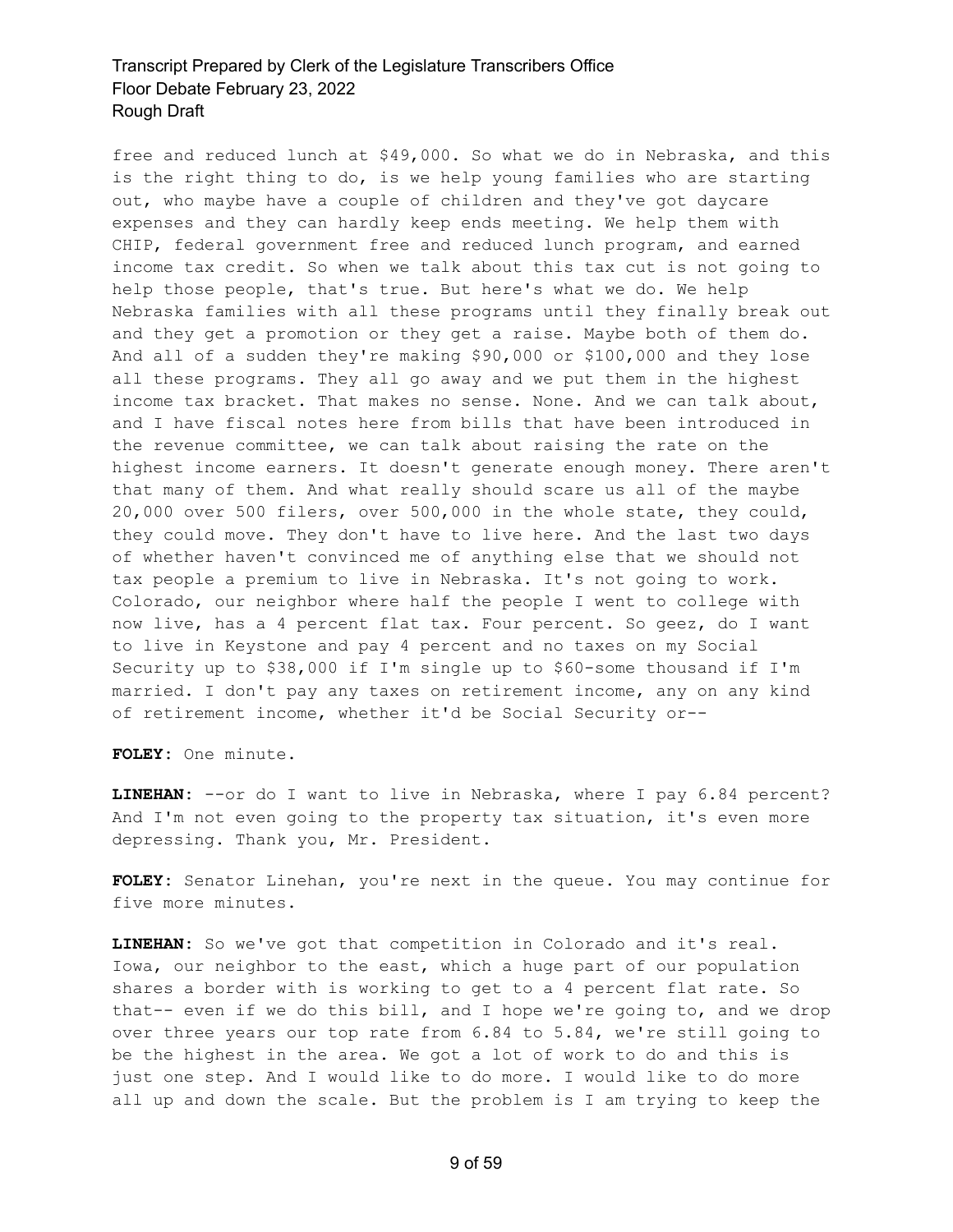free and reduced lunch at $49,000. So what we do in Nebraska, and this is the right thing to do, is we help young families who are starting out, who maybe have a couple of children and they've got daycare expenses and they can hardly keep ends meeting. We help them with CHIP, federal government free and reduced lunch program, and earned income tax credit. So when we talk about this tax cut is not going to help those people, that's true. But here's what we do. We help Nebraska families with all these programs until they finally break out and they get a promotion or they get a raise. Maybe both of them do. And all of a sudden they're making $90,000 or $100,000 and they lose all these programs. They all go away and we put them in the highest income tax bracket. That makes no sense. None. And we can talk about, and I have fiscal notes here from bills that have been introduced in the revenue committee, we can talk about raising the rate on the highest income earners. It doesn't generate enough money. There aren't that many of them. And what really should scare us all of the maybe 20,000 over 500 filers, over 500,000 in the whole state, they could, they could move. They don't have to live here. And the last two days of whether haven't convinced me of anything else that we should not tax people a premium to live in Nebraska. It's not going to work. Colorado, our neighbor where half the people I went to college with now live, has a 4 percent flat tax. Four percent. So geez, do I want to live in Keystone and pay 4 percent and no taxes on my Social Security up to $38,000 if I'm single up to $60-some thousand if I'm married. I don't pay any taxes on retirement income, any on any kind of retirement income, whether it'd be Social Security or--

**FOLEY:** One minute.

**LINEHAN:** --or do I want to live in Nebraska, where I pay 6.84 percent? And I'm not even going to the property tax situation, it's even more depressing. Thank you, Mr. President.

**FOLEY:** Senator Linehan, you're next in the queue. You may continue for five more minutes.

**LINEHAN:** So we've got that competition in Colorado and it's real. Iowa, our neighbor to the east, which a huge part of our population shares a border with is working to get to a 4 percent flat rate. So that-- even if we do this bill, and I hope we're going to, and we drop over three years our top rate from 6.84 to 5.84, we're still going to be the highest in the area. We got a lot of work to do and this is just one step. And I would like to do more. I would like to do more all up and down the scale. But the problem is I am trying to keep the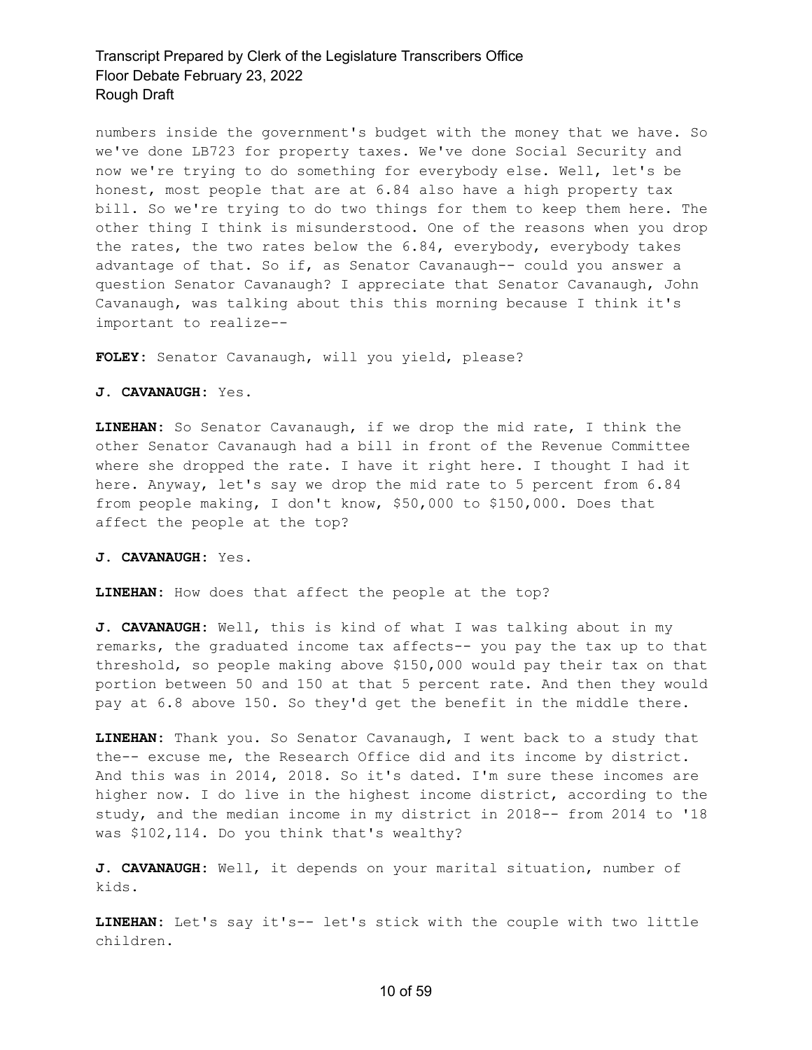numbers inside the government's budget with the money that we have. So we've done LB723 for property taxes. We've done Social Security and now we're trying to do something for everybody else. Well, let's be honest, most people that are at 6.84 also have a high property tax bill. So we're trying to do two things for them to keep them here. The other thing I think is misunderstood. One of the reasons when you drop the rates, the two rates below the 6.84, everybody, everybody takes advantage of that. So if, as Senator Cavanaugh-- could you answer a question Senator Cavanaugh? I appreciate that Senator Cavanaugh, John Cavanaugh, was talking about this this morning because I think it's important to realize--

**FOLEY:** Senator Cavanaugh, will you yield, please?

**J. CAVANAUGH:** Yes.

**LINEHAN:** So Senator Cavanaugh, if we drop the mid rate, I think the other Senator Cavanaugh had a bill in front of the Revenue Committee where she dropped the rate. I have it right here. I thought I had it here. Anyway, let's say we drop the mid rate to 5 percent from 6.84 from people making, I don't know, $50,000 to $150,000. Does that affect the people at the top?

**J. CAVANAUGH:** Yes.

**LINEHAN:** How does that affect the people at the top?

**J. CAVANAUGH:** Well, this is kind of what I was talking about in my remarks, the graduated income tax affects-- you pay the tax up to that threshold, so people making above $150,000 would pay their tax on that portion between 50 and 150 at that 5 percent rate. And then they would pay at 6.8 above 150. So they'd get the benefit in the middle there.

**LINEHAN:** Thank you. So Senator Cavanaugh, I went back to a study that the-- excuse me, the Research Office did and its income by district. And this was in 2014, 2018. So it's dated. I'm sure these incomes are higher now. I do live in the highest income district, according to the study, and the median income in my district in 2018-- from 2014 to '18 was $102,114. Do you think that's wealthy?

**J. CAVANAUGH:** Well, it depends on your marital situation, number of kids.

**LINEHAN:** Let's say it's-- let's stick with the couple with two little children.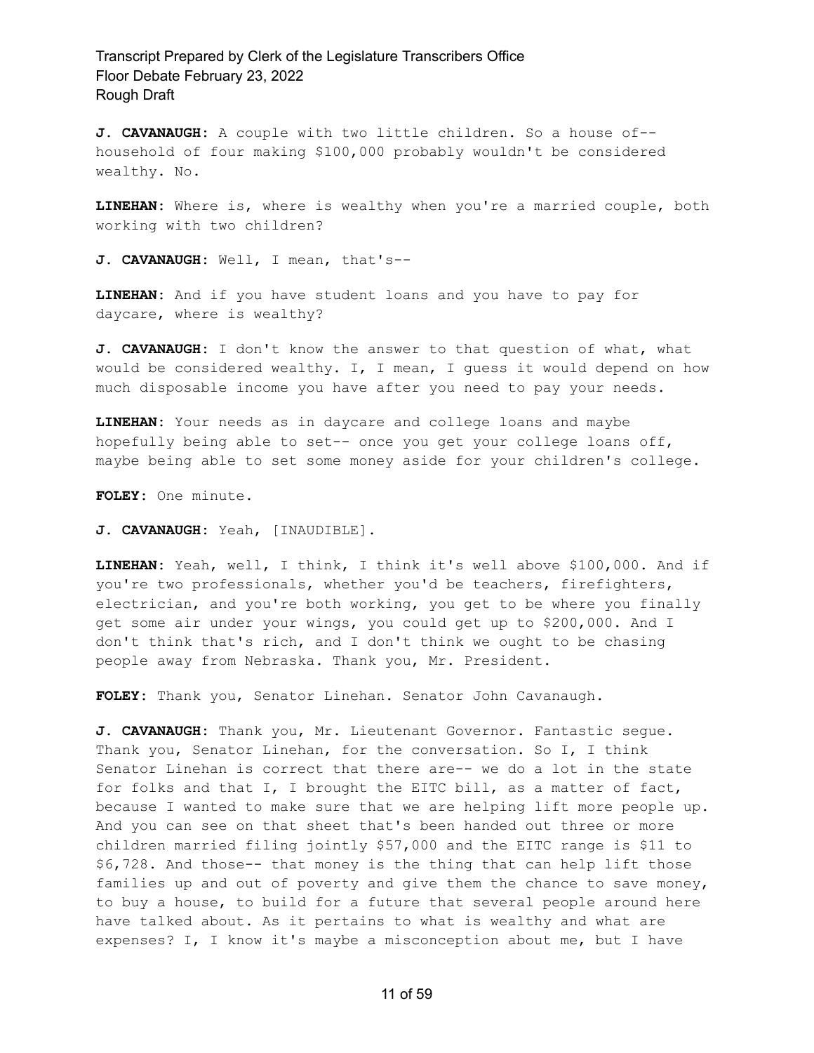**J. CAVANAUGH:** A couple with two little children. So a house of-- household of four making $100,000 probably wouldn't be considered wealthy. No.

**LINEHAN:** Where is, where is wealthy when you're a married couple, both working with two children?

**J. CAVANAUGH:** Well, I mean, that's--

**LINEHAN:** And if you have student loans and you have to pay for daycare, where is wealthy?

**J. CAVANAUGH:** I don't know the answer to that question of what, what would be considered wealthy. I, I mean, I guess it would depend on how much disposable income you have after you need to pay your needs.

**LINEHAN:** Your needs as in daycare and college loans and maybe hopefully being able to set-- once you get your college loans off, maybe being able to set some money aside for your children's college.

**FOLEY:** One minute.

**J. CAVANAUGH:** Yeah, [INAUDIBLE].

**LINEHAN:** Yeah, well, I think, I think it's well above $100,000. And if you're two professionals, whether you'd be teachers, firefighters, electrician, and you're both working, you get to be where you finally get some air under your wings, you could get up to $200,000. And I don't think that's rich, and I don't think we ought to be chasing people away from Nebraska. Thank you, Mr. President.

**FOLEY:** Thank you, Senator Linehan. Senator John Cavanaugh.

**J. CAVANAUGH:** Thank you, Mr. Lieutenant Governor. Fantastic segue. Thank you, Senator Linehan, for the conversation. So I, I think Senator Linehan is correct that there are-- we do a lot in the state for folks and that I, I brought the EITC bill, as a matter of fact, because I wanted to make sure that we are helping lift more people up. And you can see on that sheet that's been handed out three or more children married filing jointly $57,000 and the EITC range is $11 to $6,728. And those-- that money is the thing that can help lift those families up and out of poverty and give them the chance to save money, to buy a house, to build for a future that several people around here have talked about. As it pertains to what is wealthy and what are expenses? I, I know it's maybe a misconception about me, but I have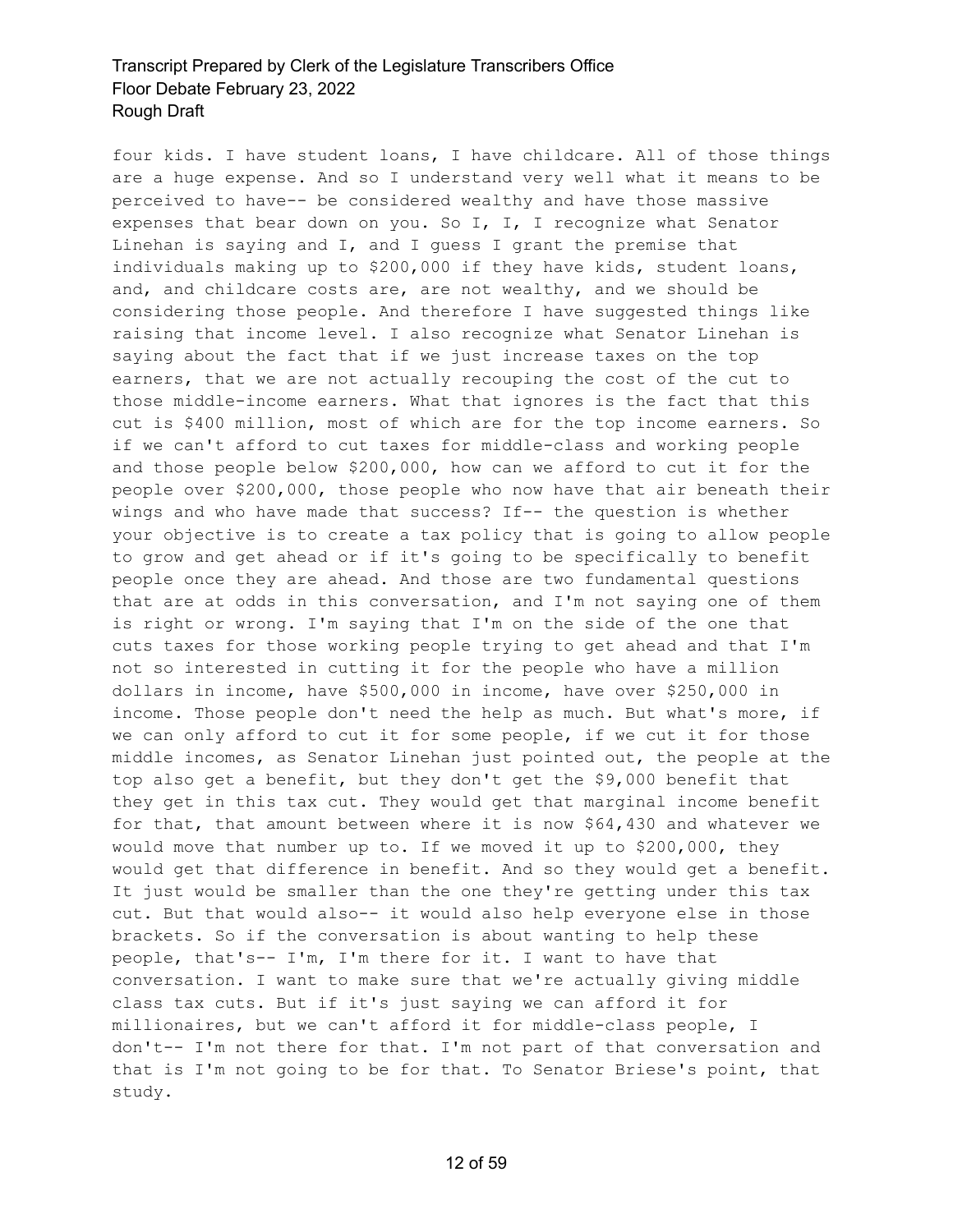four kids. I have student loans, I have childcare. All of those things are a huge expense. And so I understand very well what it means to be perceived to have-- be considered wealthy and have those massive expenses that bear down on you. So I, I, I recognize what Senator Linehan is saying and I, and I guess I grant the premise that individuals making up to $200,000 if they have kids, student loans, and, and childcare costs are, are not wealthy, and we should be considering those people. And therefore I have suggested things like raising that income level. I also recognize what Senator Linehan is saying about the fact that if we just increase taxes on the top earners, that we are not actually recouping the cost of the cut to those middle-income earners. What that ignores is the fact that this cut is $400 million, most of which are for the top income earners. So if we can't afford to cut taxes for middle-class and working people and those people below $200,000, how can we afford to cut it for the people over $200,000, those people who now have that air beneath their wings and who have made that success? If-- the question is whether your objective is to create a tax policy that is going to allow people to grow and get ahead or if it's going to be specifically to benefit people once they are ahead. And those are two fundamental questions that are at odds in this conversation, and I'm not saying one of them is right or wrong. I'm saying that I'm on the side of the one that cuts taxes for those working people trying to get ahead and that I'm not so interested in cutting it for the people who have a million dollars in income, have $500,000 in income, have over $250,000 in income. Those people don't need the help as much. But what's more, if we can only afford to cut it for some people, if we cut it for those middle incomes, as Senator Linehan just pointed out, the people at the top also get a benefit, but they don't get the $9,000 benefit that they get in this tax cut. They would get that marginal income benefit for that, that amount between where it is now $64,430 and whatever we would move that number up to. If we moved it up to $200,000, they would get that difference in benefit. And so they would get a benefit. It just would be smaller than the one they're getting under this tax cut. But that would also-- it would also help everyone else in those brackets. So if the conversation is about wanting to help these people, that's-- I'm, I'm there for it. I want to have that conversation. I want to make sure that we're actually giving middle class tax cuts. But if it's just saying we can afford it for millionaires, but we can't afford it for middle-class people, I don't-- I'm not there for that. I'm not part of that conversation and that is I'm not going to be for that. To Senator Briese's point, that study.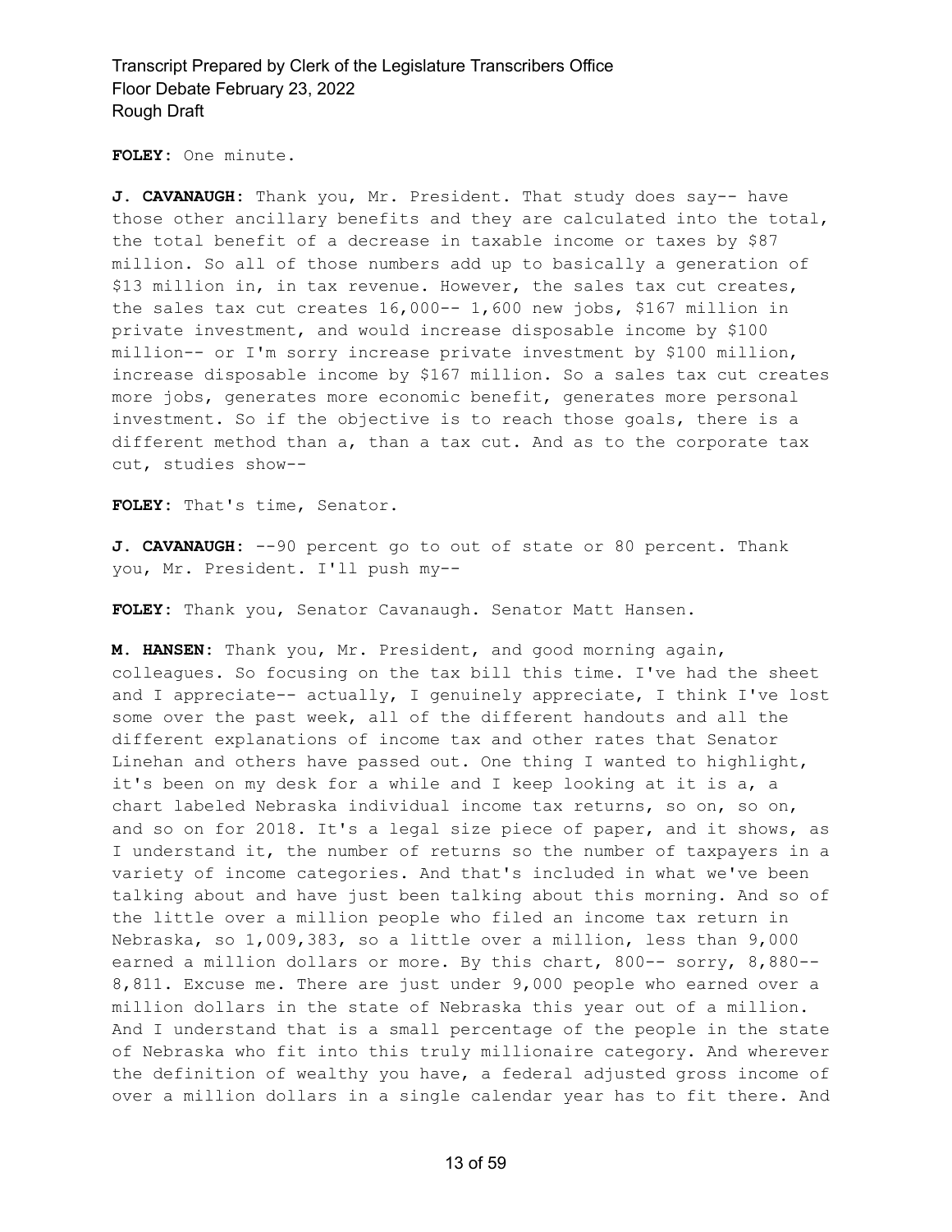**FOLEY:** One minute.

**J. CAVANAUGH:** Thank you, Mr. President. That study does say-- have those other ancillary benefits and they are calculated into the total, the total benefit of a decrease in taxable income or taxes by $87 million. So all of those numbers add up to basically a generation of $13 million in, in tax revenue. However, the sales tax cut creates, the sales tax cut creates 16,000-- 1,600 new jobs, $167 million in private investment, and would increase disposable income by $100 million-- or I'm sorry increase private investment by $100 million, increase disposable income by $167 million. So a sales tax cut creates more jobs, generates more economic benefit, generates more personal investment. So if the objective is to reach those goals, there is a different method than a, than a tax cut. And as to the corporate tax cut, studies show--

**FOLEY:** That's time, Senator.

**J. CAVANAUGH:** --90 percent go to out of state or 80 percent. Thank you, Mr. President. I'll push my--

**FOLEY:** Thank you, Senator Cavanaugh. Senator Matt Hansen.

**M. HANSEN:** Thank you, Mr. President, and good morning again, colleagues. So focusing on the tax bill this time. I've had the sheet and I appreciate-- actually, I genuinely appreciate, I think I've lost some over the past week, all of the different handouts and all the different explanations of income tax and other rates that Senator Linehan and others have passed out. One thing I wanted to highlight, it's been on my desk for a while and I keep looking at it is a, a chart labeled Nebraska individual income tax returns, so on, so on, and so on for 2018. It's a legal size piece of paper, and it shows, as I understand it, the number of returns so the number of taxpayers in a variety of income categories. And that's included in what we've been talking about and have just been talking about this morning. And so of the little over a million people who filed an income tax return in Nebraska, so 1,009,383, so a little over a million, less than 9,000 earned a million dollars or more. By this chart, 800-- sorry, 8,880-- 8,811. Excuse me. There are just under 9,000 people who earned over a million dollars in the state of Nebraska this year out of a million. And I understand that is a small percentage of the people in the state of Nebraska who fit into this truly millionaire category. And wherever the definition of wealthy you have, a federal adjusted gross income of over a million dollars in a single calendar year has to fit there. And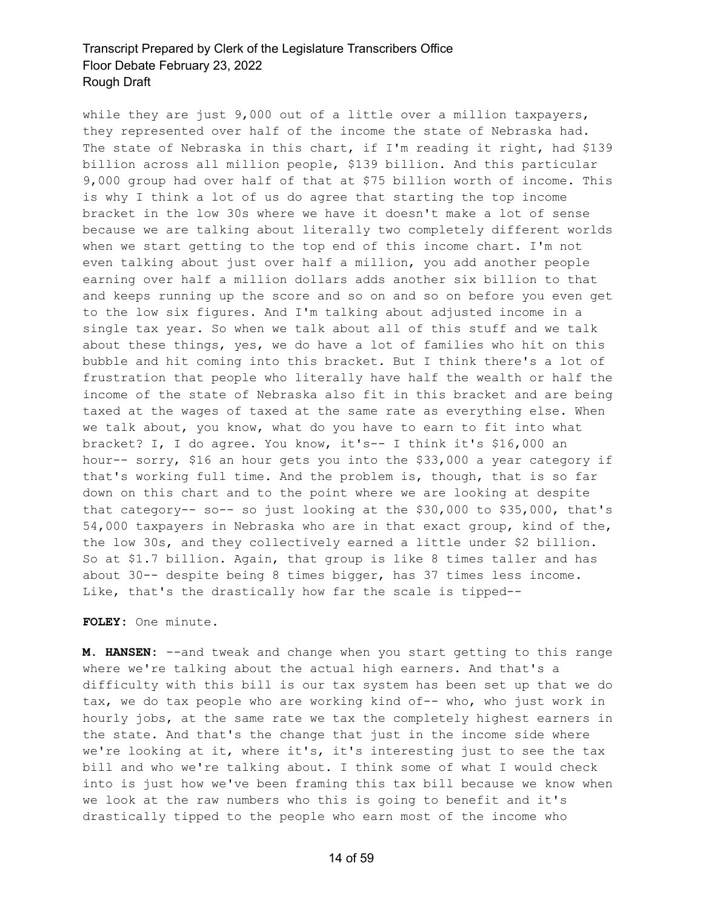while they are just 9,000 out of a little over a million taxpayers, they represented over half of the income the state of Nebraska had. The state of Nebraska in this chart, if I'm reading it right, had $139 billion across all million people, $139 billion. And this particular 9,000 group had over half of that at $75 billion worth of income. This is why I think a lot of us do agree that starting the top income bracket in the low 30s where we have it doesn't make a lot of sense because we are talking about literally two completely different worlds when we start getting to the top end of this income chart. I'm not even talking about just over half a million, you add another people earning over half a million dollars adds another six billion to that and keeps running up the score and so on and so on before you even get to the low six figures. And I'm talking about adjusted income in a single tax year. So when we talk about all of this stuff and we talk about these things, yes, we do have a lot of families who hit on this bubble and hit coming into this bracket. But I think there's a lot of frustration that people who literally have half the wealth or half the income of the state of Nebraska also fit in this bracket and are being taxed at the wages of taxed at the same rate as everything else. When we talk about, you know, what do you have to earn to fit into what bracket? I, I do agree. You know, it's-- I think it's $16,000 an hour-- sorry, $16 an hour gets you into the $33,000 a year category if that's working full time. And the problem is, though, that is so far down on this chart and to the point where we are looking at despite that category-- so-- so just looking at the $30,000 to $35,000, that's 54,000 taxpayers in Nebraska who are in that exact group, kind of the, the low 30s, and they collectively earned a little under $2 billion. So at $1.7 billion. Again, that group is like 8 times taller and has about 30-- despite being 8 times bigger, has 37 times less income. Like, that's the drastically how far the scale is tipped--

**FOLEY:** One minute.

**M. HANSEN:** --and tweak and change when you start getting to this range where we're talking about the actual high earners. And that's a difficulty with this bill is our tax system has been set up that we do tax, we do tax people who are working kind of-- who, who just work in hourly jobs, at the same rate we tax the completely highest earners in the state. And that's the change that just in the income side where we're looking at it, where it's, it's interesting just to see the tax bill and who we're talking about. I think some of what I would check into is just how we've been framing this tax bill because we know when we look at the raw numbers who this is going to benefit and it's drastically tipped to the people who earn most of the income who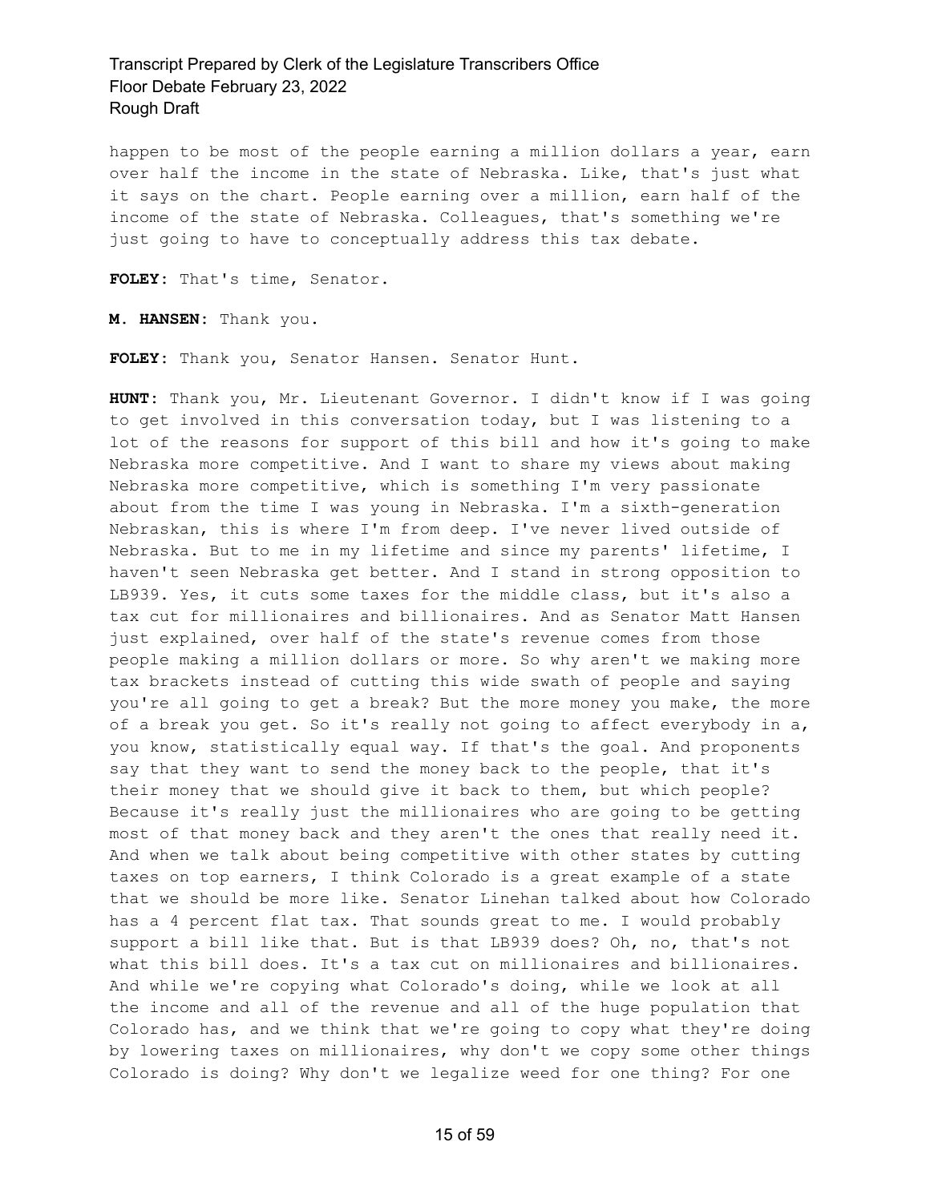happen to be most of the people earning a million dollars a year, earn over half the income in the state of Nebraska. Like, that's just what it says on the chart. People earning over a million, earn half of the income of the state of Nebraska. Colleagues, that's something we're just going to have to conceptually address this tax debate.

**FOLEY:** That's time, Senator.

**M. HANSEN:** Thank you.

**FOLEY:** Thank you, Senator Hansen. Senator Hunt.

**HUNT:** Thank you, Mr. Lieutenant Governor. I didn't know if I was going to get involved in this conversation today, but I was listening to a lot of the reasons for support of this bill and how it's going to make Nebraska more competitive. And I want to share my views about making Nebraska more competitive, which is something I'm very passionate about from the time I was young in Nebraska. I'm a sixth-generation Nebraskan, this is where I'm from deep. I've never lived outside of Nebraska. But to me in my lifetime and since my parents' lifetime, I haven't seen Nebraska get better. And I stand in strong opposition to LB939. Yes, it cuts some taxes for the middle class, but it's also a tax cut for millionaires and billionaires. And as Senator Matt Hansen just explained, over half of the state's revenue comes from those people making a million dollars or more. So why aren't we making more tax brackets instead of cutting this wide swath of people and saying you're all going to get a break? But the more money you make, the more of a break you get. So it's really not going to affect everybody in a, you know, statistically equal way. If that's the goal. And proponents say that they want to send the money back to the people, that it's their money that we should give it back to them, but which people? Because it's really just the millionaires who are going to be getting most of that money back and they aren't the ones that really need it. And when we talk about being competitive with other states by cutting taxes on top earners, I think Colorado is a great example of a state that we should be more like. Senator Linehan talked about how Colorado has a 4 percent flat tax. That sounds great to me. I would probably support a bill like that. But is that LB939 does? Oh, no, that's not what this bill does. It's a tax cut on millionaires and billionaires. And while we're copying what Colorado's doing, while we look at all the income and all of the revenue and all of the huge population that Colorado has, and we think that we're going to copy what they're doing by lowering taxes on millionaires, why don't we copy some other things Colorado is doing? Why don't we legalize weed for one thing? For one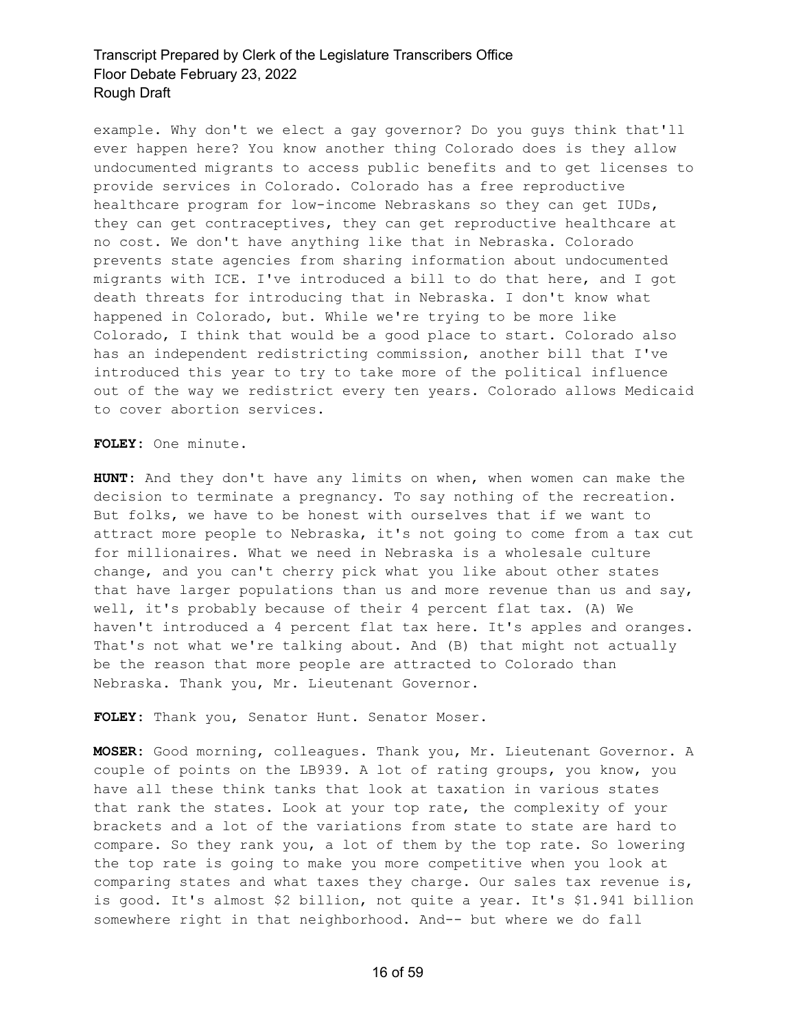example. Why don't we elect a gay governor? Do you guys think that'll ever happen here? You know another thing Colorado does is they allow undocumented migrants to access public benefits and to get licenses to provide services in Colorado. Colorado has a free reproductive healthcare program for low-income Nebraskans so they can get IUDs, they can get contraceptives, they can get reproductive healthcare at no cost. We don't have anything like that in Nebraska. Colorado prevents state agencies from sharing information about undocumented migrants with ICE. I've introduced a bill to do that here, and I got death threats for introducing that in Nebraska. I don't know what happened in Colorado, but. While we're trying to be more like Colorado, I think that would be a good place to start. Colorado also has an independent redistricting commission, another bill that I've introduced this year to try to take more of the political influence out of the way we redistrict every ten years. Colorado allows Medicaid to cover abortion services.

**FOLEY:** One minute.

**HUNT:** And they don't have any limits on when, when women can make the decision to terminate a pregnancy. To say nothing of the recreation. But folks, we have to be honest with ourselves that if we want to attract more people to Nebraska, it's not going to come from a tax cut for millionaires. What we need in Nebraska is a wholesale culture change, and you can't cherry pick what you like about other states that have larger populations than us and more revenue than us and say, well, it's probably because of their 4 percent flat tax. (A) We haven't introduced a 4 percent flat tax here. It's apples and oranges. That's not what we're talking about. And (B) that might not actually be the reason that more people are attracted to Colorado than Nebraska. Thank you, Mr. Lieutenant Governor.

**FOLEY:** Thank you, Senator Hunt. Senator Moser.

**MOSER:** Good morning, colleagues. Thank you, Mr. Lieutenant Governor. A couple of points on the LB939. A lot of rating groups, you know, you have all these think tanks that look at taxation in various states that rank the states. Look at your top rate, the complexity of your brackets and a lot of the variations from state to state are hard to compare. So they rank you, a lot of them by the top rate. So lowering the top rate is going to make you more competitive when you look at comparing states and what taxes they charge. Our sales tax revenue is, is good. It's almost $2 billion, not quite a year. It's $1.941 billion somewhere right in that neighborhood. And-- but where we do fall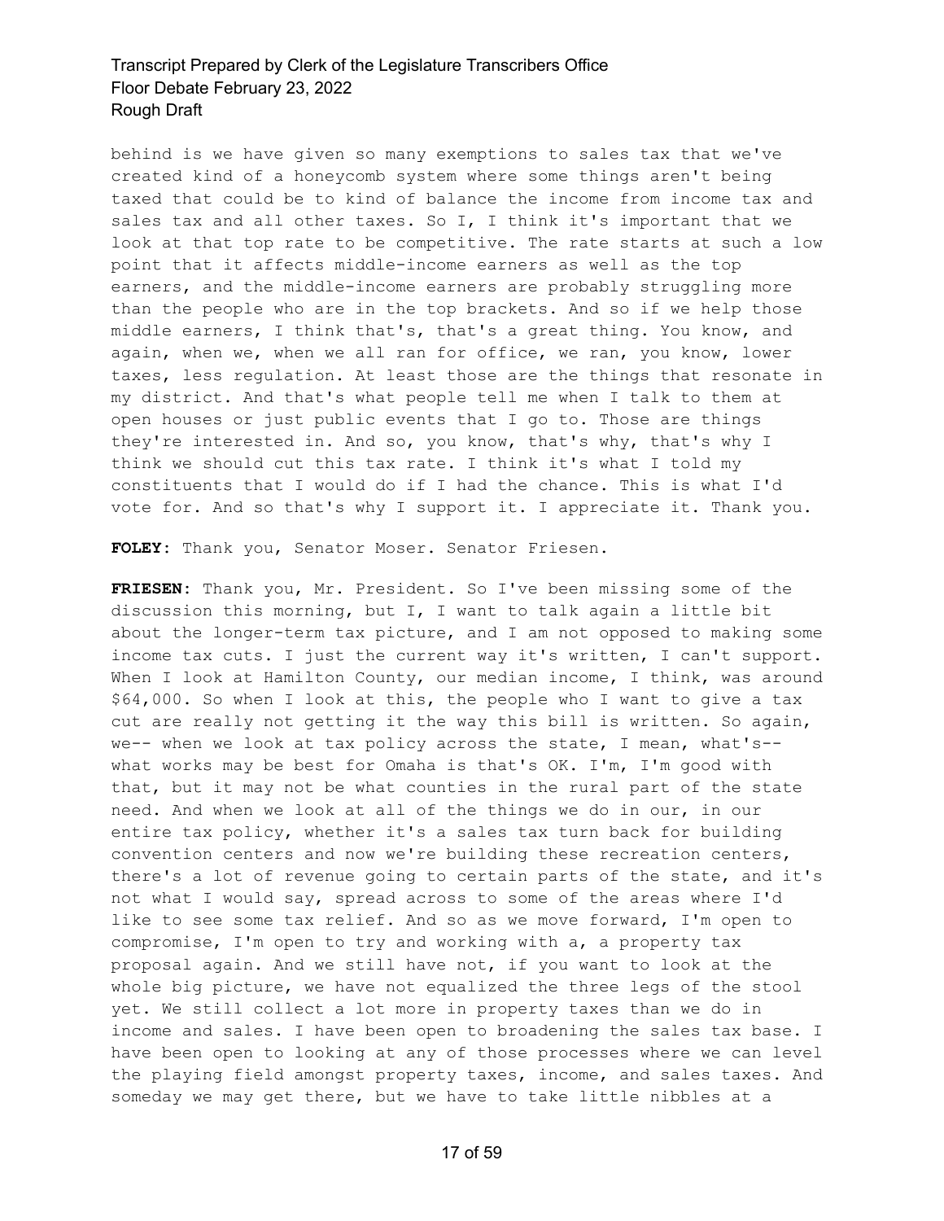behind is we have given so many exemptions to sales tax that we've created kind of a honeycomb system where some things aren't being taxed that could be to kind of balance the income from income tax and sales tax and all other taxes. So I, I think it's important that we look at that top rate to be competitive. The rate starts at such a low point that it affects middle-income earners as well as the top earners, and the middle-income earners are probably struggling more than the people who are in the top brackets. And so if we help those middle earners, I think that's, that's a great thing. You know, and again, when we, when we all ran for office, we ran, you know, lower taxes, less regulation. At least those are the things that resonate in my district. And that's what people tell me when I talk to them at open houses or just public events that I go to. Those are things they're interested in. And so, you know, that's why, that's why I think we should cut this tax rate. I think it's what I told my constituents that I would do if I had the chance. This is what I'd vote for. And so that's why I support it. I appreciate it. Thank you.

**FOLEY:** Thank you, Senator Moser. Senator Friesen.

**FRIESEN:** Thank you, Mr. President. So I've been missing some of the discussion this morning, but I, I want to talk again a little bit about the longer-term tax picture, and I am not opposed to making some income tax cuts. I just the current way it's written, I can't support. When I look at Hamilton County, our median income, I think, was around $64,000. So when I look at this, the people who I want to give a tax cut are really not getting it the way this bill is written. So again, we-- when we look at tax policy across the state, I mean, what's-- what works may be best for Omaha is that's OK. I'm, I'm good with that, but it may not be what counties in the rural part of the state need. And when we look at all of the things we do in our, in our entire tax policy, whether it's a sales tax turn back for building convention centers and now we're building these recreation centers, there's a lot of revenue going to certain parts of the state, and it's not what I would say, spread across to some of the areas where I'd like to see some tax relief. And so as we move forward, I'm open to compromise, I'm open to try and working with a, a property tax proposal again. And we still have not, if you want to look at the whole big picture, we have not equalized the three legs of the stool yet. We still collect a lot more in property taxes than we do in income and sales. I have been open to broadening the sales tax base. I have been open to looking at any of those processes where we can level the playing field amongst property taxes, income, and sales taxes. And someday we may get there, but we have to take little nibbles at a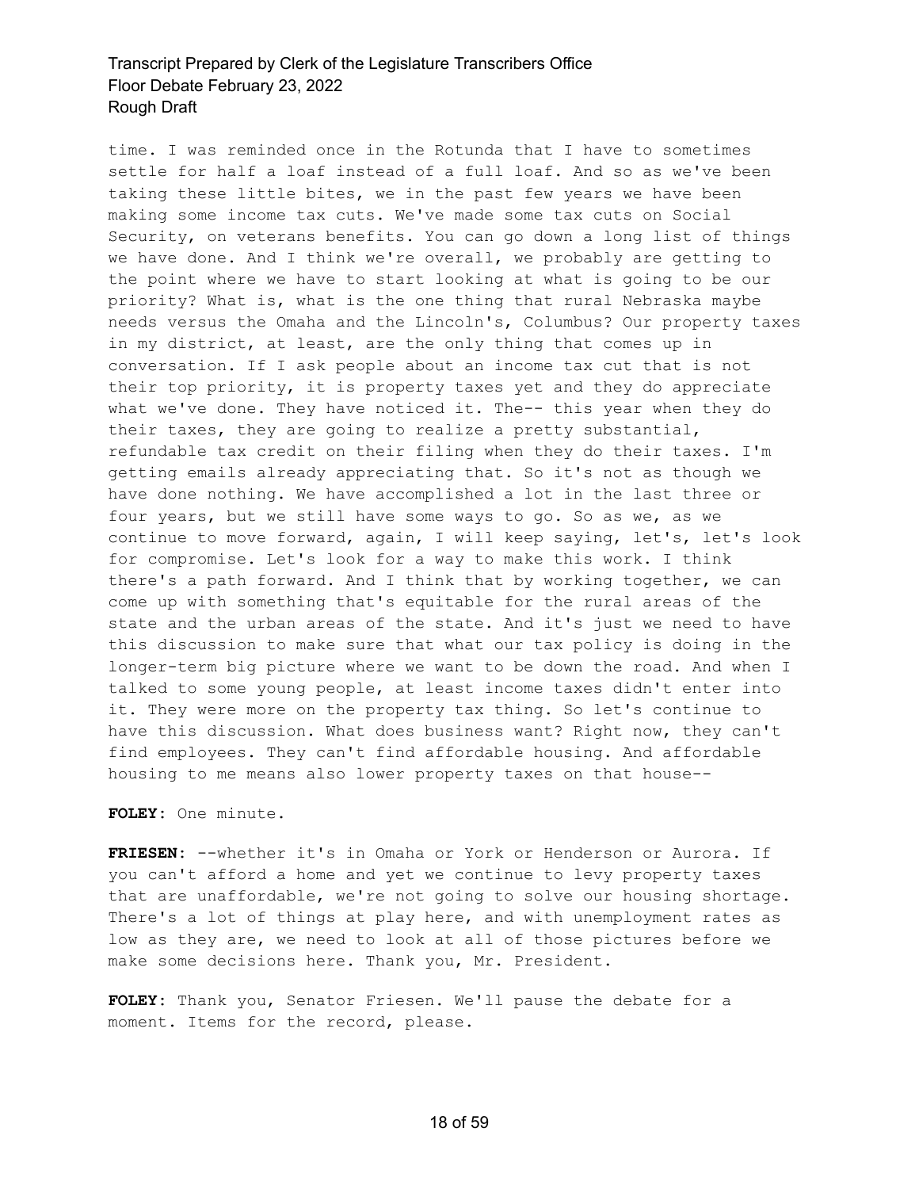time. I was reminded once in the Rotunda that I have to sometimes settle for half a loaf instead of a full loaf. And so as we've been taking these little bites, we in the past few years we have been making some income tax cuts. We've made some tax cuts on Social Security, on veterans benefits. You can go down a long list of things we have done. And I think we're overall, we probably are getting to the point where we have to start looking at what is going to be our priority? What is, what is the one thing that rural Nebraska maybe needs versus the Omaha and the Lincoln's, Columbus? Our property taxes in my district, at least, are the only thing that comes up in conversation. If I ask people about an income tax cut that is not their top priority, it is property taxes yet and they do appreciate what we've done. They have noticed it. The-- this year when they do their taxes, they are going to realize a pretty substantial, refundable tax credit on their filing when they do their taxes. I'm getting emails already appreciating that. So it's not as though we have done nothing. We have accomplished a lot in the last three or four years, but we still have some ways to go. So as we, as we continue to move forward, again, I will keep saying, let's, let's look for compromise. Let's look for a way to make this work. I think there's a path forward. And I think that by working together, we can come up with something that's equitable for the rural areas of the state and the urban areas of the state. And it's just we need to have this discussion to make sure that what our tax policy is doing in the longer-term big picture where we want to be down the road. And when I talked to some young people, at least income taxes didn't enter into it. They were more on the property tax thing. So let's continue to have this discussion. What does business want? Right now, they can't find employees. They can't find affordable housing. And affordable housing to me means also lower property taxes on that house--

**FOLEY:** One minute.

**FRIESEN:** --whether it's in Omaha or York or Henderson or Aurora. If you can't afford a home and yet we continue to levy property taxes that are unaffordable, we're not going to solve our housing shortage. There's a lot of things at play here, and with unemployment rates as low as they are, we need to look at all of those pictures before we make some decisions here. Thank you, Mr. President.

**FOLEY:** Thank you, Senator Friesen. We'll pause the debate for a moment. Items for the record, please.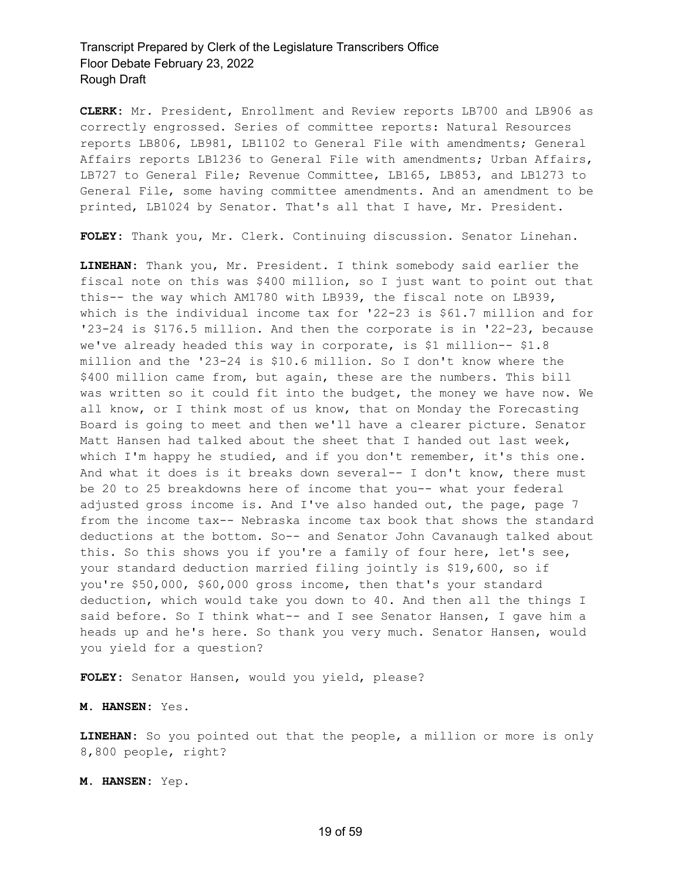**CLERK:** Mr. President, Enrollment and Review reports LB700 and LB906 as correctly engrossed. Series of committee reports: Natural Resources reports LB806, LB981, LB1102 to General File with amendments; General Affairs reports LB1236 to General File with amendments; Urban Affairs, LB727 to General File; Revenue Committee, LB165, LB853, and LB1273 to General File, some having committee amendments. And an amendment to be printed, LB1024 by Senator. That's all that I have, Mr. President.

**FOLEY:** Thank you, Mr. Clerk. Continuing discussion. Senator Linehan.

**LINEHAN:** Thank you, Mr. President. I think somebody said earlier the fiscal note on this was $400 million, so I just want to point out that this-- the way which AM1780 with LB939, the fiscal note on LB939, which is the individual income tax for '22-23 is $61.7 million and for '23-24 is $176.5 million. And then the corporate is in '22-23, because we've already headed this way in corporate, is $1 million-- $1.8 million and the '23-24 is $10.6 million. So I don't know where the $400 million came from, but again, these are the numbers. This bill was written so it could fit into the budget, the money we have now. We all know, or I think most of us know, that on Monday the Forecasting Board is going to meet and then we'll have a clearer picture. Senator Matt Hansen had talked about the sheet that I handed out last week, which I'm happy he studied, and if you don't remember, it's this one. And what it does is it breaks down several-- I don't know, there must be 20 to 25 breakdowns here of income that you-- what your federal adjusted gross income is. And I've also handed out, the page, page 7 from the income tax-- Nebraska income tax book that shows the standard deductions at the bottom. So-- and Senator John Cavanaugh talked about this. So this shows you if you're a family of four here, let's see, your standard deduction married filing jointly is $19,600, so if you're $50,000, $60,000 gross income, then that's your standard deduction, which would take you down to 40. And then all the things I said before. So I think what-- and I see Senator Hansen, I gave him a heads up and he's here. So thank you very much. Senator Hansen, would you yield for a question?

**FOLEY:** Senator Hansen, would you yield, please?

**M. HANSEN:** Yes.

**LINEHAN:** So you pointed out that the people, a million or more is only 8,800 people, right?

**M. HANSEN:** Yep.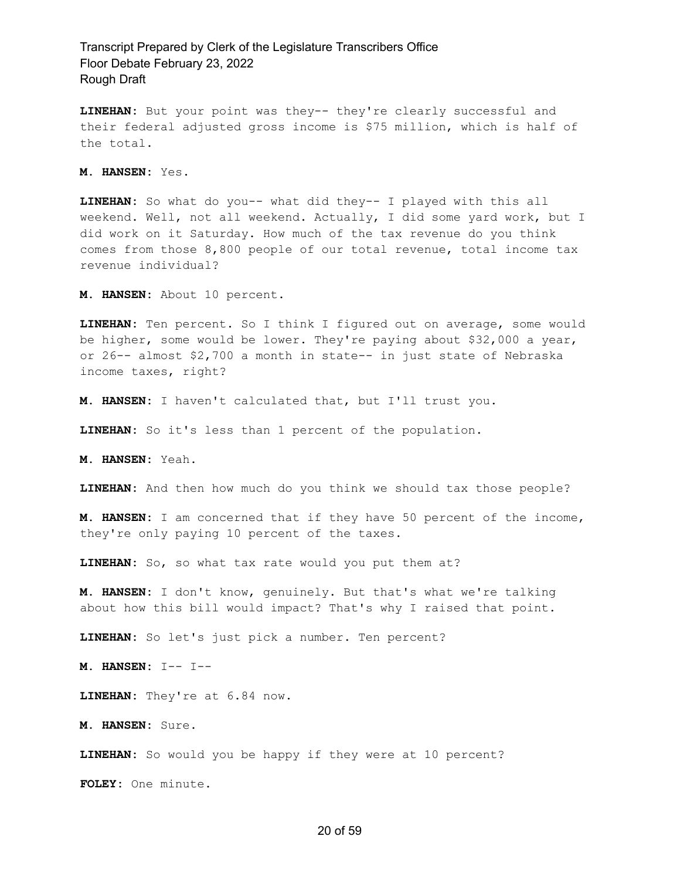**LINEHAN:** But your point was they-- they're clearly successful and their federal adjusted gross income is $75 million, which is half of the total.

**M. HANSEN:** Yes.

**LINEHAN:** So what do you-- what did they-- I played with this all weekend. Well, not all weekend. Actually, I did some yard work, but I did work on it Saturday. How much of the tax revenue do you think comes from those 8,800 people of our total revenue, total income tax revenue individual?

**M. HANSEN:** About 10 percent.

**LINEHAN:** Ten percent. So I think I figured out on average, some would be higher, some would be lower. They're paying about $32,000 a year, or 26-- almost $2,700 a month in state-- in just state of Nebraska income taxes, right?

**M. HANSEN:** I haven't calculated that, but I'll trust you.

**LINEHAN:** So it's less than 1 percent of the population.

**M. HANSEN:** Yeah.

**LINEHAN:** And then how much do you think we should tax those people?

**M. HANSEN:** I am concerned that if they have 50 percent of the income, they're only paying 10 percent of the taxes.

**LINEHAN:** So, so what tax rate would you put them at?

**M. HANSEN:** I don't know, genuinely. But that's what we're talking about how this bill would impact? That's why I raised that point.

**LINEHAN:** So let's just pick a number. Ten percent?

**M. HANSEN:** I-- I--

**LINEHAN:** They're at 6.84 now.

**M. HANSEN:** Sure.

**LINEHAN:** So would you be happy if they were at 10 percent?

**FOLEY:** One minute.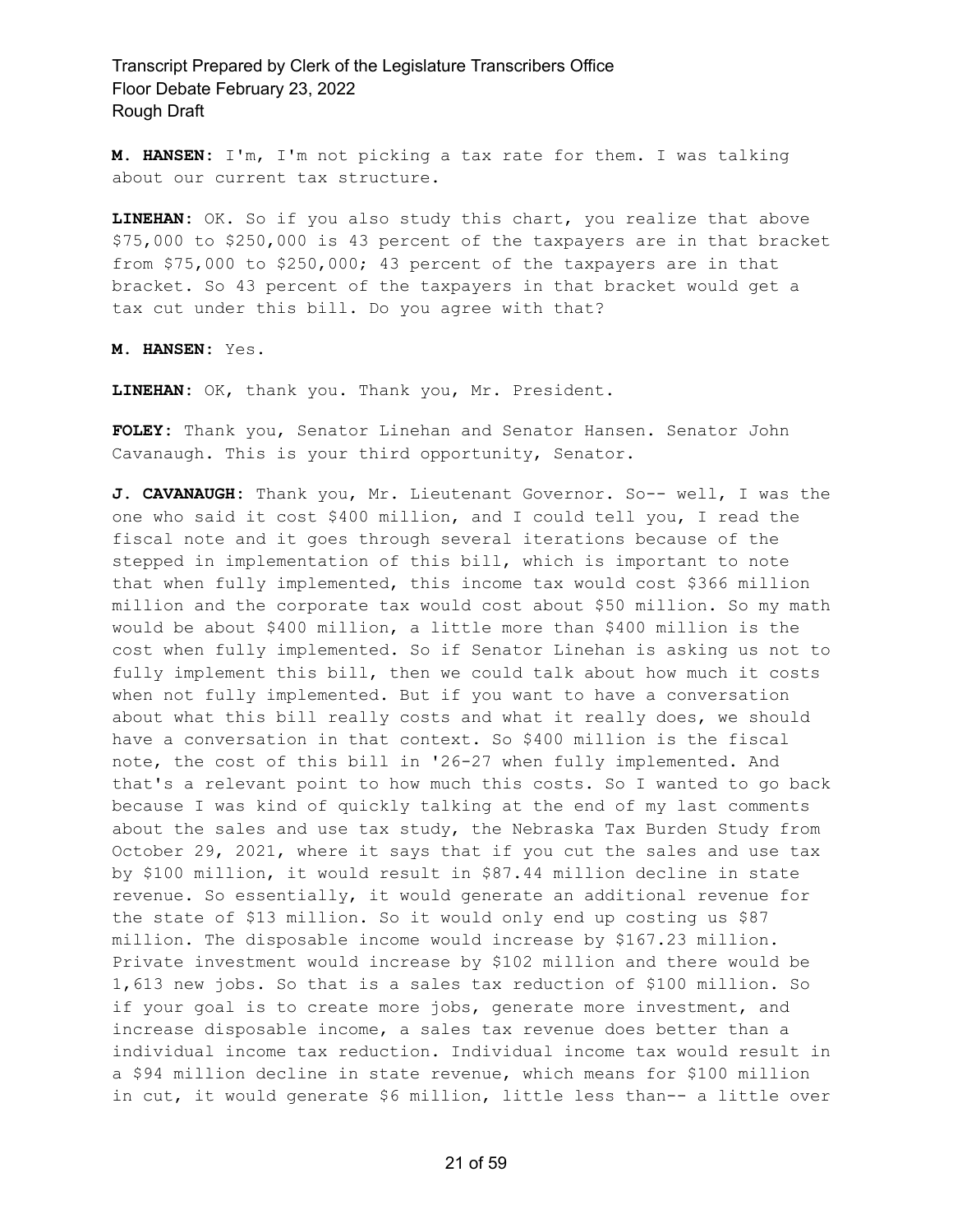**M. HANSEN:** I'm, I'm not picking a tax rate for them. I was talking about our current tax structure.

**LINEHAN:** OK. So if you also study this chart, you realize that above $75,000 to $250,000 is 43 percent of the taxpayers are in that bracket from $75,000 to $250,000; 43 percent of the taxpayers are in that bracket. So 43 percent of the taxpayers in that bracket would get a tax cut under this bill. Do you agree with that?

**M. HANSEN:** Yes.

**LINEHAN:** OK, thank you. Thank you, Mr. President.

**FOLEY:** Thank you, Senator Linehan and Senator Hansen. Senator John Cavanaugh. This is your third opportunity, Senator.

**J. CAVANAUGH:** Thank you, Mr. Lieutenant Governor. So-- well, I was the one who said it cost $400 million, and I could tell you, I read the fiscal note and it goes through several iterations because of the stepped in implementation of this bill, which is important to note that when fully implemented, this income tax would cost $366 million million and the corporate tax would cost about $50 million. So my math would be about $400 million, a little more than $400 million is the cost when fully implemented. So if Senator Linehan is asking us not to fully implement this bill, then we could talk about how much it costs when not fully implemented. But if you want to have a conversation about what this bill really costs and what it really does, we should have a conversation in that context. So $400 million is the fiscal note, the cost of this bill in '26-27 when fully implemented. And that's a relevant point to how much this costs. So I wanted to go back because I was kind of quickly talking at the end of my last comments about the sales and use tax study, the Nebraska Tax Burden Study from October 29, 2021, where it says that if you cut the sales and use tax by $100 million, it would result in $87.44 million decline in state revenue. So essentially, it would generate an additional revenue for the state of $13 million. So it would only end up costing us $87 million. The disposable income would increase by $167.23 million. Private investment would increase by $102 million and there would be 1,613 new jobs. So that is a sales tax reduction of $100 million. So if your goal is to create more jobs, generate more investment, and increase disposable income, a sales tax revenue does better than a individual income tax reduction. Individual income tax would result in a $94 million decline in state revenue, which means for $100 million in cut, it would generate $6 million, little less than-- a little over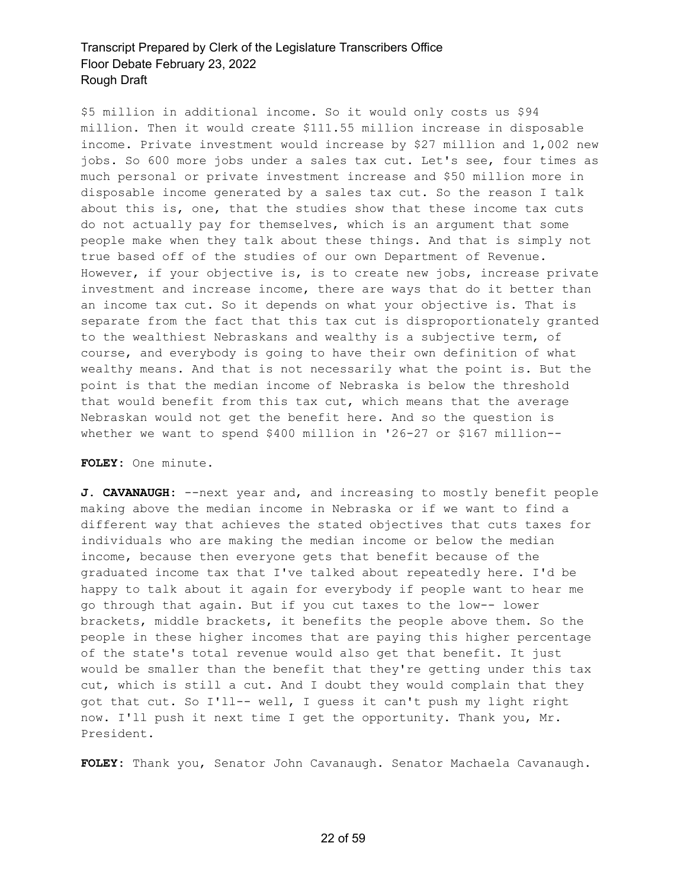$5 million in additional income. So it would only costs us $94 million. Then it would create $111.55 million increase in disposable income. Private investment would increase by $27 million and 1,002 new jobs. So 600 more jobs under a sales tax cut. Let's see, four times as much personal or private investment increase and $50 million more in disposable income generated by a sales tax cut. So the reason I talk about this is, one, that the studies show that these income tax cuts do not actually pay for themselves, which is an argument that some people make when they talk about these things. And that is simply not true based off of the studies of our own Department of Revenue. However, if your objective is, is to create new jobs, increase private investment and increase income, there are ways that do it better than an income tax cut. So it depends on what your objective is. That is separate from the fact that this tax cut is disproportionately granted to the wealthiest Nebraskans and wealthy is a subjective term, of course, and everybody is going to have their own definition of what wealthy means. And that is not necessarily what the point is. But the point is that the median income of Nebraska is below the threshold that would benefit from this tax cut, which means that the average Nebraskan would not get the benefit here. And so the question is whether we want to spend $400 million in '26-27 or $167 million--

**FOLEY:** One minute.

**J. CAVANAUGH:** --next year and, and increasing to mostly benefit people making above the median income in Nebraska or if we want to find a different way that achieves the stated objectives that cuts taxes for individuals who are making the median income or below the median income, because then everyone gets that benefit because of the graduated income tax that I've talked about repeatedly here. I'd be happy to talk about it again for everybody if people want to hear me go through that again. But if you cut taxes to the low-- lower brackets, middle brackets, it benefits the people above them. So the people in these higher incomes that are paying this higher percentage of the state's total revenue would also get that benefit. It just would be smaller than the benefit that they're getting under this tax cut, which is still a cut. And I doubt they would complain that they got that cut. So I'll-- well, I guess it can't push my light right now. I'll push it next time I get the opportunity. Thank you, Mr. President.

**FOLEY:** Thank you, Senator John Cavanaugh. Senator Machaela Cavanaugh.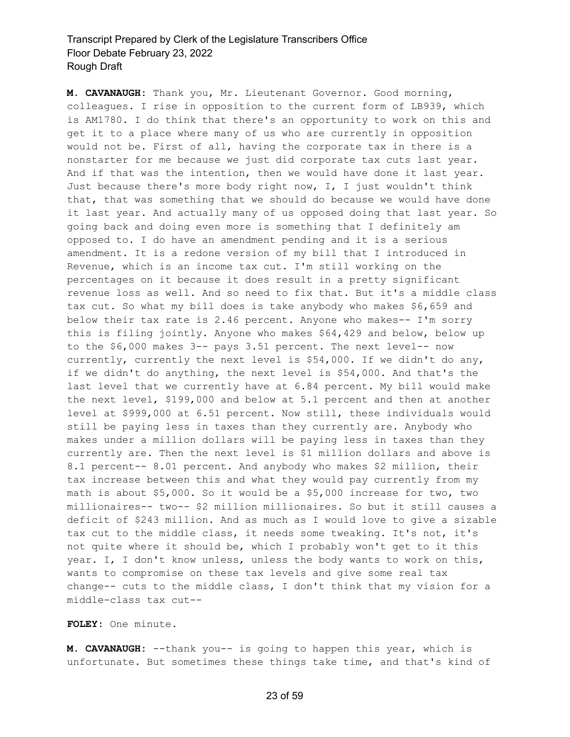**M. CAVANAUGH:** Thank you, Mr. Lieutenant Governor. Good morning, colleagues. I rise in opposition to the current form of LB939, which is AM1780. I do think that there's an opportunity to work on this and get it to a place where many of us who are currently in opposition would not be. First of all, having the corporate tax in there is a nonstarter for me because we just did corporate tax cuts last year. And if that was the intention, then we would have done it last year. Just because there's more body right now, I, I just wouldn't think that, that was something that we should do because we would have done it last year. And actually many of us opposed doing that last year. So going back and doing even more is something that I definitely am opposed to. I do have an amendment pending and it is a serious amendment. It is a redone version of my bill that I introduced in Revenue, which is an income tax cut. I'm still working on the percentages on it because it does result in a pretty significant revenue loss as well. And so need to fix that. But it's a middle class tax cut. So what my bill does is take anybody who makes $6,659 and below their tax rate is 2.46 percent. Anyone who makes-- I'm sorry this is filing jointly. Anyone who makes $64,429 and below, below up to the $6,000 makes 3-- pays 3.51 percent. The next level-- now currently, currently the next level is $54,000. If we didn't do any, if we didn't do anything, the next level is $54,000. And that's the last level that we currently have at 6.84 percent. My bill would make the next level, $199,000 and below at 5.1 percent and then at another level at $999,000 at 6.51 percent. Now still, these individuals would still be paying less in taxes than they currently are. Anybody who makes under a million dollars will be paying less in taxes than they currently are. Then the next level is $1 million dollars and above is 8.1 percent-- 8.01 percent. And anybody who makes $2 million, their tax increase between this and what they would pay currently from my math is about $5,000. So it would be a $5,000 increase for two, two millionaires-- two-- $2 million millionaires. So but it still causes a deficit of $243 million. And as much as I would love to give a sizable tax cut to the middle class, it needs some tweaking. It's not, it's not quite where it should be, which I probably won't get to it this year. I, I don't know unless, unless the body wants to work on this, wants to compromise on these tax levels and give some real tax change-- cuts to the middle class, I don't think that my vision for a middle-class tax cut--

**FOLEY:** One minute.

**M. CAVANAUGH:** --thank you-- is going to happen this year, which is unfortunate. But sometimes these things take time, and that's kind of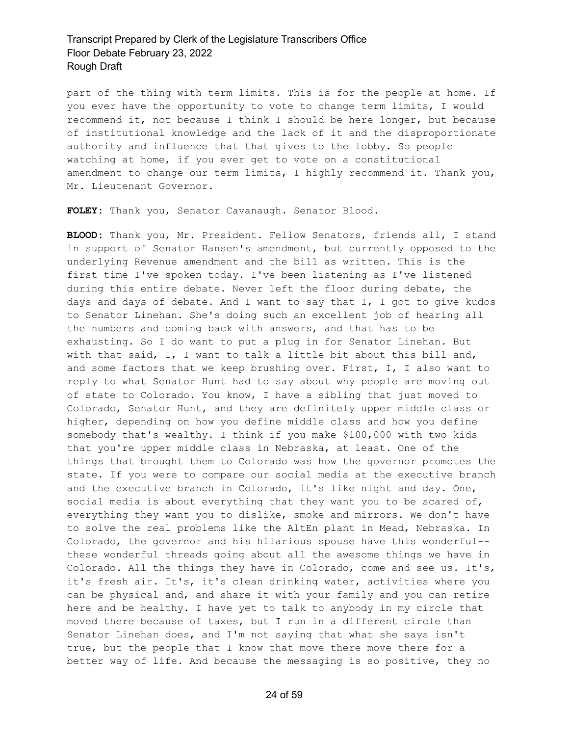part of the thing with term limits. This is for the people at home. If you ever have the opportunity to vote to change term limits, I would recommend it, not because I think I should be here longer, but because of institutional knowledge and the lack of it and the disproportionate authority and influence that that gives to the lobby. So people watching at home, if you ever get to vote on a constitutional amendment to change our term limits, I highly recommend it. Thank you, Mr. Lieutenant Governor.

**FOLEY:** Thank you, Senator Cavanaugh. Senator Blood.

**BLOOD:** Thank you, Mr. President. Fellow Senators, friends all, I stand in support of Senator Hansen's amendment, but currently opposed to the underlying Revenue amendment and the bill as written. This is the first time I've spoken today. I've been listening as I've listened during this entire debate. Never left the floor during debate, the days and days of debate. And I want to say that I, I got to give kudos to Senator Linehan. She's doing such an excellent job of hearing all the numbers and coming back with answers, and that has to be exhausting. So I do want to put a plug in for Senator Linehan. But with that said, I, I want to talk a little bit about this bill and, and some factors that we keep brushing over. First, I, I also want to reply to what Senator Hunt had to say about why people are moving out of state to Colorado. You know, I have a sibling that just moved to Colorado, Senator Hunt, and they are definitely upper middle class or higher, depending on how you define middle class and how you define somebody that's wealthy. I think if you make $100,000 with two kids that you're upper middle class in Nebraska, at least. One of the things that brought them to Colorado was how the governor promotes the state. If you were to compare our social media at the executive branch and the executive branch in Colorado, it's like night and day. One, social media is about everything that they want you to be scared of, everything they want you to dislike, smoke and mirrors. We don't have to solve the real problems like the AltEn plant in Mead, Nebraska. In Colorado, the governor and his hilarious spouse have this wonderful-- these wonderful threads going about all the awesome things we have in Colorado. All the things they have in Colorado, come and see us. It's, it's fresh air. It's, it's clean drinking water, activities where you can be physical and, and share it with your family and you can retire here and be healthy. I have yet to talk to anybody in my circle that moved there because of taxes, but I run in a different circle than Senator Linehan does, and I'm not saying that what she says isn't true, but the people that I know that move there move there for a better way of life. And because the messaging is so positive, they no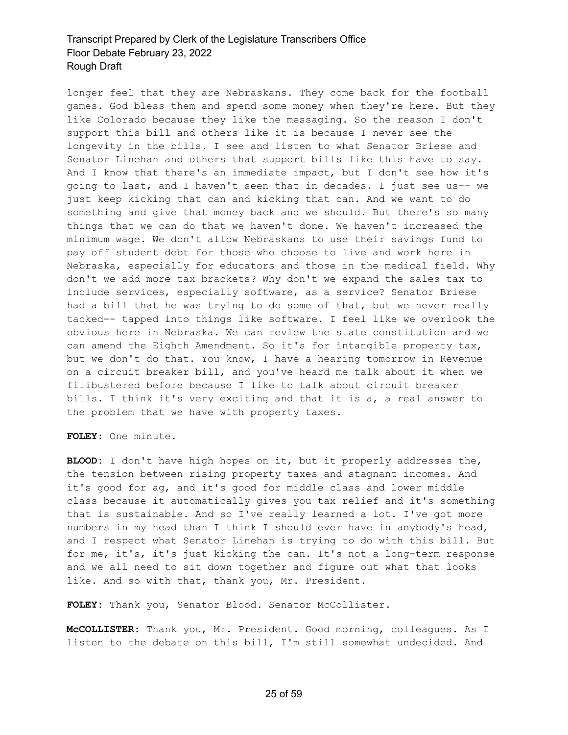longer feel that they are Nebraskans. They come back for the football games. God bless them and spend some money when they're here. But they like Colorado because they like the messaging. So the reason I don't support this bill and others like it is because I never see the longevity in the bills. I see and listen to what Senator Briese and Senator Linehan and others that support bills like this have to say. And I know that there's an immediate impact, but I don't see how it's going to last, and I haven't seen that in decades. I just see us-- we just keep kicking that can and kicking that can. And we want to do something and give that money back and we should. But there's so many things that we can do that we haven't done. We haven't increased the minimum wage. We don't allow Nebraskans to use their savings fund to pay off student debt for those who choose to live and work here in Nebraska, especially for educators and those in the medical field. Why don't we add more tax brackets? Why don't we expand the sales tax to include services, especially software, as a service? Senator Briese had a bill that he was trying to do some of that, but we never really tacked-- tapped into things like software. I feel like we overlook the obvious here in Nebraska. We can review the state constitution and we can amend the Eighth Amendment. So it's for intangible property tax, but we don't do that. You know, I have a hearing tomorrow in Revenue on a circuit breaker bill, and you've heard me talk about it when we filibustered before because I like to talk about circuit breaker bills. I think it's very exciting and that it is a, a real answer to the problem that we have with property taxes.

**FOLEY:** One minute.

**BLOOD:** I don't have high hopes on it, but it properly addresses the, the tension between rising property taxes and stagnant incomes. And it's good for ag, and it's good for middle class and lower middle class because it automatically gives you tax relief and it's something that is sustainable. And so I've really learned a lot. I've got more numbers in my head than I think I should ever have in anybody's head, and I respect what Senator Linehan is trying to do with this bill. But for me, it's, it's just kicking the can. It's not a long-term response and we all need to sit down together and figure out what that looks like. And so with that, thank you, Mr. President.

**FOLEY:** Thank you, Senator Blood. Senator McCollister.

**McCOLLISTER:** Thank you, Mr. President. Good morning, colleagues. As I listen to the debate on this bill, I'm still somewhat undecided. And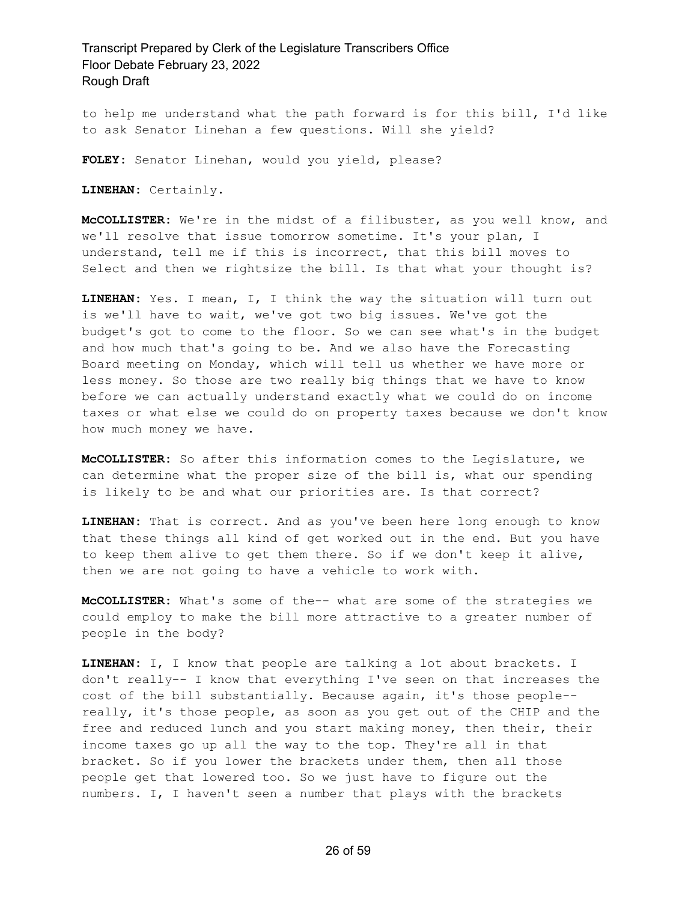to help me understand what the path forward is for this bill, I'd like to ask Senator Linehan a few questions. Will she yield?

**FOLEY:** Senator Linehan, would you yield, please?

**LINEHAN:** Certainly.

**McCOLLISTER:** We're in the midst of a filibuster, as you well know, and we'll resolve that issue tomorrow sometime. It's your plan, I understand, tell me if this is incorrect, that this bill moves to Select and then we rightsize the bill. Is that what your thought is?

**LINEHAN:** Yes. I mean, I, I think the way the situation will turn out is we'll have to wait, we've got two big issues. We've got the budget's got to come to the floor. So we can see what's in the budget and how much that's going to be. And we also have the Forecasting Board meeting on Monday, which will tell us whether we have more or less money. So those are two really big things that we have to know before we can actually understand exactly what we could do on income taxes or what else we could do on property taxes because we don't know how much money we have.

**McCOLLISTER:** So after this information comes to the Legislature, we can determine what the proper size of the bill is, what our spending is likely to be and what our priorities are. Is that correct?

**LINEHAN:** That is correct. And as you've been here long enough to know that these things all kind of get worked out in the end. But you have to keep them alive to get them there. So if we don't keep it alive, then we are not going to have a vehicle to work with.

**McCOLLISTER:** What's some of the-- what are some of the strategies we could employ to make the bill more attractive to a greater number of people in the body?

**LINEHAN:** I, I know that people are talking a lot about brackets. I don't really-- I know that everything I've seen on that increases the cost of the bill substantially. Because again, it's those people-- really, it's those people, as soon as you get out of the CHIP and the free and reduced lunch and you start making money, then their, their income taxes go up all the way to the top. They're all in that bracket. So if you lower the brackets under them, then all those people get that lowered too. So we just have to figure out the numbers. I, I haven't seen a number that plays with the brackets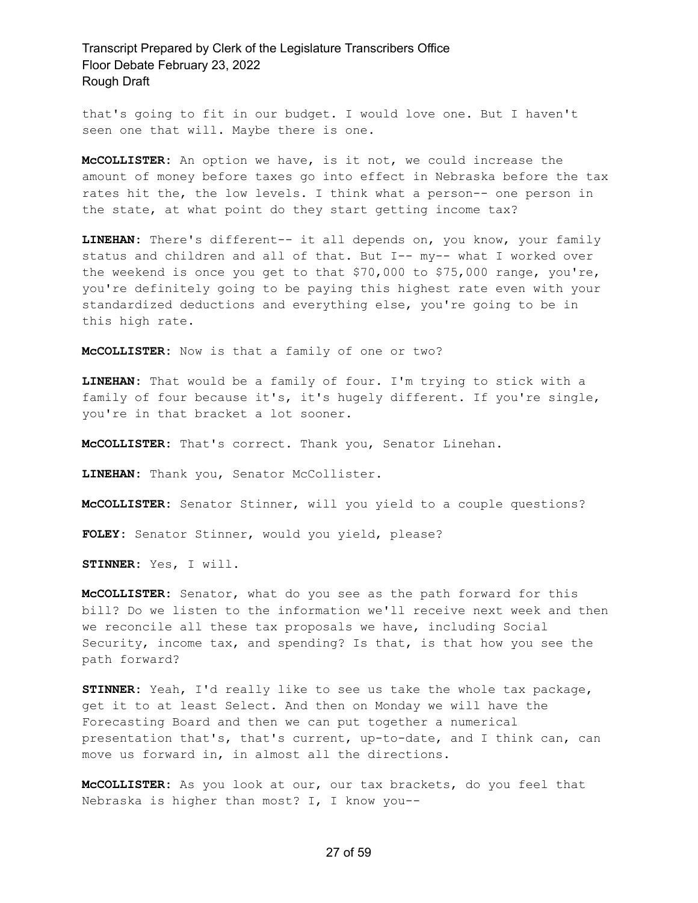that's going to fit in our budget. I would love one. But I haven't seen one that will. Maybe there is one.

**McCOLLISTER:** An option we have, is it not, we could increase the amount of money before taxes go into effect in Nebraska before the tax rates hit the, the low levels. I think what a person-- one person in the state, at what point do they start getting income tax?

**LINEHAN:** There's different-- it all depends on, you know, your family status and children and all of that. But I-- my-- what I worked over the weekend is once you get to that $70,000 to $75,000 range, you're, you're definitely going to be paying this highest rate even with your standardized deductions and everything else, you're going to be in this high rate.

**McCOLLISTER:** Now is that a family of one or two?

**LINEHAN:** That would be a family of four. I'm trying to stick with a family of four because it's, it's hugely different. If you're single, you're in that bracket a lot sooner.

**McCOLLISTER:** That's correct. Thank you, Senator Linehan.

**LINEHAN:** Thank you, Senator McCollister.

**McCOLLISTER:** Senator Stinner, will you yield to a couple questions?

**FOLEY:** Senator Stinner, would you yield, please?

**STINNER:** Yes, I will.

**McCOLLISTER:** Senator, what do you see as the path forward for this bill? Do we listen to the information we'll receive next week and then we reconcile all these tax proposals we have, including Social Security, income tax, and spending? Is that, is that how you see the path forward?

**STINNER:** Yeah, I'd really like to see us take the whole tax package, get it to at least Select. And then on Monday we will have the Forecasting Board and then we can put together a numerical presentation that's, that's current, up-to-date, and I think can, can move us forward in, in almost all the directions.

**McCOLLISTER:** As you look at our, our tax brackets, do you feel that Nebraska is higher than most? I, I know you--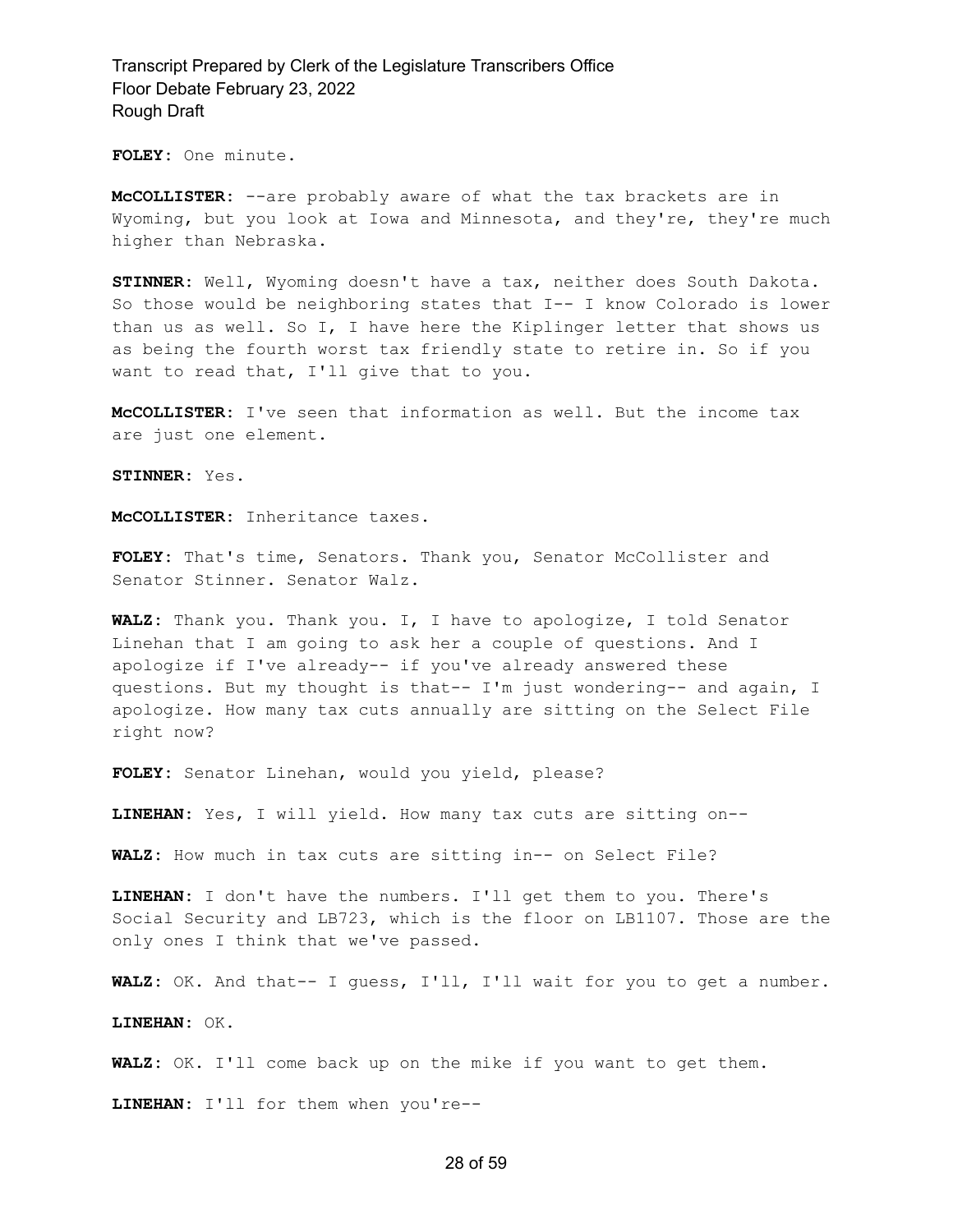**FOLEY:** One minute.

**McCOLLISTER:** --are probably aware of what the tax brackets are in Wyoming, but you look at Iowa and Minnesota, and they're, they're much higher than Nebraska.

**STINNER:** Well, Wyoming doesn't have a tax, neither does South Dakota. So those would be neighboring states that I-- I know Colorado is lower than us as well. So I, I have here the Kiplinger letter that shows us as being the fourth worst tax friendly state to retire in. So if you want to read that, I'll give that to you.

**McCOLLISTER:** I've seen that information as well. But the income tax are just one element.

**STINNER:** Yes.

**McCOLLISTER:** Inheritance taxes.

**FOLEY:** That's time, Senators. Thank you, Senator McCollister and Senator Stinner. Senator Walz.

**WALZ:** Thank you. Thank you. I, I have to apologize, I told Senator Linehan that I am going to ask her a couple of questions. And I apologize if I've already-- if you've already answered these questions. But my thought is that-- I'm just wondering-- and again, I apologize. How many tax cuts annually are sitting on the Select File right now?

**FOLEY:** Senator Linehan, would you yield, please?

**LINEHAN:** Yes, I will yield. How many tax cuts are sitting on--

**WALZ:** How much in tax cuts are sitting in-- on Select File?

**LINEHAN:** I don't have the numbers. I'll get them to you. There's Social Security and LB723, which is the floor on LB1107. Those are the only ones I think that we've passed.

**WALZ:** OK. And that-- I guess, I'll, I'll wait for you to get a number.

**LINEHAN:** OK.

**WALZ:** OK. I'll come back up on the mike if you want to get them.

**LINEHAN:** I'll for them when you're--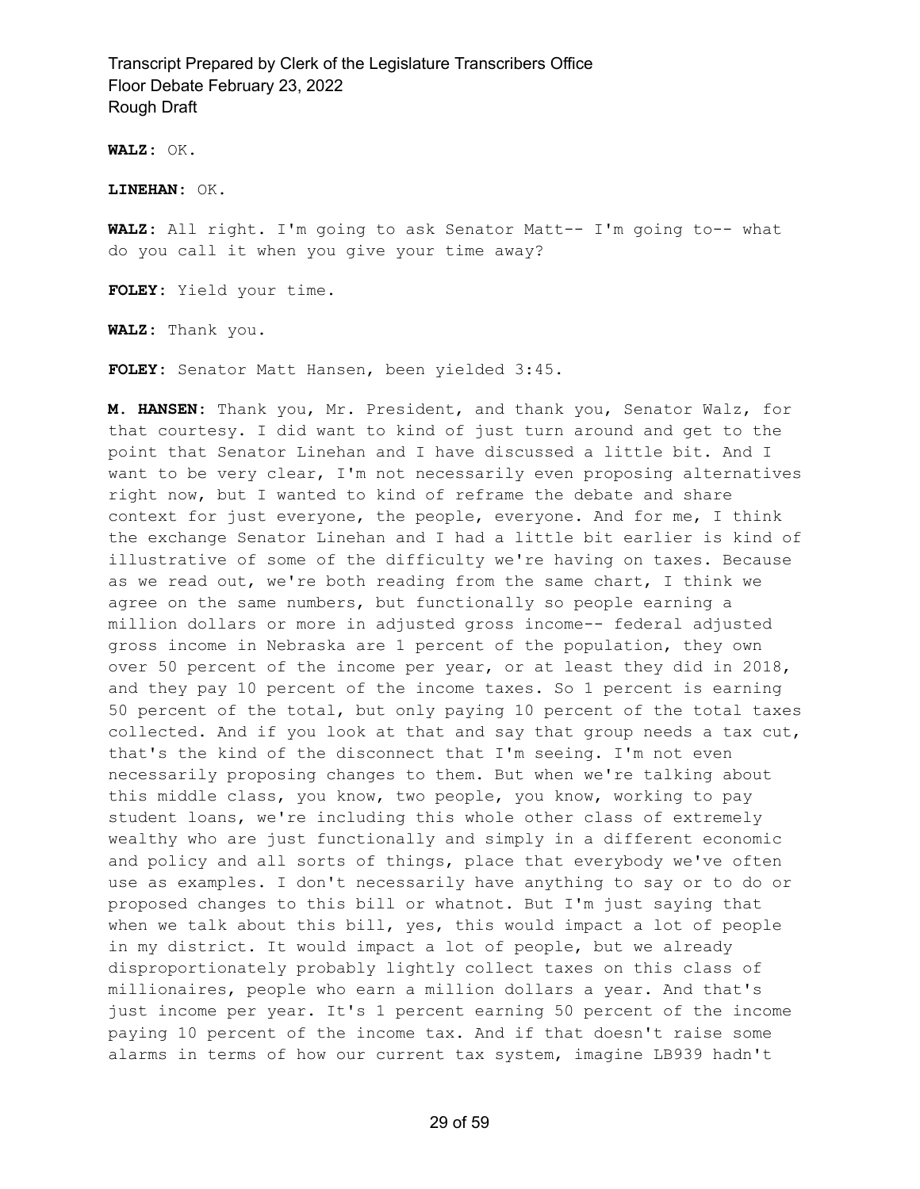**WALZ:** OK.

**LINEHAN:** OK.

**WALZ:** All right. I'm going to ask Senator Matt-- I'm going to-- what do you call it when you give your time away?

**FOLEY:** Yield your time.

**WALZ:** Thank you.

**FOLEY:** Senator Matt Hansen, been yielded 3:45.

**M. HANSEN:** Thank you, Mr. President, and thank you, Senator Walz, for that courtesy. I did want to kind of just turn around and get to the point that Senator Linehan and I have discussed a little bit. And I want to be very clear, I'm not necessarily even proposing alternatives right now, but I wanted to kind of reframe the debate and share context for just everyone, the people, everyone. And for me, I think the exchange Senator Linehan and I had a little bit earlier is kind of illustrative of some of the difficulty we're having on taxes. Because as we read out, we're both reading from the same chart, I think we agree on the same numbers, but functionally so people earning a million dollars or more in adjusted gross income-- federal adjusted gross income in Nebraska are 1 percent of the population, they own over 50 percent of the income per year, or at least they did in 2018, and they pay 10 percent of the income taxes. So 1 percent is earning 50 percent of the total, but only paying 10 percent of the total taxes collected. And if you look at that and say that group needs a tax cut, that's the kind of the disconnect that I'm seeing. I'm not even necessarily proposing changes to them. But when we're talking about this middle class, you know, two people, you know, working to pay student loans, we're including this whole other class of extremely wealthy who are just functionally and simply in a different economic and policy and all sorts of things, place that everybody we've often use as examples. I don't necessarily have anything to say or to do or proposed changes to this bill or whatnot. But I'm just saying that when we talk about this bill, yes, this would impact a lot of people in my district. It would impact a lot of people, but we already disproportionately probably lightly collect taxes on this class of millionaires, people who earn a million dollars a year. And that's just income per year. It's 1 percent earning 50 percent of the income paying 10 percent of the income tax. And if that doesn't raise some alarms in terms of how our current tax system, imagine LB939 hadn't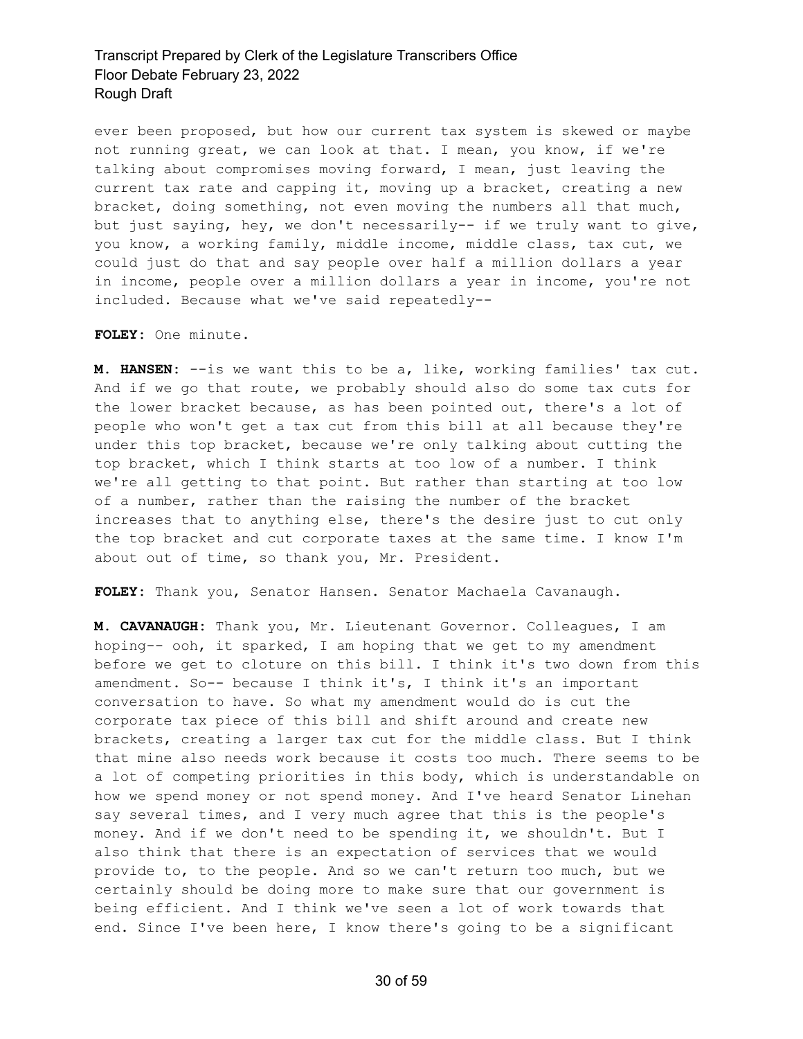ever been proposed, but how our current tax system is skewed or maybe not running great, we can look at that. I mean, you know, if we're talking about compromises moving forward, I mean, just leaving the current tax rate and capping it, moving up a bracket, creating a new bracket, doing something, not even moving the numbers all that much, but just saying, hey, we don't necessarily-- if we truly want to give, you know, a working family, middle income, middle class, tax cut, we could just do that and say people over half a million dollars a year in income, people over a million dollars a year in income, you're not included. Because what we've said repeatedly--

**FOLEY:** One minute.

**M. HANSEN:** --is we want this to be a, like, working families' tax cut. And if we go that route, we probably should also do some tax cuts for the lower bracket because, as has been pointed out, there's a lot of people who won't get a tax cut from this bill at all because they're under this top bracket, because we're only talking about cutting the top bracket, which I think starts at too low of a number. I think we're all getting to that point. But rather than starting at too low of a number, rather than the raising the number of the bracket increases that to anything else, there's the desire just to cut only the top bracket and cut corporate taxes at the same time. I know I'm about out of time, so thank you, Mr. President.

**FOLEY:** Thank you, Senator Hansen. Senator Machaela Cavanaugh.

**M. CAVANAUGH:** Thank you, Mr. Lieutenant Governor. Colleagues, I am hoping-- ooh, it sparked, I am hoping that we get to my amendment before we get to cloture on this bill. I think it's two down from this amendment. So-- because I think it's, I think it's an important conversation to have. So what my amendment would do is cut the corporate tax piece of this bill and shift around and create new brackets, creating a larger tax cut for the middle class. But I think that mine also needs work because it costs too much. There seems to be a lot of competing priorities in this body, which is understandable on how we spend money or not spend money. And I've heard Senator Linehan say several times, and I very much agree that this is the people's money. And if we don't need to be spending it, we shouldn't. But I also think that there is an expectation of services that we would provide to, to the people. And so we can't return too much, but we certainly should be doing more to make sure that our government is being efficient. And I think we've seen a lot of work towards that end. Since I've been here, I know there's going to be a significant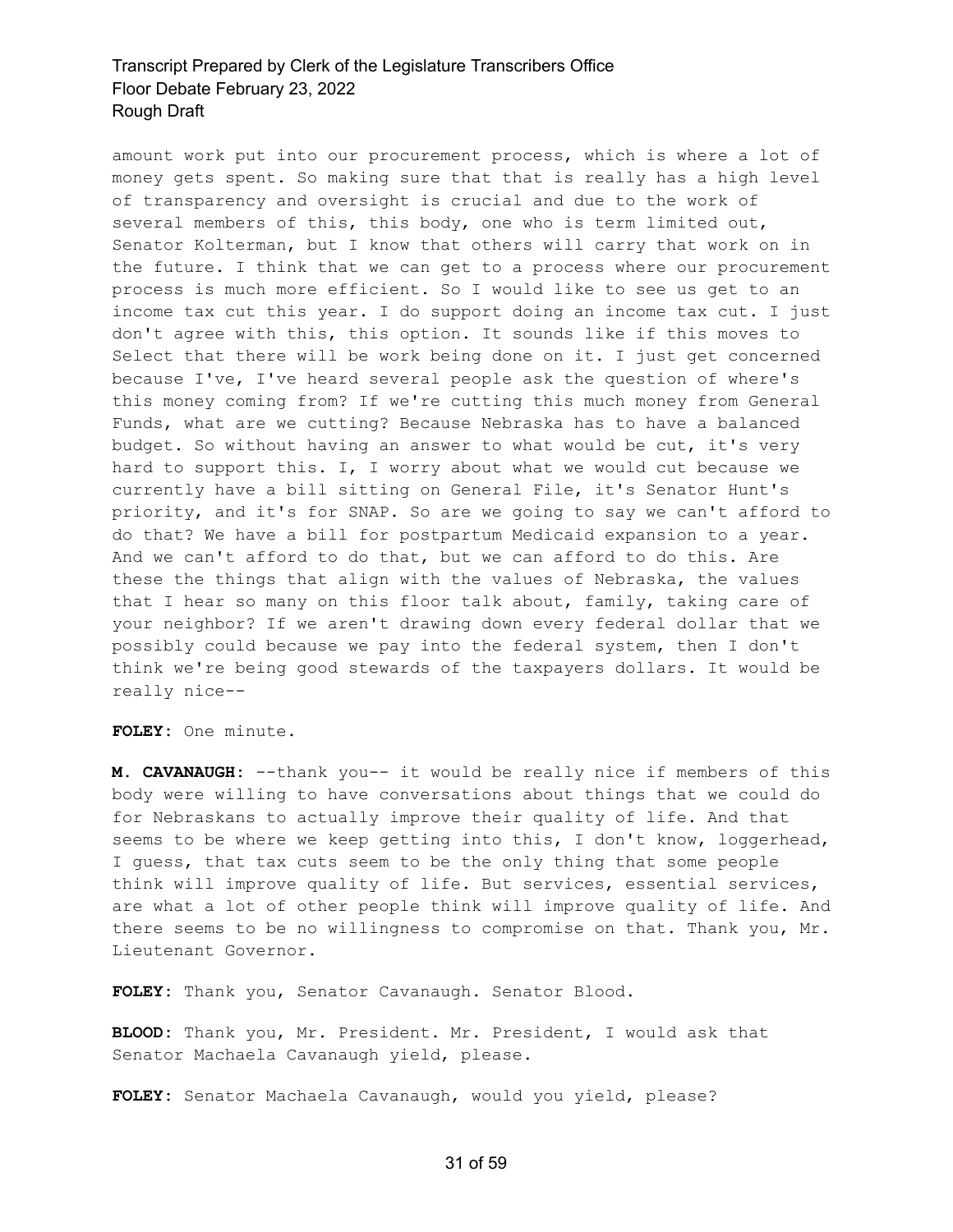amount work put into our procurement process, which is where a lot of money gets spent. So making sure that that is really has a high level of transparency and oversight is crucial and due to the work of several members of this, this body, one who is term limited out, Senator Kolterman, but I know that others will carry that work on in the future. I think that we can get to a process where our procurement process is much more efficient. So I would like to see us get to an income tax cut this year. I do support doing an income tax cut. I just don't agree with this, this option. It sounds like if this moves to Select that there will be work being done on it. I just get concerned because I've, I've heard several people ask the question of where's this money coming from? If we're cutting this much money from General Funds, what are we cutting? Because Nebraska has to have a balanced budget. So without having an answer to what would be cut, it's very hard to support this. I, I worry about what we would cut because we currently have a bill sitting on General File, it's Senator Hunt's priority, and it's for SNAP. So are we going to say we can't afford to do that? We have a bill for postpartum Medicaid expansion to a year. And we can't afford to do that, but we can afford to do this. Are these the things that align with the values of Nebraska, the values that I hear so many on this floor talk about, family, taking care of your neighbor? If we aren't drawing down every federal dollar that we possibly could because we pay into the federal system, then I don't think we're being good stewards of the taxpayers dollars. It would be really nice--

**FOLEY:** One minute.

**M. CAVANAUGH:** --thank you-- it would be really nice if members of this body were willing to have conversations about things that we could do for Nebraskans to actually improve their quality of life. And that seems to be where we keep getting into this, I don't know, loggerhead, I guess, that tax cuts seem to be the only thing that some people think will improve quality of life. But services, essential services, are what a lot of other people think will improve quality of life. And there seems to be no willingness to compromise on that. Thank you, Mr. Lieutenant Governor.

**FOLEY:** Thank you, Senator Cavanaugh. Senator Blood.

**BLOOD:** Thank you, Mr. President. Mr. President, I would ask that Senator Machaela Cavanaugh yield, please.

**FOLEY:** Senator Machaela Cavanaugh, would you yield, please?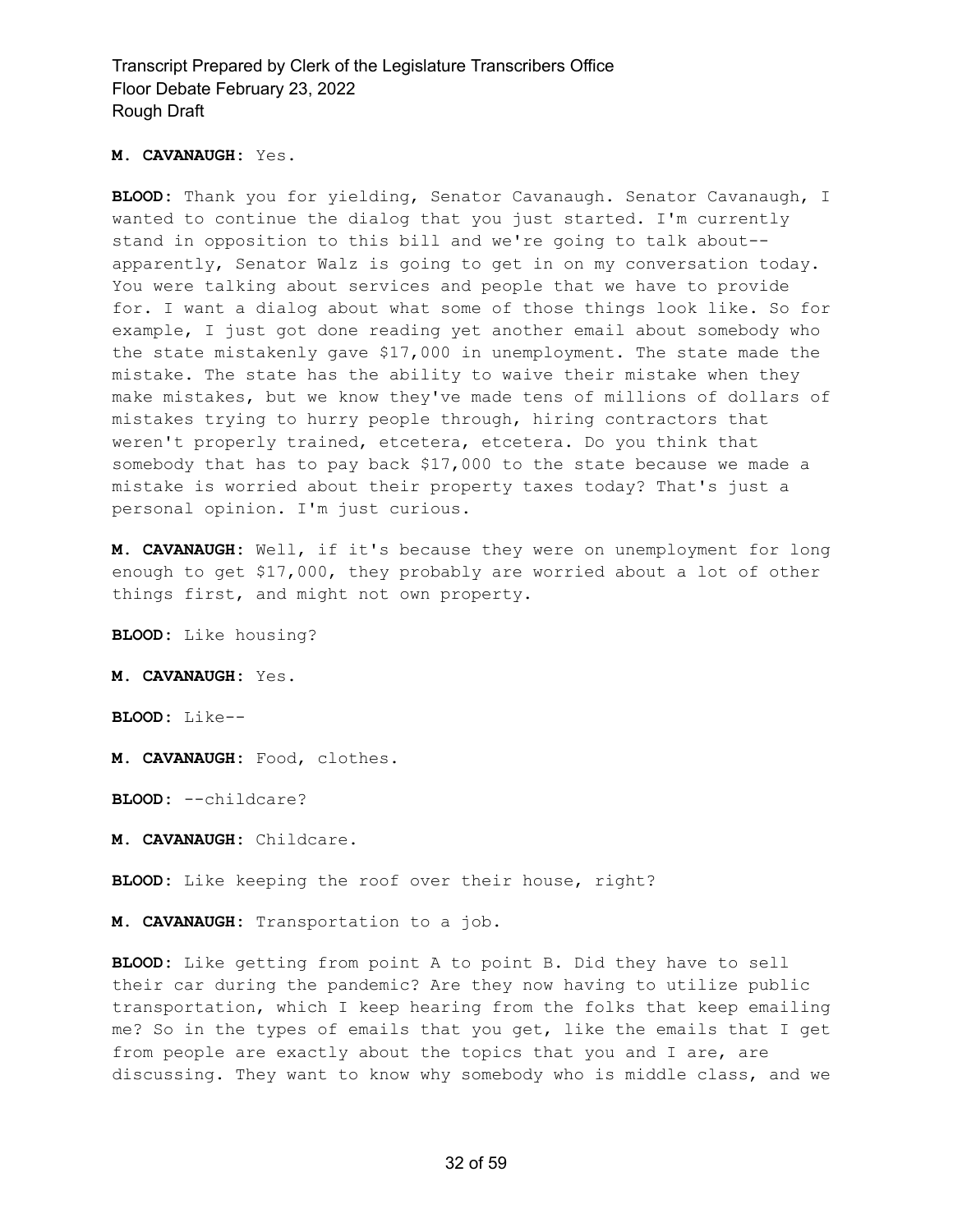**M. CAVANAUGH:** Yes.

**BLOOD:** Thank you for yielding, Senator Cavanaugh. Senator Cavanaugh, I wanted to continue the dialog that you just started. I'm currently stand in opposition to this bill and we're going to talk about-- apparently, Senator Walz is going to get in on my conversation today. You were talking about services and people that we have to provide for. I want a dialog about what some of those things look like. So for example, I just got done reading yet another email about somebody who the state mistakenly gave $17,000 in unemployment. The state made the mistake. The state has the ability to waive their mistake when they make mistakes, but we know they've made tens of millions of dollars of mistakes trying to hurry people through, hiring contractors that weren't properly trained, etcetera, etcetera. Do you think that somebody that has to pay back $17,000 to the state because we made a mistake is worried about their property taxes today? That's just a personal opinion. I'm just curious.

**M. CAVANAUGH:** Well, if it's because they were on unemployment for long enough to get $17,000, they probably are worried about a lot of other things first, and might not own property.

**BLOOD:** Like housing?

**M. CAVANAUGH:** Yes.

**BLOOD:** Like--

**M. CAVANAUGH:** Food, clothes.

**BLOOD:** --childcare?

**M. CAVANAUGH:** Childcare.

**BLOOD:** Like keeping the roof over their house, right?

**M. CAVANAUGH:** Transportation to a job.

**BLOOD:** Like getting from point A to point B. Did they have to sell their car during the pandemic? Are they now having to utilize public transportation, which I keep hearing from the folks that keep emailing me? So in the types of emails that you get, like the emails that I get from people are exactly about the topics that you and I are, are discussing. They want to know why somebody who is middle class, and we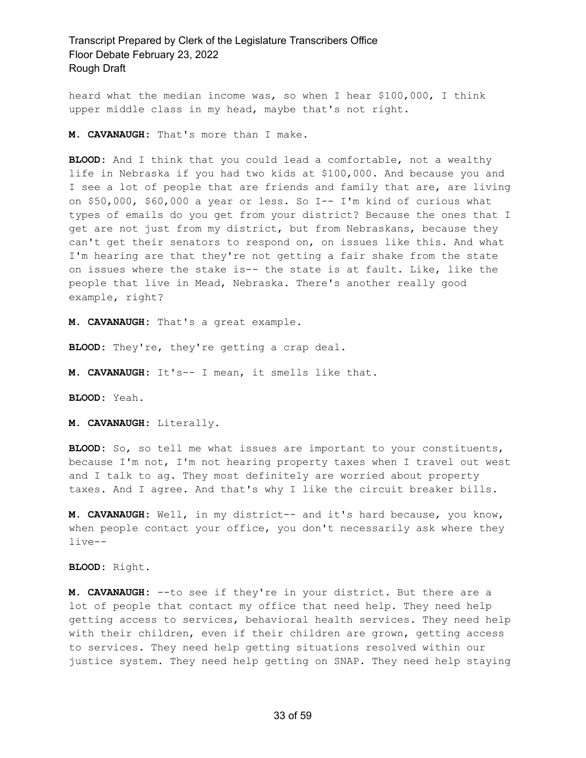heard what the median income was, so when I hear $100,000, I think upper middle class in my head, maybe that's not right.

**M. CAVANAUGH:** That's more than I make.

**BLOOD:** And I think that you could lead a comfortable, not a wealthy life in Nebraska if you had two kids at $100,000. And because you and I see a lot of people that are friends and family that are, are living on $50,000, $60,000 a year or less. So I-- I'm kind of curious what types of emails do you get from your district? Because the ones that I get are not just from my district, but from Nebraskans, because they can't get their senators to respond on, on issues like this. And what I'm hearing are that they're not getting a fair shake from the state on issues where the stake is-- the state is at fault. Like, like the people that live in Mead, Nebraska. There's another really good example, right?

**M. CAVANAUGH:** That's a great example.

**BLOOD:** They're, they're getting a crap deal.

**M. CAVANAUGH:** It's-- I mean, it smells like that.

**BLOOD:** Yeah.

**M. CAVANAUGH:** Literally.

**BLOOD:** So, so tell me what issues are important to your constituents, because I'm not, I'm not hearing property taxes when I travel out west and I talk to ag. They most definitely are worried about property taxes. And I agree. And that's why I like the circuit breaker bills.

**M. CAVANAUGH:** Well, in my district-- and it's hard because, you know, when people contact your office, you don't necessarily ask where they live--

**BLOOD:** Right.

**M. CAVANAUGH:** --to see if they're in your district. But there are a lot of people that contact my office that need help. They need help getting access to services, behavioral health services. They need help with their children, even if their children are grown, getting access to services. They need help getting situations resolved within our justice system. They need help getting on SNAP. They need help staying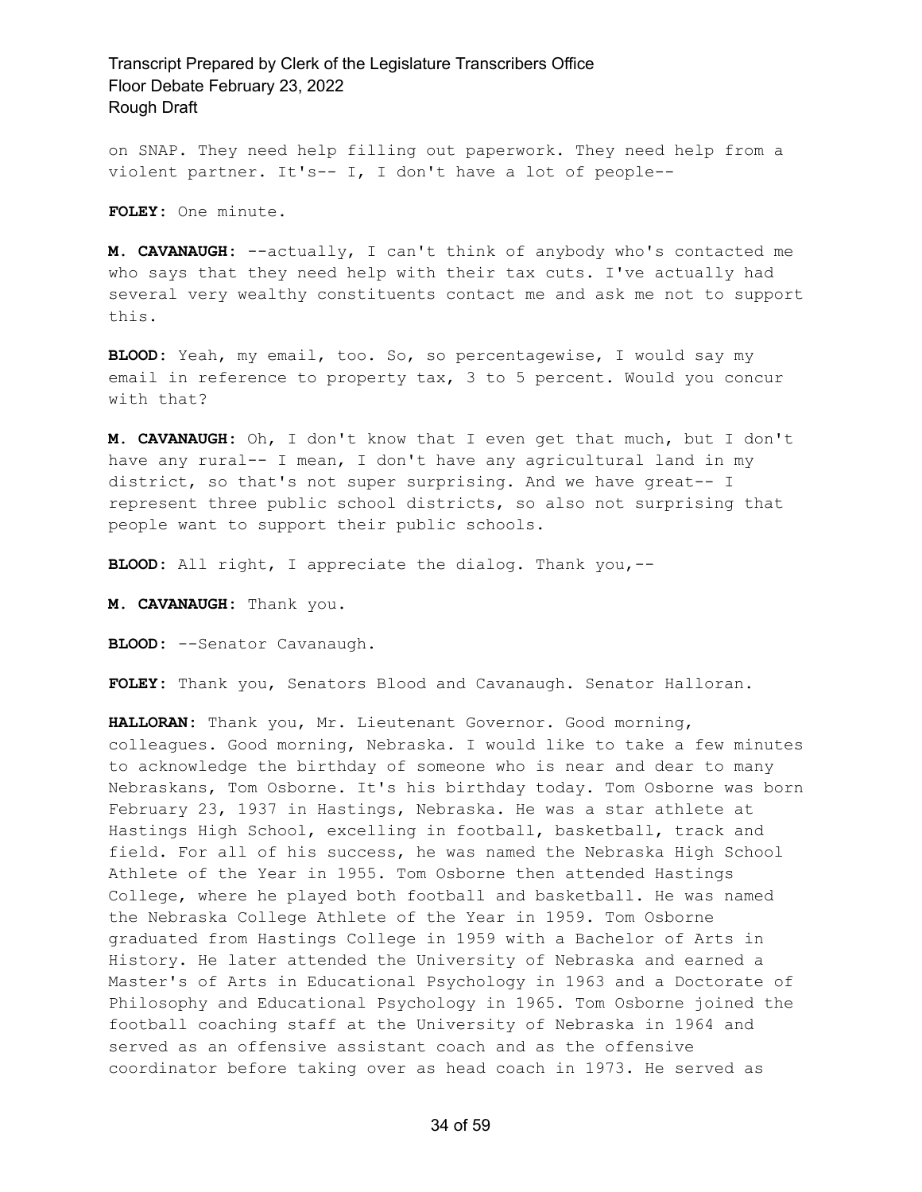on SNAP. They need help filling out paperwork. They need help from a violent partner. It's-- I, I don't have a lot of people--

**FOLEY:** One minute.

**M. CAVANAUGH:** --actually, I can't think of anybody who's contacted me who says that they need help with their tax cuts. I've actually had several very wealthy constituents contact me and ask me not to support this.

**BLOOD:** Yeah, my email, too. So, so percentagewise, I would say my email in reference to property tax, 3 to 5 percent. Would you concur with that?

**M. CAVANAUGH:** Oh, I don't know that I even get that much, but I don't have any rural-- I mean, I don't have any agricultural land in my district, so that's not super surprising. And we have great-- I represent three public school districts, so also not surprising that people want to support their public schools.

**BLOOD:** All right, I appreciate the dialog. Thank you,--

**M. CAVANAUGH:** Thank you.

**BLOOD:** --Senator Cavanaugh.

**FOLEY:** Thank you, Senators Blood and Cavanaugh. Senator Halloran.

**HALLORAN:** Thank you, Mr. Lieutenant Governor. Good morning, colleagues. Good morning, Nebraska. I would like to take a few minutes to acknowledge the birthday of someone who is near and dear to many Nebraskans, Tom Osborne. It's his birthday today. Tom Osborne was born February 23, 1937 in Hastings, Nebraska. He was a star athlete at Hastings High School, excelling in football, basketball, track and field. For all of his success, he was named the Nebraska High School Athlete of the Year in 1955. Tom Osborne then attended Hastings College, where he played both football and basketball. He was named the Nebraska College Athlete of the Year in 1959. Tom Osborne graduated from Hastings College in 1959 with a Bachelor of Arts in History. He later attended the University of Nebraska and earned a Master's of Arts in Educational Psychology in 1963 and a Doctorate of Philosophy and Educational Psychology in 1965. Tom Osborne joined the football coaching staff at the University of Nebraska in 1964 and served as an offensive assistant coach and as the offensive coordinator before taking over as head coach in 1973. He served as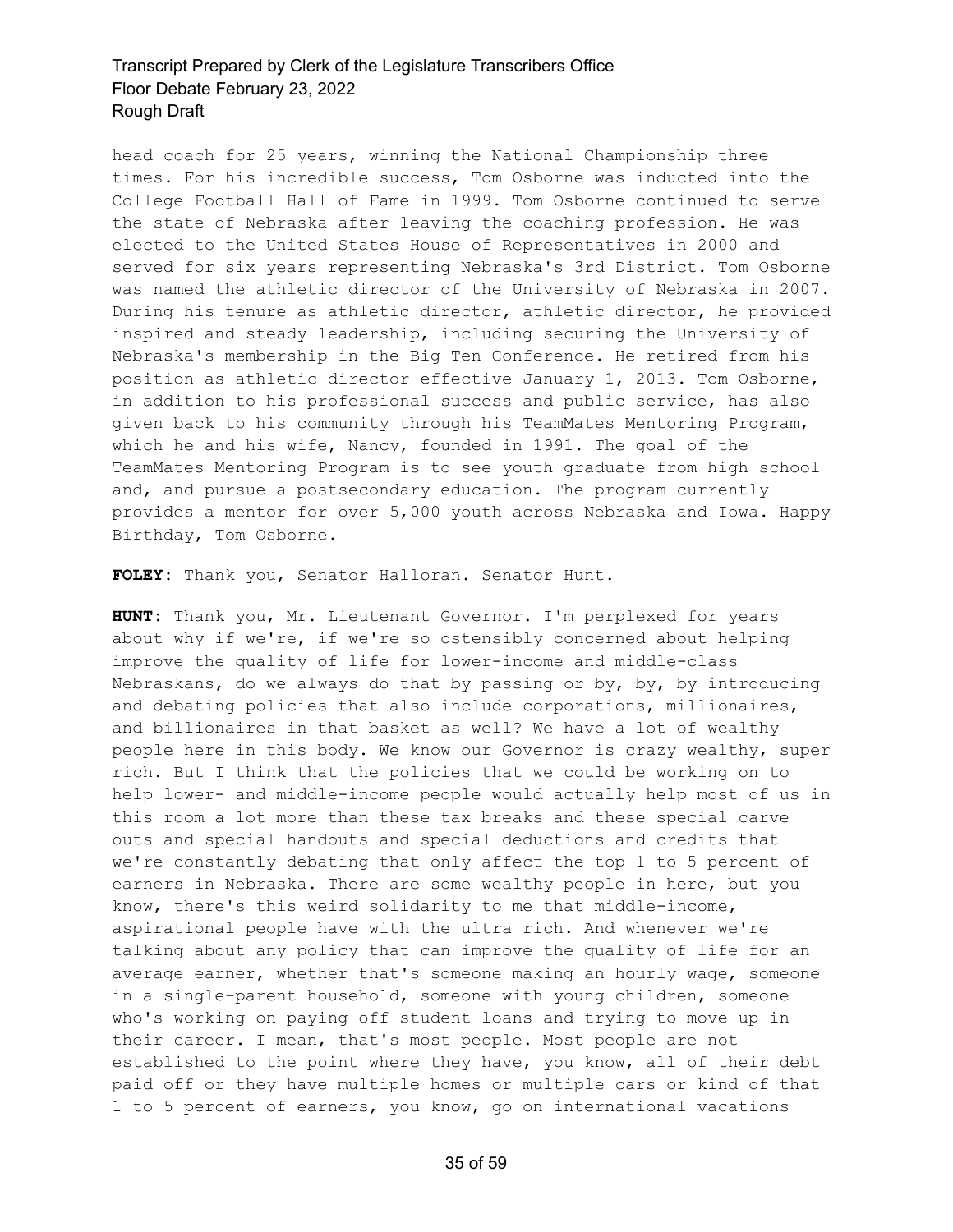head coach for 25 years, winning the National Championship three times. For his incredible success, Tom Osborne was inducted into the College Football Hall of Fame in 1999. Tom Osborne continued to serve the state of Nebraska after leaving the coaching profession. He was elected to the United States House of Representatives in 2000 and served for six years representing Nebraska's 3rd District. Tom Osborne was named the athletic director of the University of Nebraska in 2007. During his tenure as athletic director, athletic director, he provided inspired and steady leadership, including securing the University of Nebraska's membership in the Big Ten Conference. He retired from his position as athletic director effective January 1, 2013. Tom Osborne, in addition to his professional success and public service, has also given back to his community through his TeamMates Mentoring Program, which he and his wife, Nancy, founded in 1991. The goal of the TeamMates Mentoring Program is to see youth graduate from high school and, and pursue a postsecondary education. The program currently provides a mentor for over 5,000 youth across Nebraska and Iowa. Happy Birthday, Tom Osborne.

**FOLEY:** Thank you, Senator Halloran. Senator Hunt.

**HUNT:** Thank you, Mr. Lieutenant Governor. I'm perplexed for years about why if we're, if we're so ostensibly concerned about helping improve the quality of life for lower-income and middle-class Nebraskans, do we always do that by passing or by, by, by introducing and debating policies that also include corporations, millionaires, and billionaires in that basket as well? We have a lot of wealthy people here in this body. We know our Governor is crazy wealthy, super rich. But I think that the policies that we could be working on to help lower- and middle-income people would actually help most of us in this room a lot more than these tax breaks and these special carve outs and special handouts and special deductions and credits that we're constantly debating that only affect the top 1 to 5 percent of earners in Nebraska. There are some wealthy people in here, but you know, there's this weird solidarity to me that middle-income, aspirational people have with the ultra rich. And whenever we're talking about any policy that can improve the quality of life for an average earner, whether that's someone making an hourly wage, someone in a single-parent household, someone with young children, someone who's working on paying off student loans and trying to move up in their career. I mean, that's most people. Most people are not established to the point where they have, you know, all of their debt paid off or they have multiple homes or multiple cars or kind of that 1 to 5 percent of earners, you know, go on international vacations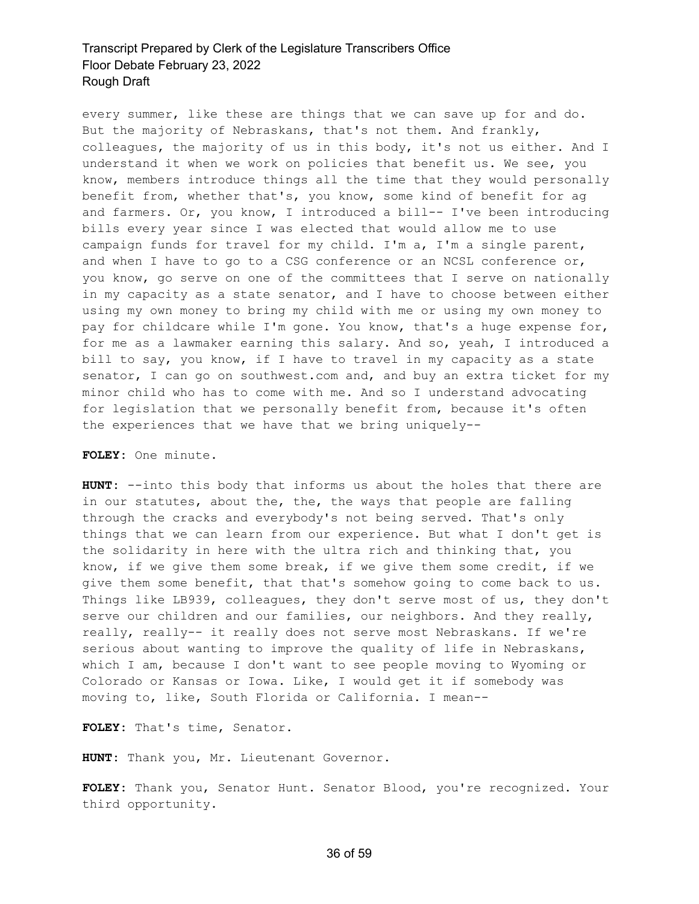every summer, like these are things that we can save up for and do. But the majority of Nebraskans, that's not them. And frankly, colleagues, the majority of us in this body, it's not us either. And I understand it when we work on policies that benefit us. We see, you know, members introduce things all the time that they would personally benefit from, whether that's, you know, some kind of benefit for ag and farmers. Or, you know, I introduced a bill-- I've been introducing bills every year since I was elected that would allow me to use campaign funds for travel for my child. I'm a, I'm a single parent, and when I have to go to a CSG conference or an NCSL conference or, you know, go serve on one of the committees that I serve on nationally in my capacity as a state senator, and I have to choose between either using my own money to bring my child with me or using my own money to pay for childcare while I'm gone. You know, that's a huge expense for, for me as a lawmaker earning this salary. And so, yeah, I introduced a bill to say, you know, if I have to travel in my capacity as a state senator, I can go on southwest.com and, and buy an extra ticket for my minor child who has to come with me. And so I understand advocating for legislation that we personally benefit from, because it's often the experiences that we have that we bring uniquely--

**FOLEY:** One minute.

**HUNT:** --into this body that informs us about the holes that there are in our statutes, about the, the, the ways that people are falling through the cracks and everybody's not being served. That's only things that we can learn from our experience. But what I don't get is the solidarity in here with the ultra rich and thinking that, you know, if we give them some break, if we give them some credit, if we give them some benefit, that that's somehow going to come back to us. Things like LB939, colleagues, they don't serve most of us, they don't serve our children and our families, our neighbors. And they really, really, really-- it really does not serve most Nebraskans. If we're serious about wanting to improve the quality of life in Nebraskans, which I am, because I don't want to see people moving to Wyoming or Colorado or Kansas or Iowa. Like, I would get it if somebody was moving to, like, South Florida or California. I mean--

**FOLEY:** That's time, Senator.

**HUNT:** Thank you, Mr. Lieutenant Governor.

**FOLEY:** Thank you, Senator Hunt. Senator Blood, you're recognized. Your third opportunity.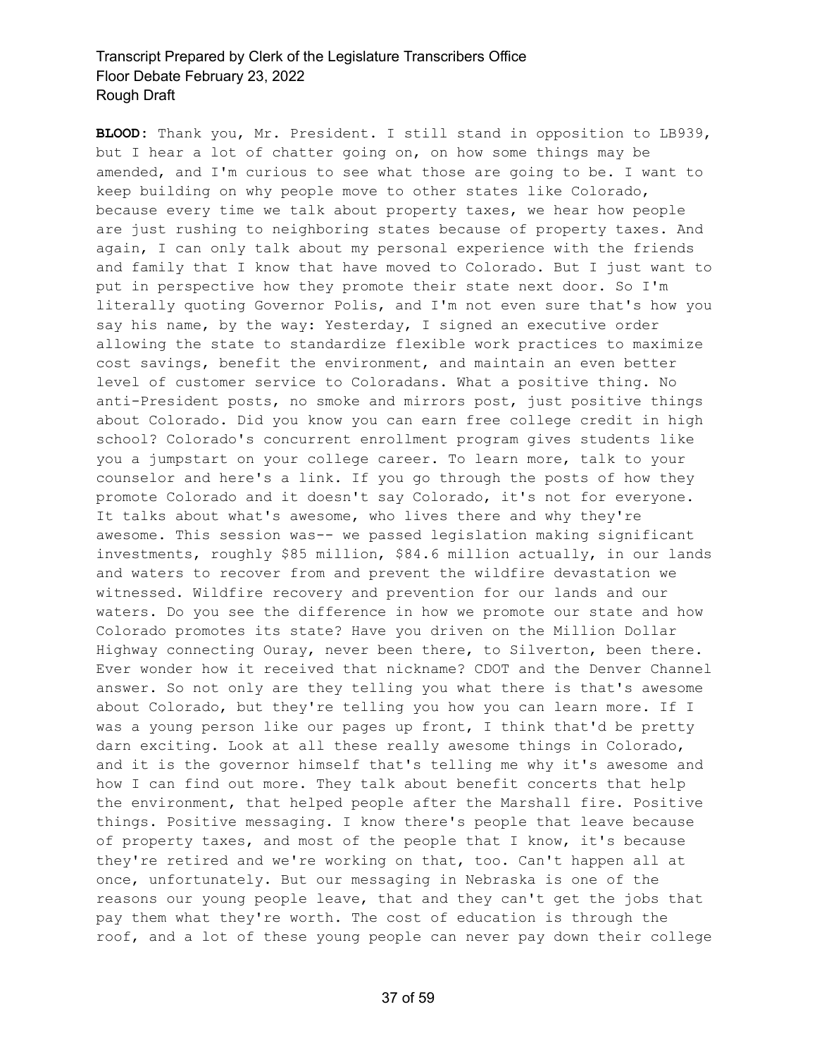**BLOOD:** Thank you, Mr. President. I still stand in opposition to LB939, but I hear a lot of chatter going on, on how some things may be amended, and I'm curious to see what those are going to be. I want to keep building on why people move to other states like Colorado, because every time we talk about property taxes, we hear how people are just rushing to neighboring states because of property taxes. And again, I can only talk about my personal experience with the friends and family that I know that have moved to Colorado. But I just want to put in perspective how they promote their state next door. So I'm literally quoting Governor Polis, and I'm not even sure that's how you say his name, by the way: Yesterday, I signed an executive order allowing the state to standardize flexible work practices to maximize cost savings, benefit the environment, and maintain an even better level of customer service to Coloradans. What a positive thing. No anti-President posts, no smoke and mirrors post, just positive things about Colorado. Did you know you can earn free college credit in high school? Colorado's concurrent enrollment program gives students like you a jumpstart on your college career. To learn more, talk to your counselor and here's a link. If you go through the posts of how they promote Colorado and it doesn't say Colorado, it's not for everyone. It talks about what's awesome, who lives there and why they're awesome. This session was-- we passed legislation making significant investments, roughly $85 million, $84.6 million actually, in our lands and waters to recover from and prevent the wildfire devastation we witnessed. Wildfire recovery and prevention for our lands and our waters. Do you see the difference in how we promote our state and how Colorado promotes its state? Have you driven on the Million Dollar Highway connecting Ouray, never been there, to Silverton, been there. Ever wonder how it received that nickname? CDOT and the Denver Channel answer. So not only are they telling you what there is that's awesome about Colorado, but they're telling you how you can learn more. If I was a young person like our pages up front, I think that'd be pretty darn exciting. Look at all these really awesome things in Colorado, and it is the governor himself that's telling me why it's awesome and how I can find out more. They talk about benefit concerts that help the environment, that helped people after the Marshall fire. Positive things. Positive messaging. I know there's people that leave because of property taxes, and most of the people that I know, it's because they're retired and we're working on that, too. Can't happen all at once, unfortunately. But our messaging in Nebraska is one of the reasons our young people leave, that and they can't get the jobs that pay them what they're worth. The cost of education is through the roof, and a lot of these young people can never pay down their college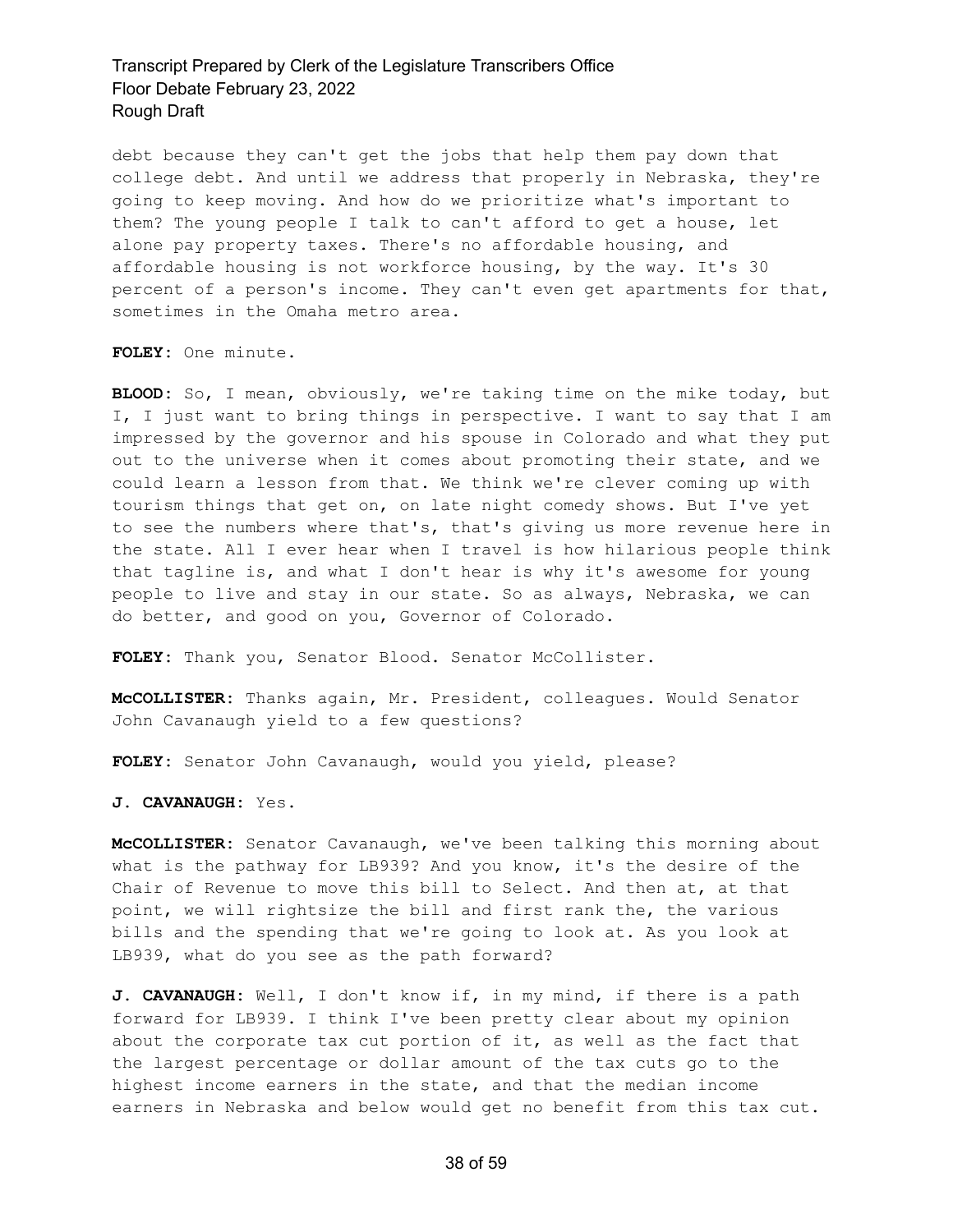debt because they can't get the jobs that help them pay down that college debt. And until we address that properly in Nebraska, they're going to keep moving. And how do we prioritize what's important to them? The young people I talk to can't afford to get a house, let alone pay property taxes. There's no affordable housing, and affordable housing is not workforce housing, by the way. It's 30 percent of a person's income. They can't even get apartments for that, sometimes in the Omaha metro area.

**FOLEY:** One minute.

**BLOOD:** So, I mean, obviously, we're taking time on the mike today, but I, I just want to bring things in perspective. I want to say that I am impressed by the governor and his spouse in Colorado and what they put out to the universe when it comes about promoting their state, and we could learn a lesson from that. We think we're clever coming up with tourism things that get on, on late night comedy shows. But I've yet to see the numbers where that's, that's giving us more revenue here in the state. All I ever hear when I travel is how hilarious people think that tagline is, and what I don't hear is why it's awesome for young people to live and stay in our state. So as always, Nebraska, we can do better, and good on you, Governor of Colorado.

**FOLEY:** Thank you, Senator Blood. Senator McCollister.

**McCOLLISTER:** Thanks again, Mr. President, colleagues. Would Senator John Cavanaugh yield to a few questions?

**FOLEY:** Senator John Cavanaugh, would you yield, please?

**J. CAVANAUGH:** Yes.

**McCOLLISTER:** Senator Cavanaugh, we've been talking this morning about what is the pathway for LB939? And you know, it's the desire of the Chair of Revenue to move this bill to Select. And then at, at that point, we will rightsize the bill and first rank the, the various bills and the spending that we're going to look at. As you look at LB939, what do you see as the path forward?

**J. CAVANAUGH:** Well, I don't know if, in my mind, if there is a path forward for LB939. I think I've been pretty clear about my opinion about the corporate tax cut portion of it, as well as the fact that the largest percentage or dollar amount of the tax cuts go to the highest income earners in the state, and that the median income earners in Nebraska and below would get no benefit from this tax cut.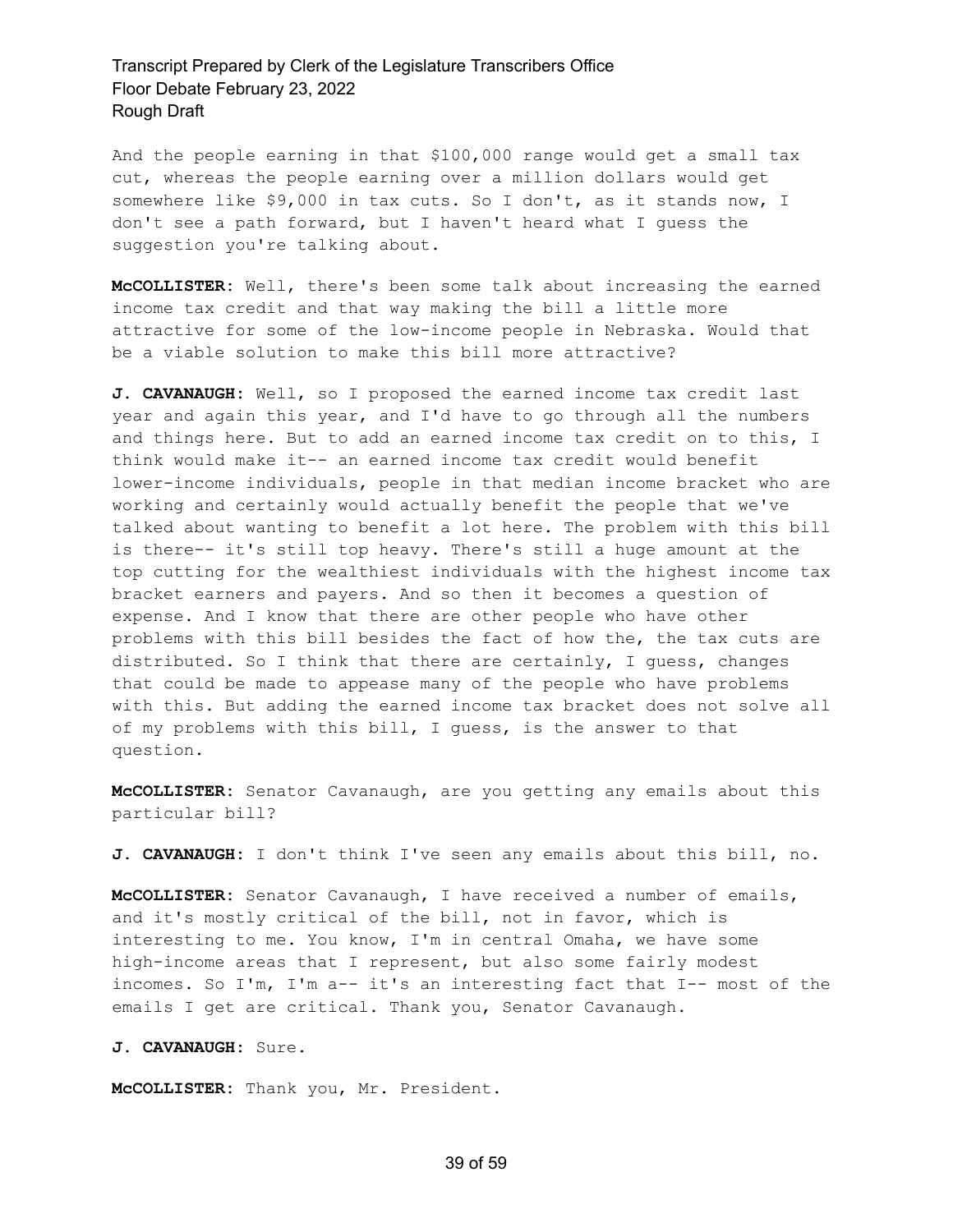And the people earning in that $100,000 range would get a small tax cut, whereas the people earning over a million dollars would get somewhere like $9,000 in tax cuts. So I don't, as it stands now, I don't see a path forward, but I haven't heard what I guess the suggestion you're talking about.

**McCOLLISTER:** Well, there's been some talk about increasing the earned income tax credit and that way making the bill a little more attractive for some of the low-income people in Nebraska. Would that be a viable solution to make this bill more attractive?

**J. CAVANAUGH:** Well, so I proposed the earned income tax credit last year and again this year, and I'd have to go through all the numbers and things here. But to add an earned income tax credit on to this, I think would make it-- an earned income tax credit would benefit lower-income individuals, people in that median income bracket who are working and certainly would actually benefit the people that we've talked about wanting to benefit a lot here. The problem with this bill is there-- it's still top heavy. There's still a huge amount at the top cutting for the wealthiest individuals with the highest income tax bracket earners and payers. And so then it becomes a question of expense. And I know that there are other people who have other problems with this bill besides the fact of how the, the tax cuts are distributed. So I think that there are certainly, I guess, changes that could be made to appease many of the people who have problems with this. But adding the earned income tax bracket does not solve all of my problems with this bill, I guess, is the answer to that question.

**McCOLLISTER:** Senator Cavanaugh, are you getting any emails about this particular bill?

**J. CAVANAUGH:** I don't think I've seen any emails about this bill, no.

**McCOLLISTER:** Senator Cavanaugh, I have received a number of emails, and it's mostly critical of the bill, not in favor, which is interesting to me. You know, I'm in central Omaha, we have some high-income areas that I represent, but also some fairly modest incomes. So I'm, I'm a-- it's an interesting fact that I-- most of the emails I get are critical. Thank you, Senator Cavanaugh.

**J. CAVANAUGH:** Sure.

**McCOLLISTER:** Thank you, Mr. President.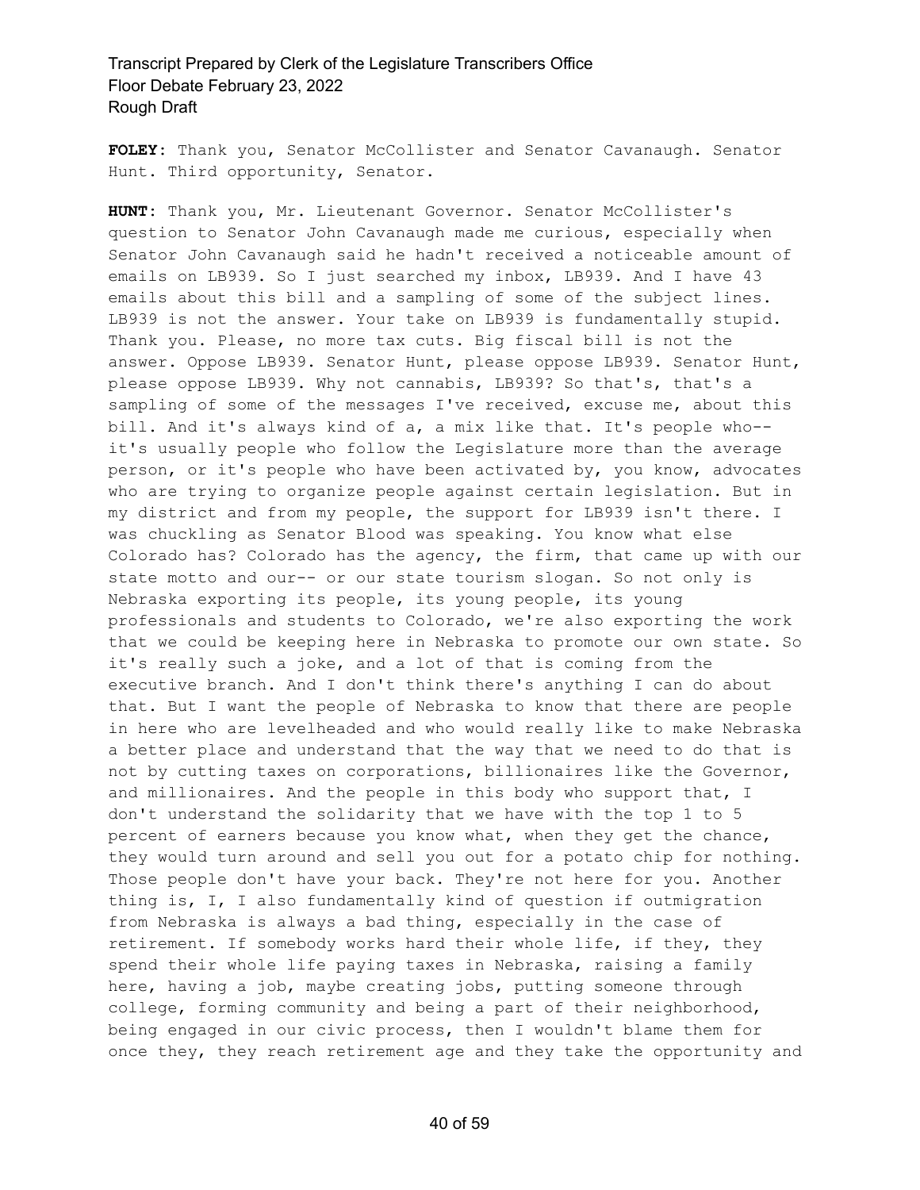**FOLEY:** Thank you, Senator McCollister and Senator Cavanaugh. Senator Hunt. Third opportunity, Senator.

**HUNT:** Thank you, Mr. Lieutenant Governor. Senator McCollister's question to Senator John Cavanaugh made me curious, especially when Senator John Cavanaugh said he hadn't received a noticeable amount of emails on LB939. So I just searched my inbox, LB939. And I have 43 emails about this bill and a sampling of some of the subject lines. LB939 is not the answer. Your take on LB939 is fundamentally stupid. Thank you. Please, no more tax cuts. Big fiscal bill is not the answer. Oppose LB939. Senator Hunt, please oppose LB939. Senator Hunt, please oppose LB939. Why not cannabis, LB939? So that's, that's a sampling of some of the messages I've received, excuse me, about this bill. And it's always kind of a, a mix like that. It's people who-- it's usually people who follow the Legislature more than the average person, or it's people who have been activated by, you know, advocates who are trying to organize people against certain legislation. But in my district and from my people, the support for LB939 isn't there. I was chuckling as Senator Blood was speaking. You know what else Colorado has? Colorado has the agency, the firm, that came up with our state motto and our-- or our state tourism slogan. So not only is Nebraska exporting its people, its young people, its young professionals and students to Colorado, we're also exporting the work that we could be keeping here in Nebraska to promote our own state. So it's really such a joke, and a lot of that is coming from the executive branch. And I don't think there's anything I can do about that. But I want the people of Nebraska to know that there are people in here who are levelheaded and who would really like to make Nebraska a better place and understand that the way that we need to do that is not by cutting taxes on corporations, billionaires like the Governor, and millionaires. And the people in this body who support that, I don't understand the solidarity that we have with the top 1 to 5 percent of earners because you know what, when they get the chance, they would turn around and sell you out for a potato chip for nothing. Those people don't have your back. They're not here for you. Another thing is, I, I also fundamentally kind of question if outmigration from Nebraska is always a bad thing, especially in the case of retirement. If somebody works hard their whole life, if they, they spend their whole life paying taxes in Nebraska, raising a family here, having a job, maybe creating jobs, putting someone through college, forming community and being a part of their neighborhood, being engaged in our civic process, then I wouldn't blame them for once they, they reach retirement age and they take the opportunity and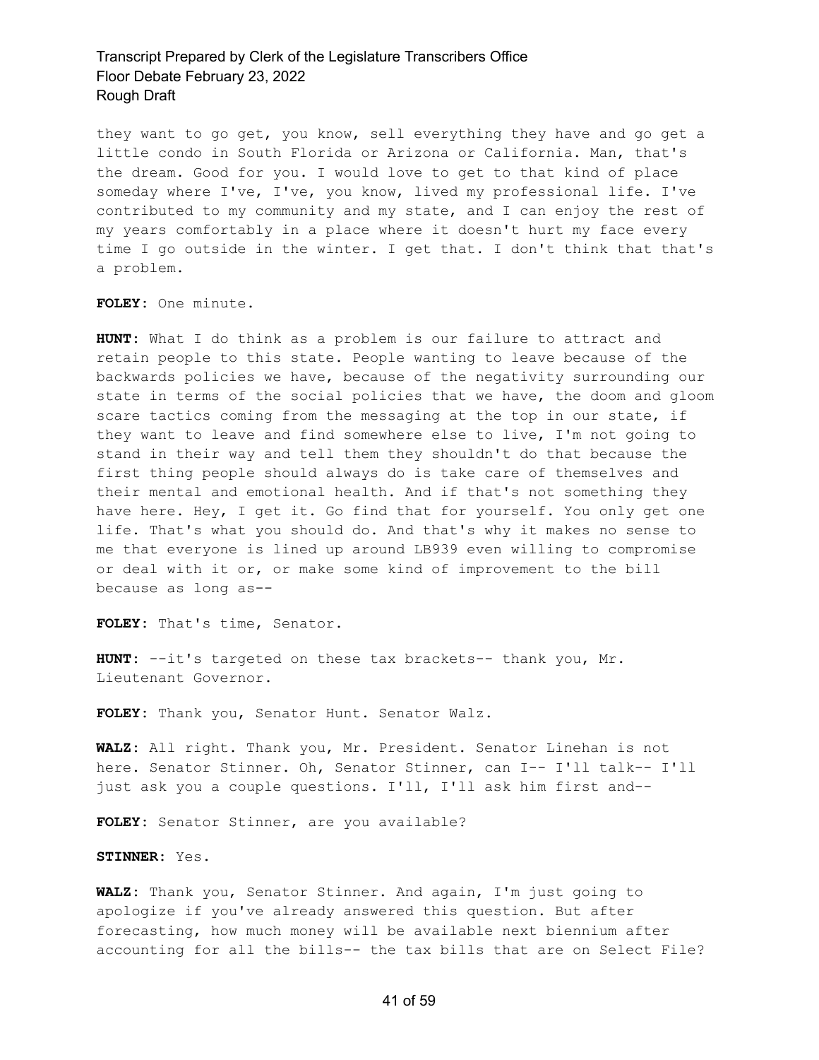they want to go get, you know, sell everything they have and go get a little condo in South Florida or Arizona or California. Man, that's the dream. Good for you. I would love to get to that kind of place someday where I've, I've, you know, lived my professional life. I've contributed to my community and my state, and I can enjoy the rest of my years comfortably in a place where it doesn't hurt my face every time I go outside in the winter. I get that. I don't think that that's a problem.

**FOLEY:** One minute.

**HUNT:** What I do think as a problem is our failure to attract and retain people to this state. People wanting to leave because of the backwards policies we have, because of the negativity surrounding our state in terms of the social policies that we have, the doom and gloom scare tactics coming from the messaging at the top in our state, if they want to leave and find somewhere else to live, I'm not going to stand in their way and tell them they shouldn't do that because the first thing people should always do is take care of themselves and their mental and emotional health. And if that's not something they have here. Hey, I get it. Go find that for yourself. You only get one life. That's what you should do. And that's why it makes no sense to me that everyone is lined up around LB939 even willing to compromise or deal with it or, or make some kind of improvement to the bill because as long as--

**FOLEY:** That's time, Senator.

**HUNT:** --it's targeted on these tax brackets-- thank you, Mr. Lieutenant Governor.

**FOLEY:** Thank you, Senator Hunt. Senator Walz.

**WALZ:** All right. Thank you, Mr. President. Senator Linehan is not here. Senator Stinner. Oh, Senator Stinner, can I-- I'll talk-- I'll just ask you a couple questions. I'll, I'll ask him first and--

**FOLEY:** Senator Stinner, are you available?

**STINNER:** Yes.

**WALZ:** Thank you, Senator Stinner. And again, I'm just going to apologize if you've already answered this question. But after forecasting, how much money will be available next biennium after accounting for all the bills-- the tax bills that are on Select File?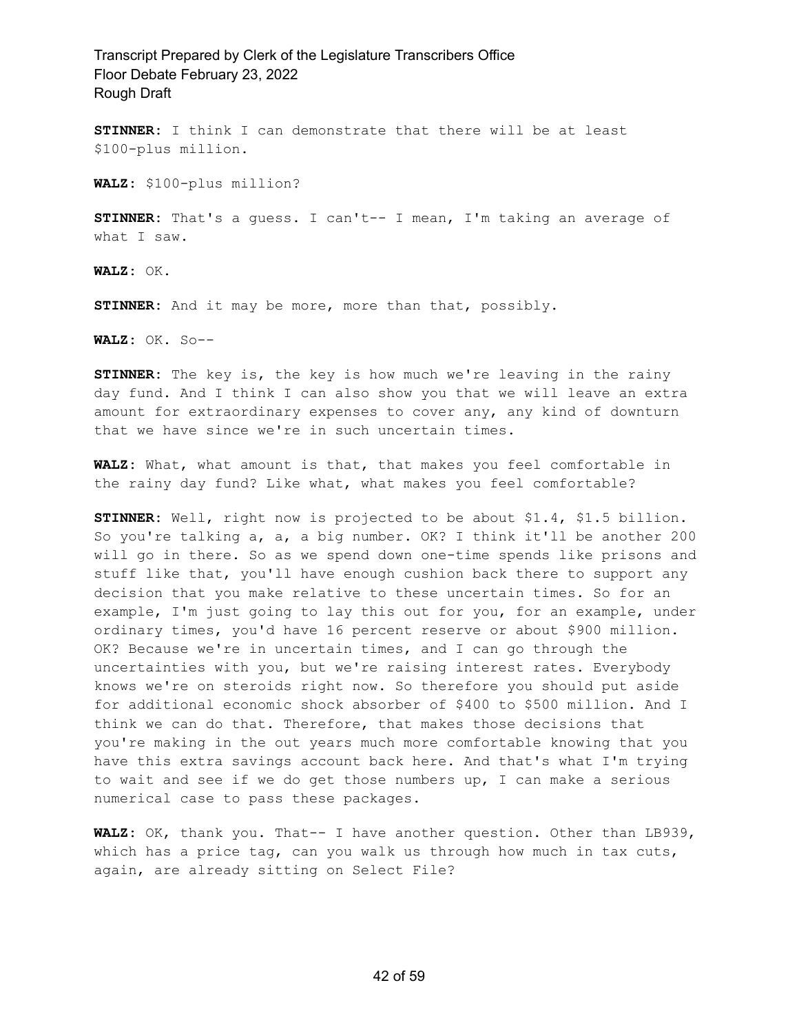**STINNER:** I think I can demonstrate that there will be at least $100-plus million.

**WALZ:** $100-plus million?

**STINNER:** That's a guess. I can't-- I mean, I'm taking an average of what I saw.

**WALZ:** OK.

**STINNER:** And it may be more, more than that, possibly.

**WALZ:** OK. So--

**STINNER:** The key is, the key is how much we're leaving in the rainy day fund. And I think I can also show you that we will leave an extra amount for extraordinary expenses to cover any, any kind of downturn that we have since we're in such uncertain times.

**WALZ:** What, what amount is that, that makes you feel comfortable in the rainy day fund? Like what, what makes you feel comfortable?

**STINNER:** Well, right now is projected to be about $1.4, $1.5 billion. So you're talking a, a, a big number. OK? I think it'll be another 200 will go in there. So as we spend down one-time spends like prisons and stuff like that, you'll have enough cushion back there to support any decision that you make relative to these uncertain times. So for an example, I'm just going to lay this out for you, for an example, under ordinary times, you'd have 16 percent reserve or about $900 million. OK? Because we're in uncertain times, and I can go through the uncertainties with you, but we're raising interest rates. Everybody knows we're on steroids right now. So therefore you should put aside for additional economic shock absorber of $400 to $500 million. And I think we can do that. Therefore, that makes those decisions that you're making in the out years much more comfortable knowing that you have this extra savings account back here. And that's what I'm trying to wait and see if we do get those numbers up, I can make a serious numerical case to pass these packages.

**WALZ:** OK, thank you. That-- I have another question. Other than LB939, which has a price tag, can you walk us through how much in tax cuts, again, are already sitting on Select File?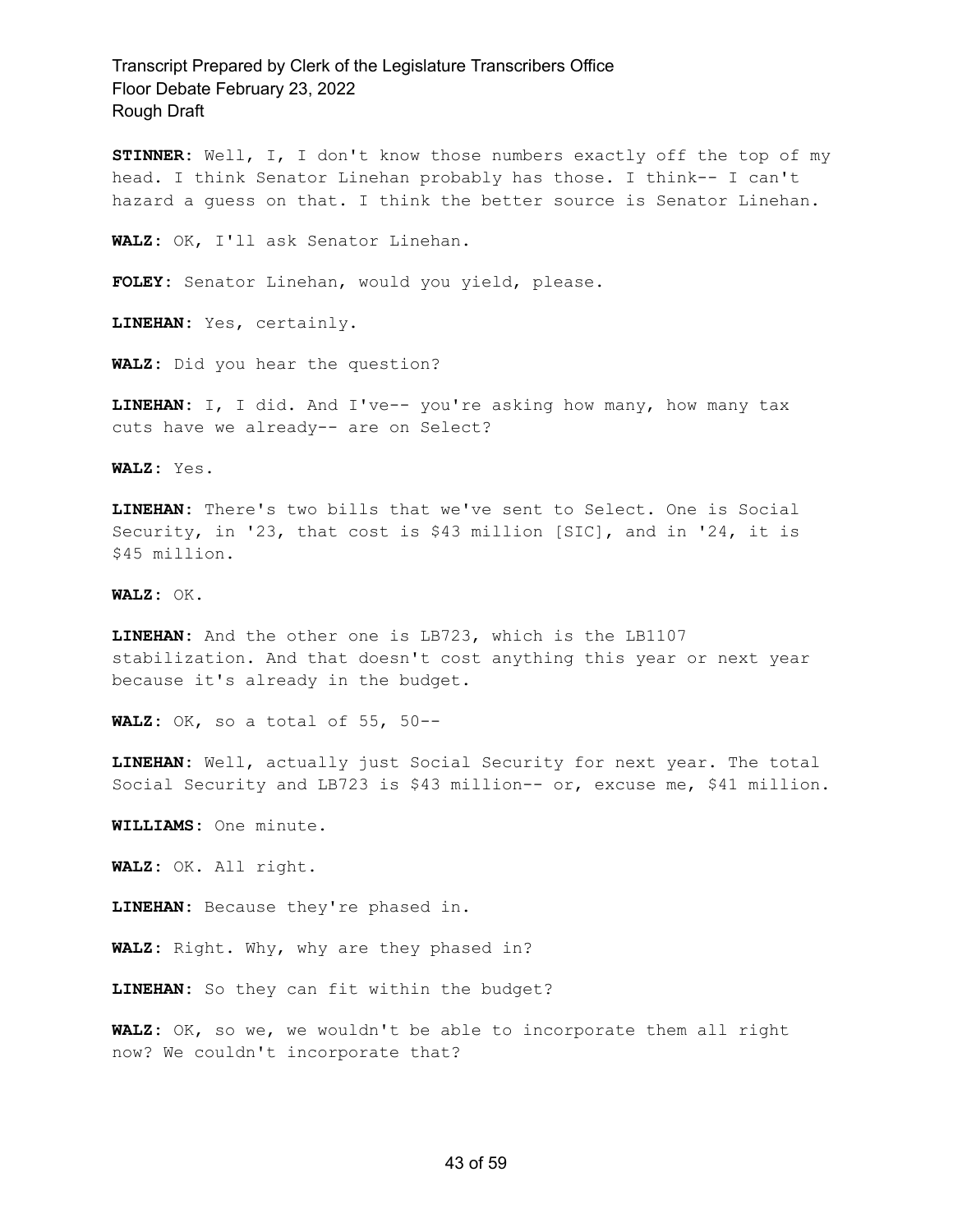**STINNER:** Well, I, I don't know those numbers exactly off the top of my head. I think Senator Linehan probably has those. I think-- I can't hazard a guess on that. I think the better source is Senator Linehan.

**WALZ:** OK, I'll ask Senator Linehan.

**FOLEY:** Senator Linehan, would you yield, please.

**LINEHAN:** Yes, certainly.

**WALZ:** Did you hear the question?

**LINEHAN:** I, I did. And I've-- you're asking how many, how many tax cuts have we already-- are on Select?

**WALZ:** Yes.

**LINEHAN:** There's two bills that we've sent to Select. One is Social Security, in '23, that cost is $43 million [SIC], and in '24, it is $45 million.

**WALZ:** OK.

**LINEHAN:** And the other one is LB723, which is the LB1107 stabilization. And that doesn't cost anything this year or next year because it's already in the budget.

**WALZ:** OK, so a total of 55, 50--

**LINEHAN:** Well, actually just Social Security for next year. The total Social Security and LB723 is $43 million-- or, excuse me, $41 million.

**WILLIAMS:** One minute.

**WALZ:** OK. All right.

**LINEHAN:** Because they're phased in.

**WALZ:** Right. Why, why are they phased in?

**LINEHAN:** So they can fit within the budget?

**WALZ:** OK, so we, we wouldn't be able to incorporate them all right now? We couldn't incorporate that?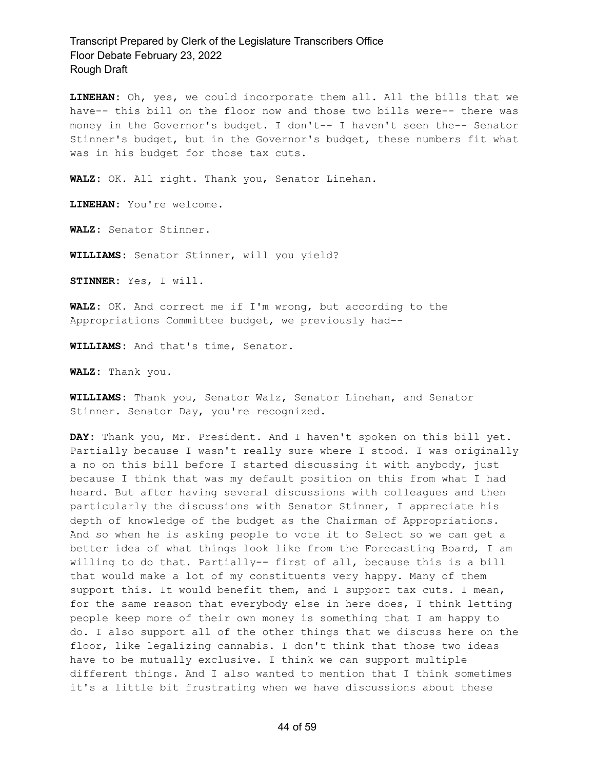**LINEHAN:** Oh, yes, we could incorporate them all. All the bills that we have-- this bill on the floor now and those two bills were-- there was money in the Governor's budget. I don't-- I haven't seen the-- Senator Stinner's budget, but in the Governor's budget, these numbers fit what was in his budget for those tax cuts.

**WALZ:** OK. All right. Thank you, Senator Linehan.

**LINEHAN:** You're welcome.

**WALZ:** Senator Stinner.

**WILLIAMS:** Senator Stinner, will you yield?

**STINNER:** Yes, I will.

**WALZ:** OK. And correct me if I'm wrong, but according to the Appropriations Committee budget, we previously had--

**WILLIAMS:** And that's time, Senator.

**WALZ:** Thank you.

**WILLIAMS:** Thank you, Senator Walz, Senator Linehan, and Senator Stinner. Senator Day, you're recognized.

**DAY:** Thank you, Mr. President. And I haven't spoken on this bill yet. Partially because I wasn't really sure where I stood. I was originally a no on this bill before I started discussing it with anybody, just because I think that was my default position on this from what I had heard. But after having several discussions with colleagues and then particularly the discussions with Senator Stinner, I appreciate his depth of knowledge of the budget as the Chairman of Appropriations. And so when he is asking people to vote it to Select so we can get a better idea of what things look like from the Forecasting Board, I am willing to do that. Partially-- first of all, because this is a bill that would make a lot of my constituents very happy. Many of them support this. It would benefit them, and I support tax cuts. I mean, for the same reason that everybody else in here does, I think letting people keep more of their own money is something that I am happy to do. I also support all of the other things that we discuss here on the floor, like legalizing cannabis. I don't think that those two ideas have to be mutually exclusive. I think we can support multiple different things. And I also wanted to mention that I think sometimes it's a little bit frustrating when we have discussions about these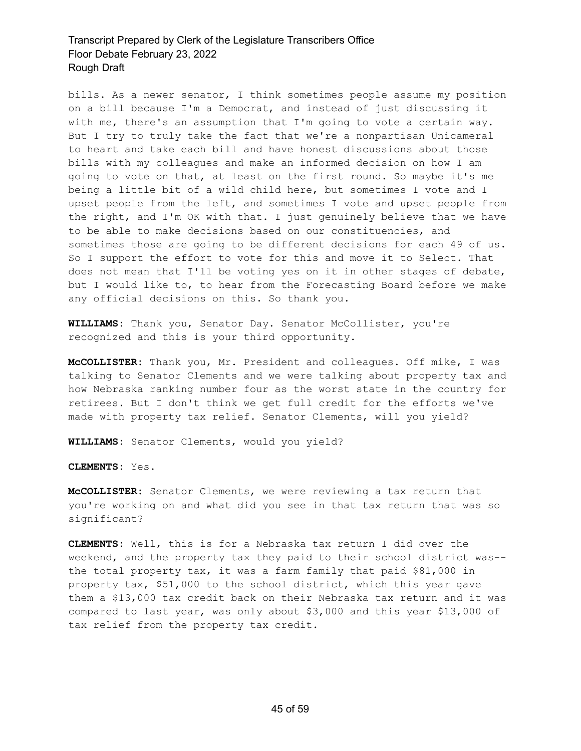bills. As a newer senator, I think sometimes people assume my position on a bill because I'm a Democrat, and instead of just discussing it with me, there's an assumption that I'm going to vote a certain way. But I try to truly take the fact that we're a nonpartisan Unicameral to heart and take each bill and have honest discussions about those bills with my colleagues and make an informed decision on how I am going to vote on that, at least on the first round. So maybe it's me being a little bit of a wild child here, but sometimes I vote and I upset people from the left, and sometimes I vote and upset people from the right, and I'm OK with that. I just genuinely believe that we have to be able to make decisions based on our constituencies, and sometimes those are going to be different decisions for each 49 of us. So I support the effort to vote for this and move it to Select. That does not mean that I'll be voting yes on it in other stages of debate, but I would like to, to hear from the Forecasting Board before we make any official decisions on this. So thank you.

**WILLIAMS:** Thank you, Senator Day. Senator McCollister, you're recognized and this is your third opportunity.

**McCOLLISTER:** Thank you, Mr. President and colleagues. Off mike, I was talking to Senator Clements and we were talking about property tax and how Nebraska ranking number four as the worst state in the country for retirees. But I don't think we get full credit for the efforts we've made with property tax relief. Senator Clements, will you yield?

**WILLIAMS:** Senator Clements, would you yield?

**CLEMENTS:** Yes.

**McCOLLISTER:** Senator Clements, we were reviewing a tax return that you're working on and what did you see in that tax return that was so significant?

**CLEMENTS:** Well, this is for a Nebraska tax return I did over the weekend, and the property tax they paid to their school district was-- the total property tax, it was a farm family that paid $81,000 in property tax, $51,000 to the school district, which this year gave them a $13,000 tax credit back on their Nebraska tax return and it was compared to last year, was only about $3,000 and this year $13,000 of tax relief from the property tax credit.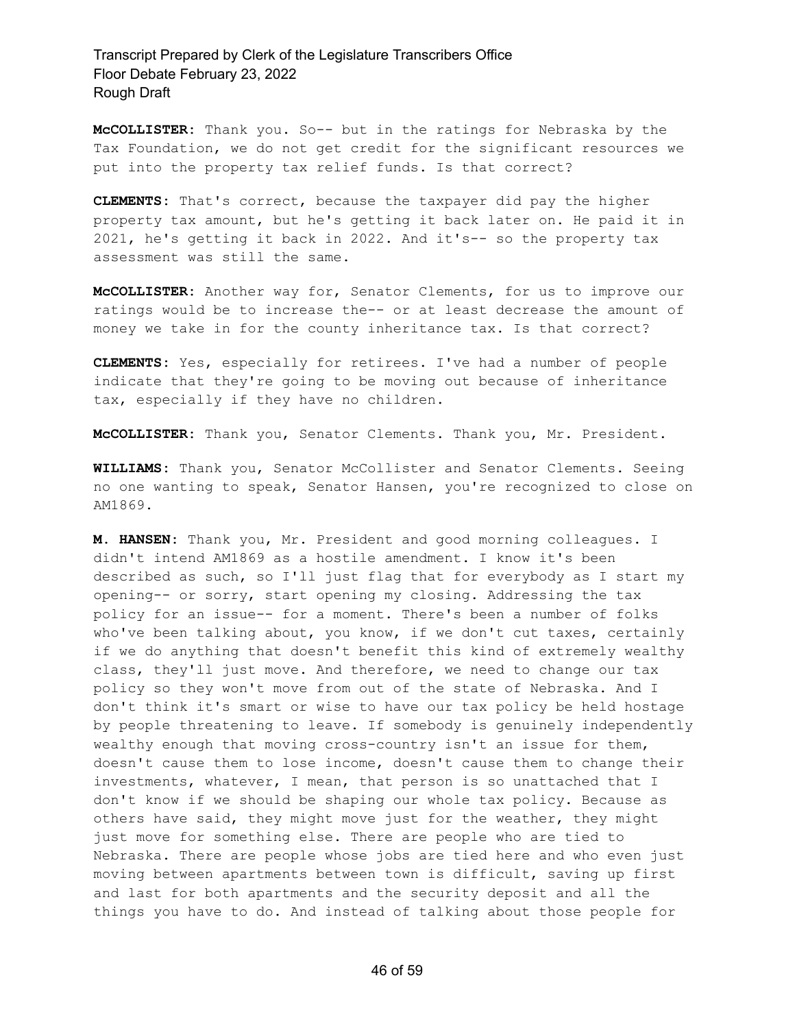**McCOLLISTER:** Thank you. So-- but in the ratings for Nebraska by the Tax Foundation, we do not get credit for the significant resources we put into the property tax relief funds. Is that correct?

**CLEMENTS:** That's correct, because the taxpayer did pay the higher property tax amount, but he's getting it back later on. He paid it in 2021, he's getting it back in 2022. And it's-- so the property tax assessment was still the same.

**McCOLLISTER:** Another way for, Senator Clements, for us to improve our ratings would be to increase the-- or at least decrease the amount of money we take in for the county inheritance tax. Is that correct?

**CLEMENTS:** Yes, especially for retirees. I've had a number of people indicate that they're going to be moving out because of inheritance tax, especially if they have no children.

**McCOLLISTER:** Thank you, Senator Clements. Thank you, Mr. President.

**WILLIAMS:** Thank you, Senator McCollister and Senator Clements. Seeing no one wanting to speak, Senator Hansen, you're recognized to close on AM1869.

**M. HANSEN:** Thank you, Mr. President and good morning colleagues. I didn't intend AM1869 as a hostile amendment. I know it's been described as such, so I'll just flag that for everybody as I start my opening-- or sorry, start opening my closing. Addressing the tax policy for an issue-- for a moment. There's been a number of folks who've been talking about, you know, if we don't cut taxes, certainly if we do anything that doesn't benefit this kind of extremely wealthy class, they'll just move. And therefore, we need to change our tax policy so they won't move from out of the state of Nebraska. And I don't think it's smart or wise to have our tax policy be held hostage by people threatening to leave. If somebody is genuinely independently wealthy enough that moving cross-country isn't an issue for them, doesn't cause them to lose income, doesn't cause them to change their investments, whatever, I mean, that person is so unattached that I don't know if we should be shaping our whole tax policy. Because as others have said, they might move just for the weather, they might just move for something else. There are people who are tied to Nebraska. There are people whose jobs are tied here and who even just moving between apartments between town is difficult, saving up first and last for both apartments and the security deposit and all the things you have to do. And instead of talking about those people for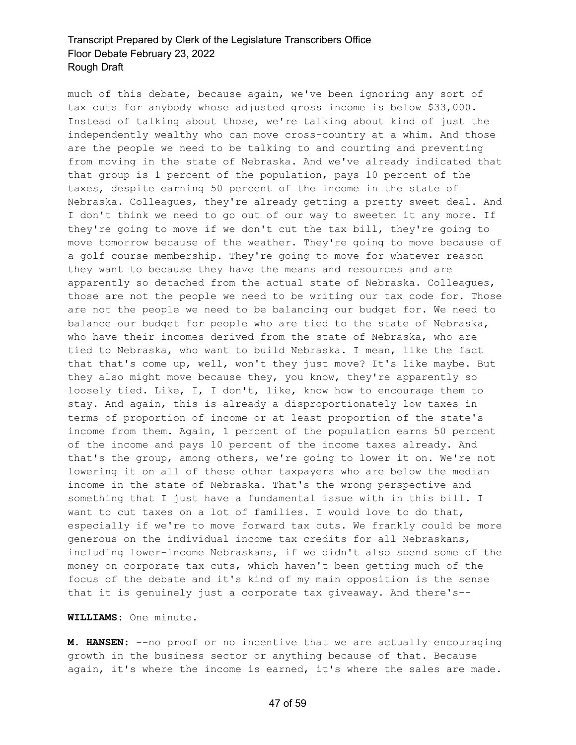much of this debate, because again, we've been ignoring any sort of tax cuts for anybody whose adjusted gross income is below $33,000. Instead of talking about those, we're talking about kind of just the independently wealthy who can move cross-country at a whim. And those are the people we need to be talking to and courting and preventing from moving in the state of Nebraska. And we've already indicated that that group is 1 percent of the population, pays 10 percent of the taxes, despite earning 50 percent of the income in the state of Nebraska. Colleagues, they're already getting a pretty sweet deal. And I don't think we need to go out of our way to sweeten it any more. If they're going to move if we don't cut the tax bill, they're going to move tomorrow because of the weather. They're going to move because of a golf course membership. They're going to move for whatever reason they want to because they have the means and resources and are apparently so detached from the actual state of Nebraska. Colleagues, those are not the people we need to be writing our tax code for. Those are not the people we need to be balancing our budget for. We need to balance our budget for people who are tied to the state of Nebraska, who have their incomes derived from the state of Nebraska, who are tied to Nebraska, who want to build Nebraska. I mean, like the fact that that's come up, well, won't they just move? It's like maybe. But they also might move because they, you know, they're apparently so loosely tied. Like, I, I don't, like, know how to encourage them to stay. And again, this is already a disproportionately low taxes in terms of proportion of income or at least proportion of the state's income from them. Again, 1 percent of the population earns 50 percent of the income and pays 10 percent of the income taxes already. And that's the group, among others, we're going to lower it on. We're not lowering it on all of these other taxpayers who are below the median income in the state of Nebraska. That's the wrong perspective and something that I just have a fundamental issue with in this bill. I want to cut taxes on a lot of families. I would love to do that, especially if we're to move forward tax cuts. We frankly could be more generous on the individual income tax credits for all Nebraskans, including lower-income Nebraskans, if we didn't also spend some of the money on corporate tax cuts, which haven't been getting much of the focus of the debate and it's kind of my main opposition is the sense that it is genuinely just a corporate tax giveaway. And there's--

**WILLIAMS:** One minute.

**M. HANSEN:** --no proof or no incentive that we are actually encouraging growth in the business sector or anything because of that. Because again, it's where the income is earned, it's where the sales are made.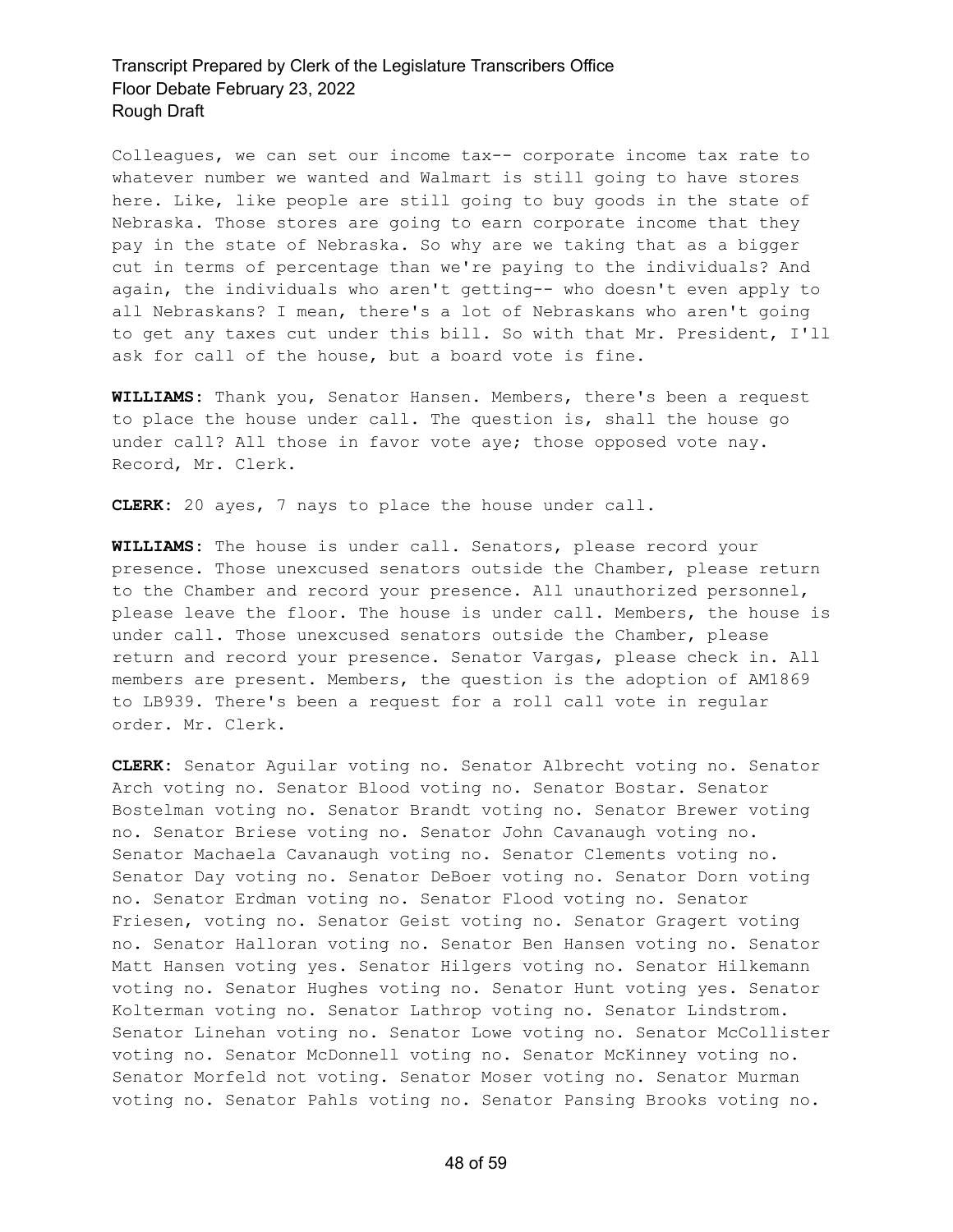Colleagues, we can set our income tax-- corporate income tax rate to whatever number we wanted and Walmart is still going to have stores here. Like, like people are still going to buy goods in the state of Nebraska. Those stores are going to earn corporate income that they pay in the state of Nebraska. So why are we taking that as a bigger cut in terms of percentage than we're paying to the individuals? And again, the individuals who aren't getting-- who doesn't even apply to all Nebraskans? I mean, there's a lot of Nebraskans who aren't going to get any taxes cut under this bill. So with that Mr. President, I'll ask for call of the house, but a board vote is fine.

**WILLIAMS:** Thank you, Senator Hansen. Members, there's been a request to place the house under call. The question is, shall the house go under call? All those in favor vote aye; those opposed vote nay. Record, Mr. Clerk.

**CLERK:** 20 ayes, 7 nays to place the house under call.

**WILLIAMS:** The house is under call. Senators, please record your presence. Those unexcused senators outside the Chamber, please return to the Chamber and record your presence. All unauthorized personnel, please leave the floor. The house is under call. Members, the house is under call. Those unexcused senators outside the Chamber, please return and record your presence. Senator Vargas, please check in. All members are present. Members, the question is the adoption of AM1869 to LB939. There's been a request for a roll call vote in regular order. Mr. Clerk.

**CLERK:** Senator Aguilar voting no. Senator Albrecht voting no. Senator Arch voting no. Senator Blood voting no. Senator Bostar. Senator Bostelman voting no. Senator Brandt voting no. Senator Brewer voting no. Senator Briese voting no. Senator John Cavanaugh voting no. Senator Machaela Cavanaugh voting no. Senator Clements voting no. Senator Day voting no. Senator DeBoer voting no. Senator Dorn voting no. Senator Erdman voting no. Senator Flood voting no. Senator Friesen, voting no. Senator Geist voting no. Senator Gragert voting no. Senator Halloran voting no. Senator Ben Hansen voting no. Senator Matt Hansen voting yes. Senator Hilgers voting no. Senator Hilkemann voting no. Senator Hughes voting no. Senator Hunt voting yes. Senator Kolterman voting no. Senator Lathrop voting no. Senator Lindstrom. Senator Linehan voting no. Senator Lowe voting no. Senator McCollister voting no. Senator McDonnell voting no. Senator McKinney voting no. Senator Morfeld not voting. Senator Moser voting no. Senator Murman voting no. Senator Pahls voting no. Senator Pansing Brooks voting no.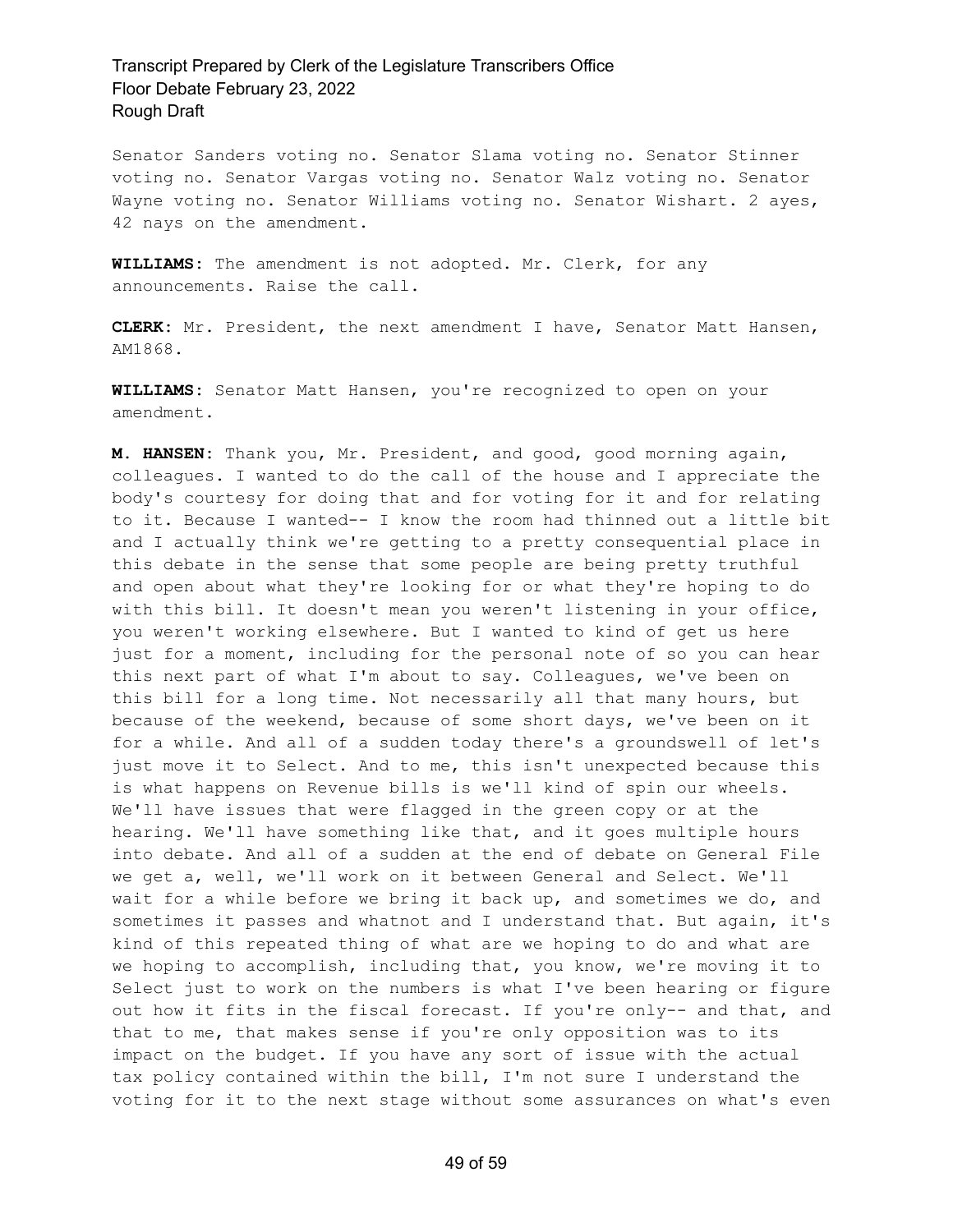Senator Sanders voting no. Senator Slama voting no. Senator Stinner voting no. Senator Vargas voting no. Senator Walz voting no. Senator Wayne voting no. Senator Williams voting no. Senator Wishart. 2 ayes, 42 nays on the amendment.

**WILLIAMS:** The amendment is not adopted. Mr. Clerk, for any announcements. Raise the call.

**CLERK:** Mr. President, the next amendment I have, Senator Matt Hansen, AM1868.

**WILLIAMS:** Senator Matt Hansen, you're recognized to open on your amendment.

**M. HANSEN:** Thank you, Mr. President, and good, good morning again, colleagues. I wanted to do the call of the house and I appreciate the body's courtesy for doing that and for voting for it and for relating to it. Because I wanted-- I know the room had thinned out a little bit and I actually think we're getting to a pretty consequential place in this debate in the sense that some people are being pretty truthful and open about what they're looking for or what they're hoping to do with this bill. It doesn't mean you weren't listening in your office, you weren't working elsewhere. But I wanted to kind of get us here just for a moment, including for the personal note of so you can hear this next part of what I'm about to say. Colleagues, we've been on this bill for a long time. Not necessarily all that many hours, but because of the weekend, because of some short days, we've been on it for a while. And all of a sudden today there's a groundswell of let's just move it to Select. And to me, this isn't unexpected because this is what happens on Revenue bills is we'll kind of spin our wheels. We'll have issues that were flagged in the green copy or at the hearing. We'll have something like that, and it goes multiple hours into debate. And all of a sudden at the end of debate on General File we get a, well, we'll work on it between General and Select. We'll wait for a while before we bring it back up, and sometimes we do, and sometimes it passes and whatnot and I understand that. But again, it's kind of this repeated thing of what are we hoping to do and what are we hoping to accomplish, including that, you know, we're moving it to Select just to work on the numbers is what I've been hearing or figure out how it fits in the fiscal forecast. If you're only-- and that, and that to me, that makes sense if you're only opposition was to its impact on the budget. If you have any sort of issue with the actual tax policy contained within the bill, I'm not sure I understand the voting for it to the next stage without some assurances on what's even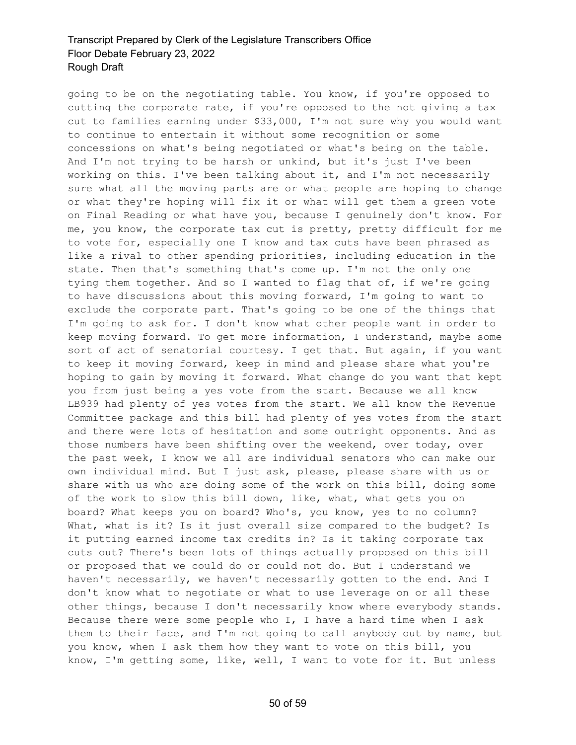going to be on the negotiating table. You know, if you're opposed to cutting the corporate rate, if you're opposed to the not giving a tax cut to families earning under $33,000, I'm not sure why you would want to continue to entertain it without some recognition or some concessions on what's being negotiated or what's being on the table. And I'm not trying to be harsh or unkind, but it's just I've been working on this. I've been talking about it, and I'm not necessarily sure what all the moving parts are or what people are hoping to change or what they're hoping will fix it or what will get them a green vote on Final Reading or what have you, because I genuinely don't know. For me, you know, the corporate tax cut is pretty, pretty difficult for me to vote for, especially one I know and tax cuts have been phrased as like a rival to other spending priorities, including education in the state. Then that's something that's come up. I'm not the only one tying them together. And so I wanted to flag that of, if we're going to have discussions about this moving forward, I'm going to want to exclude the corporate part. That's going to be one of the things that I'm going to ask for. I don't know what other people want in order to keep moving forward. To get more information, I understand, maybe some sort of act of senatorial courtesy. I get that. But again, if you want to keep it moving forward, keep in mind and please share what you're hoping to gain by moving it forward. What change do you want that kept you from just being a yes vote from the start. Because we all know LB939 had plenty of yes votes from the start. We all know the Revenue Committee package and this bill had plenty of yes votes from the start and there were lots of hesitation and some outright opponents. And as those numbers have been shifting over the weekend, over today, over the past week, I know we all are individual senators who can make our own individual mind. But I just ask, please, please share with us or share with us who are doing some of the work on this bill, doing some of the work to slow this bill down, like, what, what gets you on board? What keeps you on board? Who's, you know, yes to no column? What, what is it? Is it just overall size compared to the budget? Is it putting earned income tax credits in? Is it taking corporate tax cuts out? There's been lots of things actually proposed on this bill or proposed that we could do or could not do. But I understand we haven't necessarily, we haven't necessarily gotten to the end. And I don't know what to negotiate or what to use leverage on or all these other things, because I don't necessarily know where everybody stands. Because there were some people who I, I have a hard time when I ask them to their face, and I'm not going to call anybody out by name, but you know, when I ask them how they want to vote on this bill, you know, I'm getting some, like, well, I want to vote for it. But unless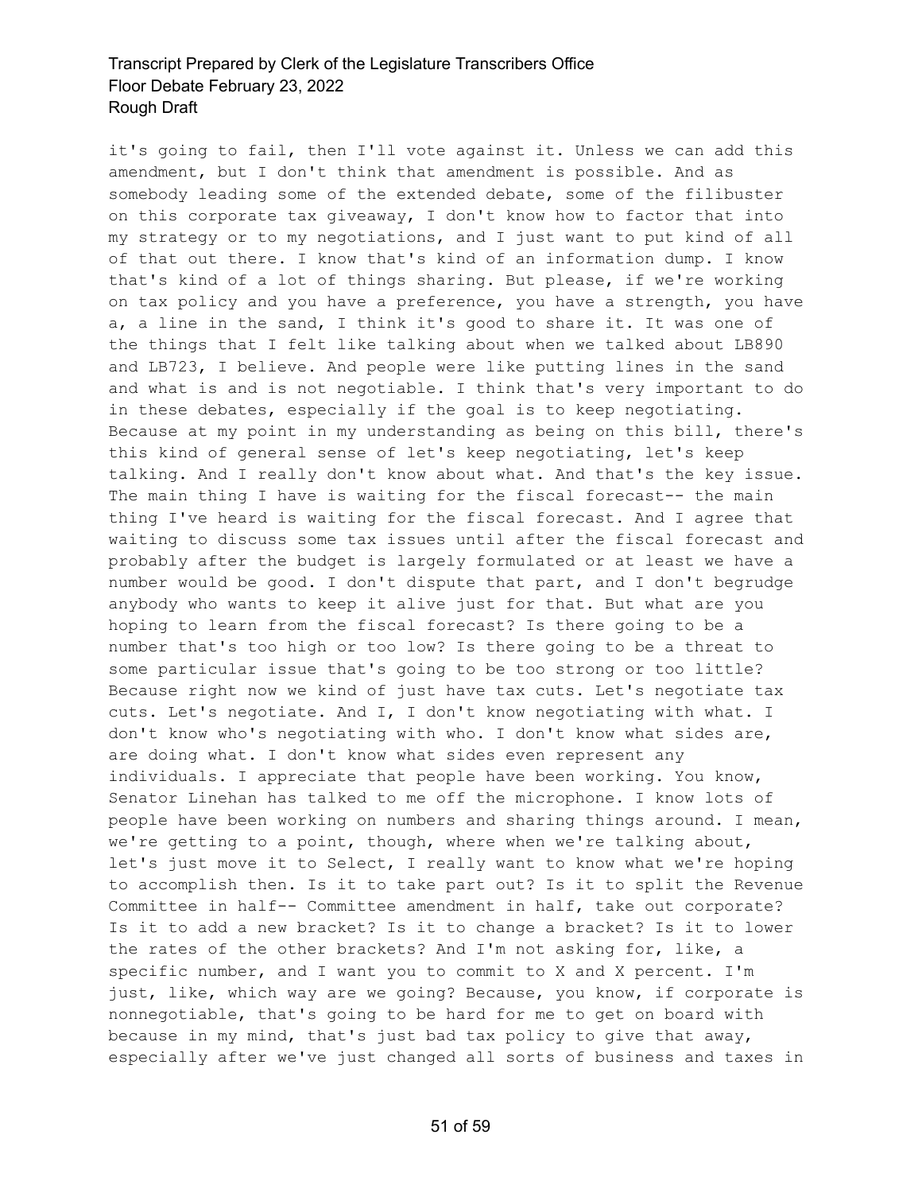it's going to fail, then I'll vote against it. Unless we can add this amendment, but I don't think that amendment is possible. And as somebody leading some of the extended debate, some of the filibuster on this corporate tax giveaway, I don't know how to factor that into my strategy or to my negotiations, and I just want to put kind of all of that out there. I know that's kind of an information dump. I know that's kind of a lot of things sharing. But please, if we're working on tax policy and you have a preference, you have a strength, you have a, a line in the sand, I think it's good to share it. It was one of the things that I felt like talking about when we talked about LB890 and LB723, I believe. And people were like putting lines in the sand and what is and is not negotiable. I think that's very important to do in these debates, especially if the goal is to keep negotiating. Because at my point in my understanding as being on this bill, there's this kind of general sense of let's keep negotiating, let's keep talking. And I really don't know about what. And that's the key issue. The main thing I have is waiting for the fiscal forecast-- the main thing I've heard is waiting for the fiscal forecast. And I agree that waiting to discuss some tax issues until after the fiscal forecast and probably after the budget is largely formulated or at least we have a number would be good. I don't dispute that part, and I don't begrudge anybody who wants to keep it alive just for that. But what are you hoping to learn from the fiscal forecast? Is there going to be a number that's too high or too low? Is there going to be a threat to some particular issue that's going to be too strong or too little? Because right now we kind of just have tax cuts. Let's negotiate tax cuts. Let's negotiate. And I, I don't know negotiating with what. I don't know who's negotiating with who. I don't know what sides are, are doing what. I don't know what sides even represent any individuals. I appreciate that people have been working. You know, Senator Linehan has talked to me off the microphone. I know lots of people have been working on numbers and sharing things around. I mean, we're getting to a point, though, where when we're talking about, let's just move it to Select, I really want to know what we're hoping to accomplish then. Is it to take part out? Is it to split the Revenue Committee in half-- Committee amendment in half, take out corporate? Is it to add a new bracket? Is it to change a bracket? Is it to lower the rates of the other brackets? And I'm not asking for, like, a specific number, and I want you to commit to X and X percent. I'm just, like, which way are we going? Because, you know, if corporate is nonnegotiable, that's going to be hard for me to get on board with because in my mind, that's just bad tax policy to give that away, especially after we've just changed all sorts of business and taxes in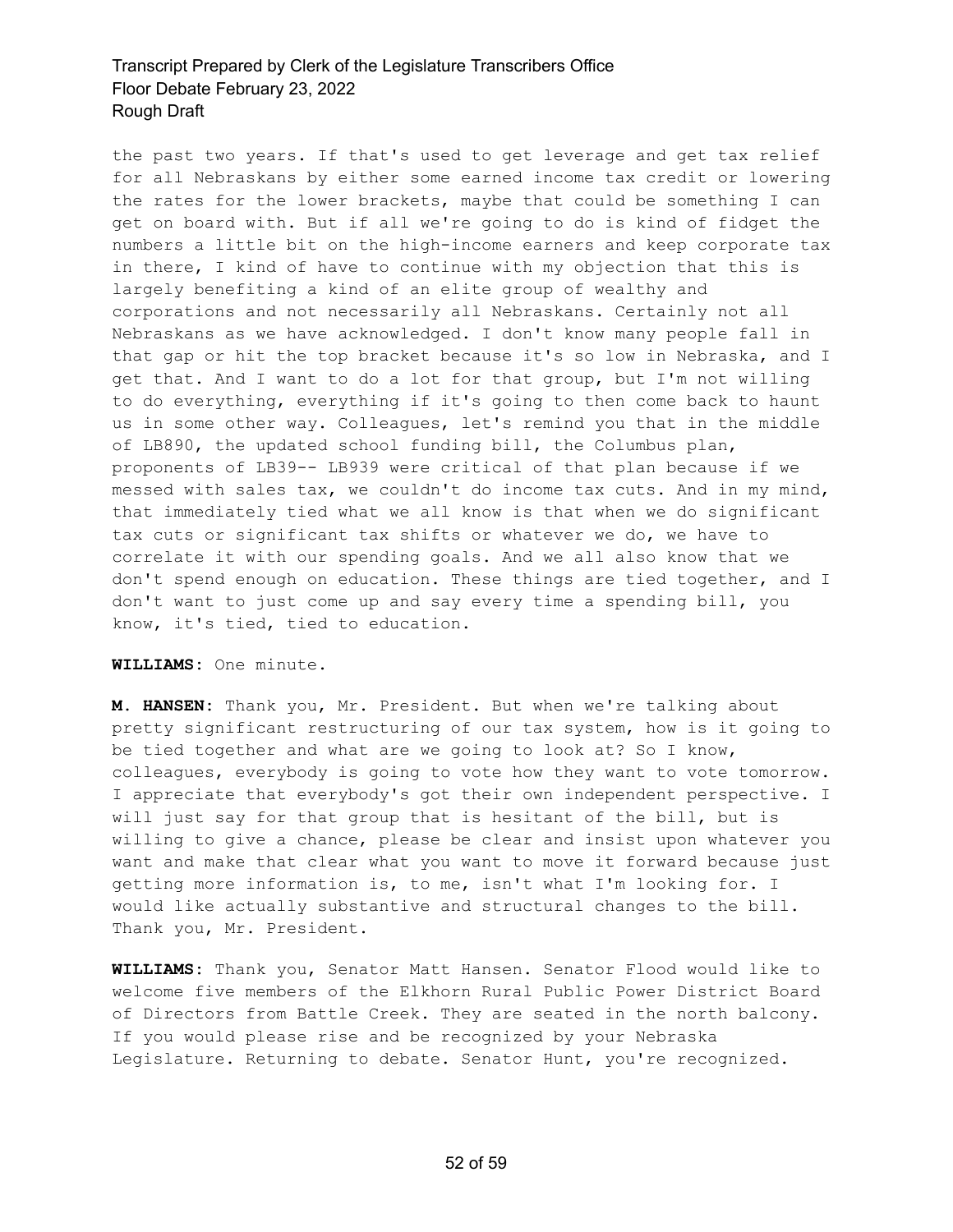the past two years. If that's used to get leverage and get tax relief for all Nebraskans by either some earned income tax credit or lowering the rates for the lower brackets, maybe that could be something I can get on board with. But if all we're going to do is kind of fidget the numbers a little bit on the high-income earners and keep corporate tax in there, I kind of have to continue with my objection that this is largely benefiting a kind of an elite group of wealthy and corporations and not necessarily all Nebraskans. Certainly not all Nebraskans as we have acknowledged. I don't know many people fall in that gap or hit the top bracket because it's so low in Nebraska, and I get that. And I want to do a lot for that group, but I'm not willing to do everything, everything if it's going to then come back to haunt us in some other way. Colleagues, let's remind you that in the middle of LB890, the updated school funding bill, the Columbus plan, proponents of LB39-- LB939 were critical of that plan because if we messed with sales tax, we couldn't do income tax cuts. And in my mind, that immediately tied what we all know is that when we do significant tax cuts or significant tax shifts or whatever we do, we have to correlate it with our spending goals. And we all also know that we don't spend enough on education. These things are tied together, and I don't want to just come up and say every time a spending bill, you know, it's tied, tied to education.

**WILLIAMS:** One minute.

**M. HANSEN:** Thank you, Mr. President. But when we're talking about pretty significant restructuring of our tax system, how is it going to be tied together and what are we going to look at? So I know, colleagues, everybody is going to vote how they want to vote tomorrow. I appreciate that everybody's got their own independent perspective. I will just say for that group that is hesitant of the bill, but is willing to give a chance, please be clear and insist upon whatever you want and make that clear what you want to move it forward because just getting more information is, to me, isn't what I'm looking for. I would like actually substantive and structural changes to the bill. Thank you, Mr. President.

**WILLIAMS:** Thank you, Senator Matt Hansen. Senator Flood would like to welcome five members of the Elkhorn Rural Public Power District Board of Directors from Battle Creek. They are seated in the north balcony. If you would please rise and be recognized by your Nebraska Legislature. Returning to debate. Senator Hunt, you're recognized.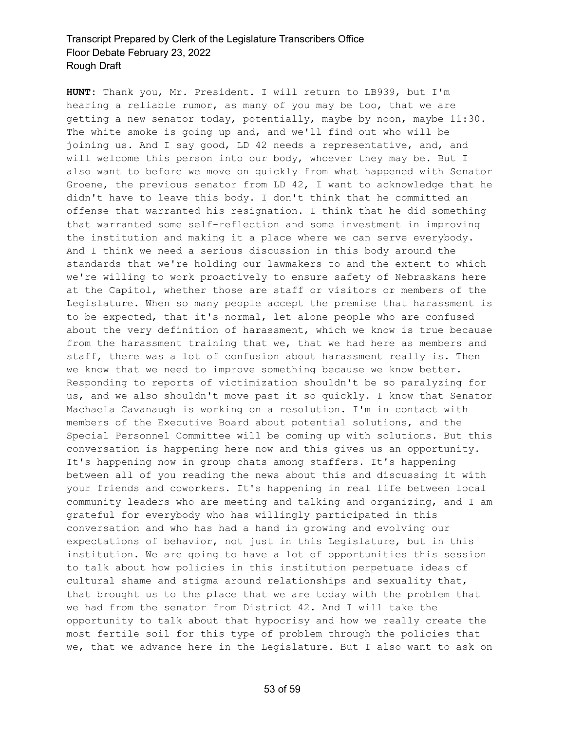**HUNT**: Thank you, Mr. President. I will return to LB939, but I'm hearing a reliable rumor, as many of you may be too, that we are getting a new senator today, potentially, maybe by noon, maybe 11:30. The white smoke is going up and, and we'll find out who will be joining us. And I say good, LD 42 needs a representative, and, and will welcome this person into our body, whoever they may be. But I also want to before we move on quickly from what happened with Senator Groene, the previous senator from LD 42, I want to acknowledge that he didn't have to leave this body. I don't think that he committed an offense that warranted his resignation. I think that he did something that warranted some self-reflection and some investment in improving the institution and making it a place where we can serve everybody. And I think we need a serious discussion in this body around the standards that we're holding our lawmakers to and the extent to which we're willing to work proactively to ensure safety of Nebraskans here at the Capitol, whether those are staff or visitors or members of the Legislature. When so many people accept the premise that harassment is to be expected, that it's normal, let alone people who are confused about the very definition of harassment, which we know is true because from the harassment training that we, that we had here as members and staff, there was a lot of confusion about harassment really is. Then we know that we need to improve something because we know better. Responding to reports of victimization shouldn't be so paralyzing for us, and we also shouldn't move past it so quickly. I know that Senator Machaela Cavanaugh is working on a resolution. I'm in contact with members of the Executive Board about potential solutions, and the Special Personnel Committee will be coming up with solutions. But this conversation is happening here now and this gives us an opportunity. It's happening now in group chats among staffers. It's happening between all of you reading the news about this and discussing it with your friends and coworkers. It's happening in real life between local community leaders who are meeting and talking and organizing, and I am grateful for everybody who has willingly participated in this conversation and who has had a hand in growing and evolving our expectations of behavior, not just in this Legislature, but in this institution. We are going to have a lot of opportunities this session to talk about how policies in this institution perpetuate ideas of cultural shame and stigma around relationships and sexuality that, that brought us to the place that we are today with the problem that we had from the senator from District 42. And I will take the opportunity to talk about that hypocrisy and how we really create the most fertile soil for this type of problem through the policies that we, that we advance here in the Legislature. But I also want to ask on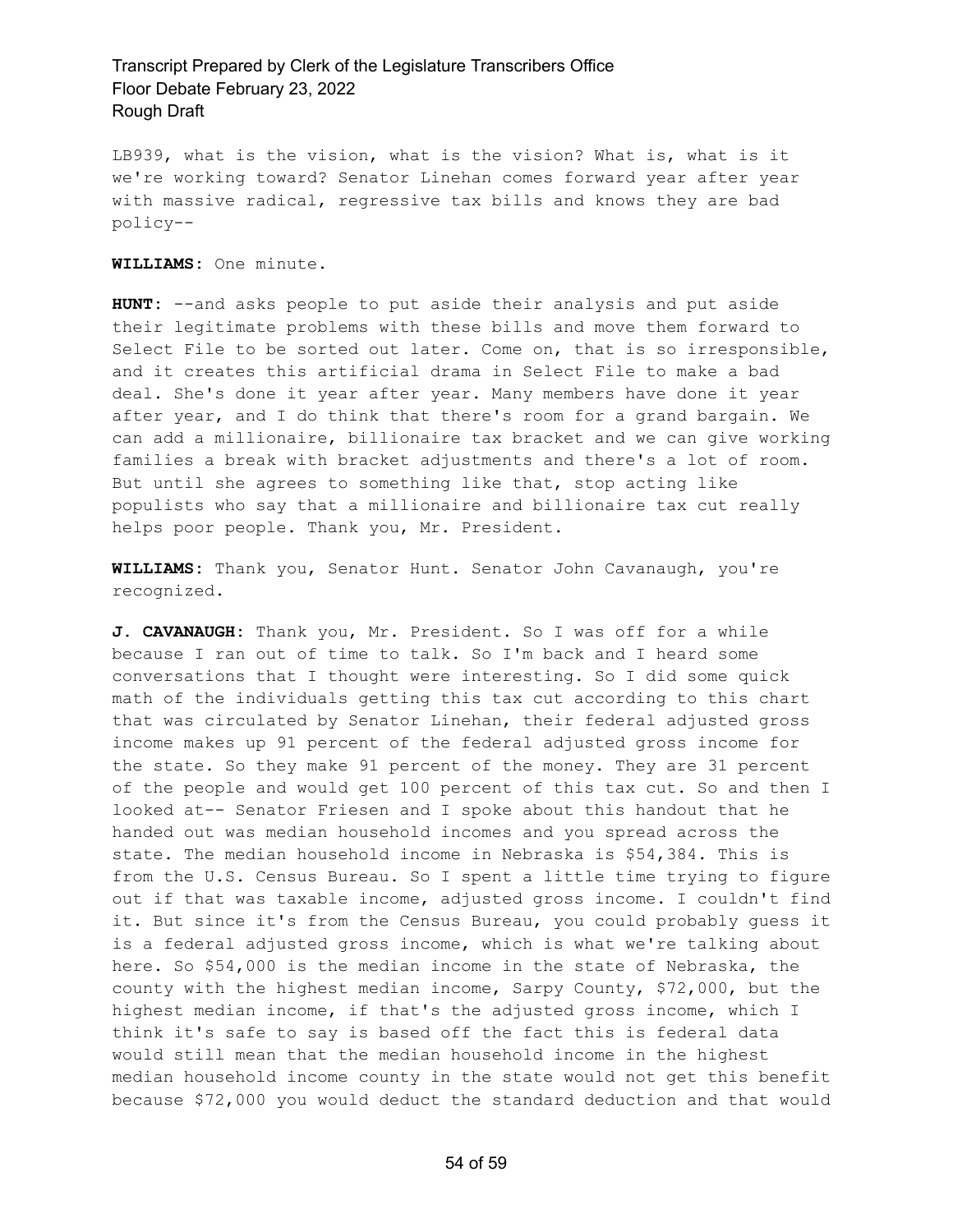LB939, what is the vision, what is the vision? What is, what is it we're working toward? Senator Linehan comes forward year after year with massive radical, regressive tax bills and knows they are bad policy--

**WILLIAMS:** One minute.

**HUNT:** --and asks people to put aside their analysis and put aside their legitimate problems with these bills and move them forward to Select File to be sorted out later. Come on, that is so irresponsible, and it creates this artificial drama in Select File to make a bad deal. She's done it year after year. Many members have done it year after year, and I do think that there's room for a grand bargain. We can add a millionaire, billionaire tax bracket and we can give working families a break with bracket adjustments and there's a lot of room. But until she agrees to something like that, stop acting like populists who say that a millionaire and billionaire tax cut really helps poor people. Thank you, Mr. President.

**WILLIAMS:** Thank you, Senator Hunt. Senator John Cavanaugh, you're recognized.

**J. CAVANAUGH:** Thank you, Mr. President. So I was off for a while because I ran out of time to talk. So I'm back and I heard some conversations that I thought were interesting. So I did some quick math of the individuals getting this tax cut according to this chart that was circulated by Senator Linehan, their federal adjusted gross income makes up 91 percent of the federal adjusted gross income for the state. So they make 91 percent of the money. They are 31 percent of the people and would get 100 percent of this tax cut. So and then I looked at-- Senator Friesen and I spoke about this handout that he handed out was median household incomes and you spread across the state. The median household income in Nebraska is $54,384. This is from the U.S. Census Bureau. So I spent a little time trying to figure out if that was taxable income, adjusted gross income. I couldn't find it. But since it's from the Census Bureau, you could probably guess it is a federal adjusted gross income, which is what we're talking about here. So $54,000 is the median income in the state of Nebraska, the county with the highest median income, Sarpy County, $72,000, but the highest median income, if that's the adjusted gross income, which I think it's safe to say is based off the fact this is federal data would still mean that the median household income in the highest median household income county in the state would not get this benefit because $72,000 you would deduct the standard deduction and that would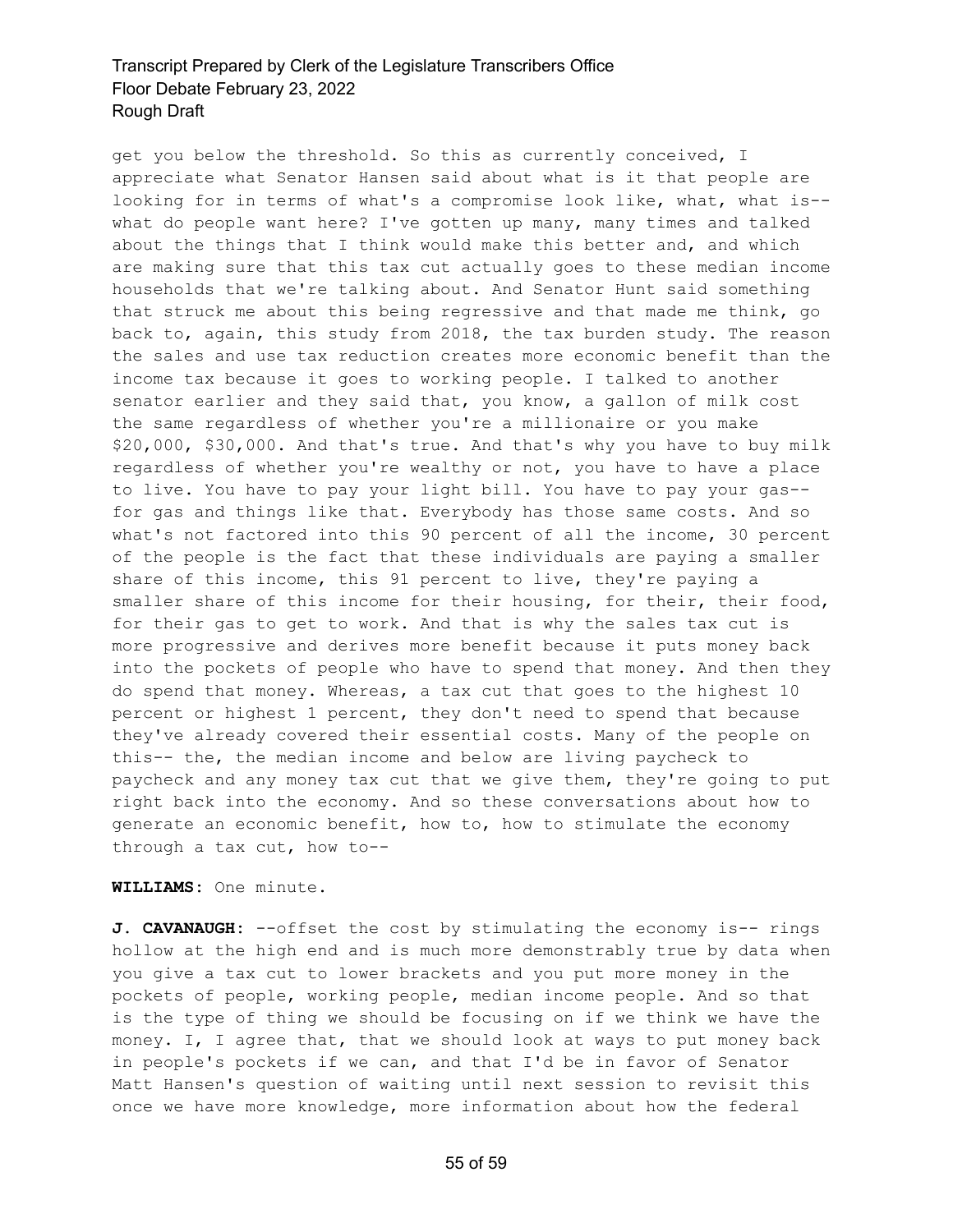get you below the threshold. So this as currently conceived, I appreciate what Senator Hansen said about what is it that people are looking for in terms of what's a compromise look like, what, what is-- what do people want here? I've gotten up many, many times and talked about the things that I think would make this better and, and which are making sure that this tax cut actually goes to these median income households that we're talking about. And Senator Hunt said something that struck me about this being regressive and that made me think, go back to, again, this study from 2018, the tax burden study. The reason the sales and use tax reduction creates more economic benefit than the income tax because it goes to working people. I talked to another senator earlier and they said that, you know, a gallon of milk cost the same regardless of whether you're a millionaire or you make $20,000, $30,000. And that's true. And that's why you have to buy milk regardless of whether you're wealthy or not, you have to have a place to live. You have to pay your light bill. You have to pay your gas-- for gas and things like that. Everybody has those same costs. And so what's not factored into this 90 percent of all the income, 30 percent of the people is the fact that these individuals are paying a smaller share of this income, this 91 percent to live, they're paying a smaller share of this income for their housing, for their, their food, for their gas to get to work. And that is why the sales tax cut is more progressive and derives more benefit because it puts money back into the pockets of people who have to spend that money. And then they do spend that money. Whereas, a tax cut that goes to the highest 10 percent or highest 1 percent, they don't need to spend that because they've already covered their essential costs. Many of the people on this-- the, the median income and below are living paycheck to paycheck and any money tax cut that we give them, they're going to put right back into the economy. And so these conversations about how to generate an economic benefit, how to, how to stimulate the economy through a tax cut, how to--

**WILLIAMS:** One minute.

**J. CAVANAUGH:** --offset the cost by stimulating the economy is-- rings hollow at the high end and is much more demonstrably true by data when you give a tax cut to lower brackets and you put more money in the pockets of people, working people, median income people. And so that is the type of thing we should be focusing on if we think we have the money. I, I agree that, that we should look at ways to put money back in people's pockets if we can, and that I'd be in favor of Senator Matt Hansen's question of waiting until next session to revisit this once we have more knowledge, more information about how the federal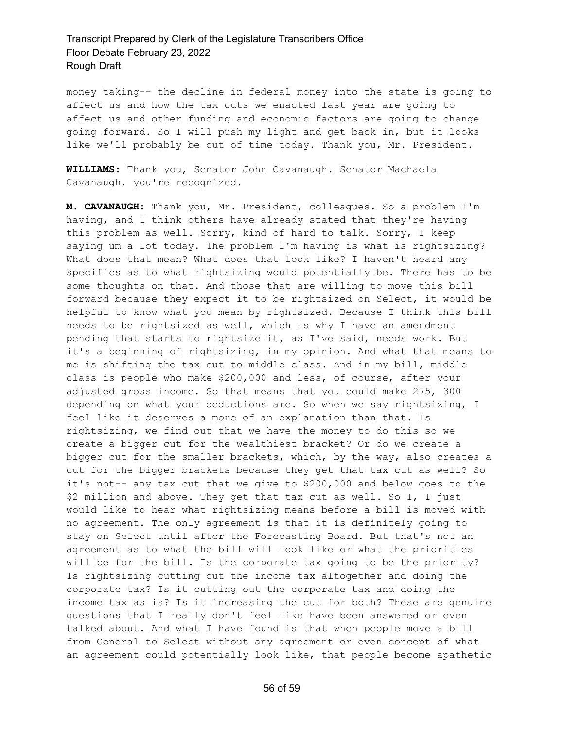money taking-- the decline in federal money into the state is going to affect us and how the tax cuts we enacted last year are going to affect us and other funding and economic factors are going to change going forward. So I will push my light and get back in, but it looks like we'll probably be out of time today. Thank you, Mr. President.

**WILLIAMS:** Thank you, Senator John Cavanaugh. Senator Machaela Cavanaugh, you're recognized.

**M. CAVANAUGH:** Thank you, Mr. President, colleagues. So a problem I'm having, and I think others have already stated that they're having this problem as well. Sorry, kind of hard to talk. Sorry, I keep saying um a lot today. The problem I'm having is what is rightsizing? What does that mean? What does that look like? I haven't heard any specifics as to what rightsizing would potentially be. There has to be some thoughts on that. And those that are willing to move this bill forward because they expect it to be rightsized on Select, it would be helpful to know what you mean by rightsized. Because I think this bill needs to be rightsized as well, which is why I have an amendment pending that starts to rightsize it, as I've said, needs work. But it's a beginning of rightsizing, in my opinion. And what that means to me is shifting the tax cut to middle class. And in my bill, middle class is people who make $200,000 and less, of course, after your adjusted gross income. So that means that you could make 275, 300 depending on what your deductions are. So when we say rightsizing, I feel like it deserves a more of an explanation than that. Is rightsizing, we find out that we have the money to do this so we create a bigger cut for the wealthiest bracket? Or do we create a bigger cut for the smaller brackets, which, by the way, also creates a cut for the bigger brackets because they get that tax cut as well? So it's not-- any tax cut that we give to $200,000 and below goes to the $2 million and above. They get that tax cut as well. So I, I just would like to hear what rightsizing means before a bill is moved with no agreement. The only agreement is that it is definitely going to stay on Select until after the Forecasting Board. But that's not an agreement as to what the bill will look like or what the priorities will be for the bill. Is the corporate tax going to be the priority? Is rightsizing cutting out the income tax altogether and doing the corporate tax? Is it cutting out the corporate tax and doing the income tax as is? Is it increasing the cut for both? These are genuine questions that I really don't feel like have been answered or even talked about. And what I have found is that when people move a bill from General to Select without any agreement or even concept of what an agreement could potentially look like, that people become apathetic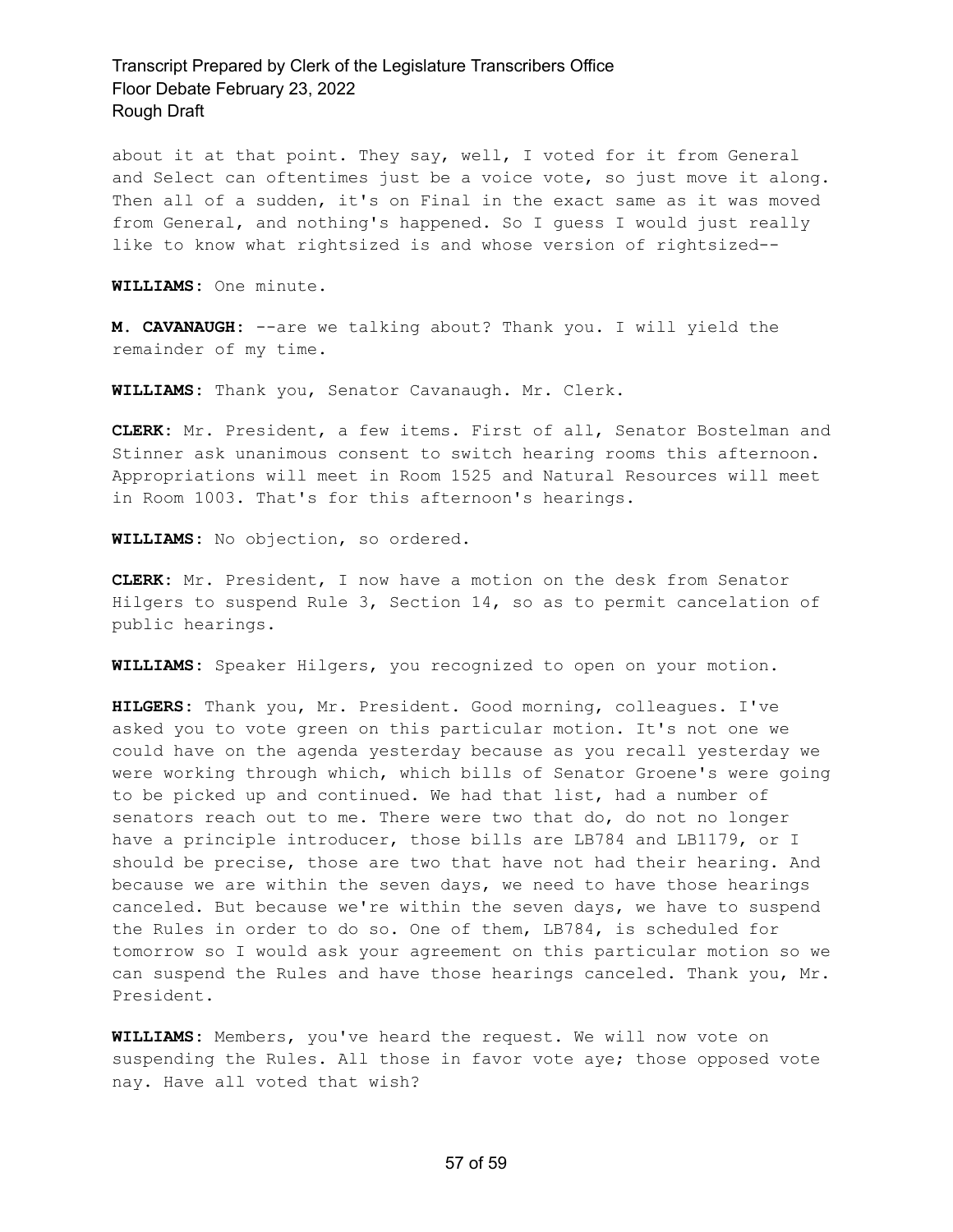about it at that point. They say, well, I voted for it from General and Select can oftentimes just be a voice vote, so just move it along. Then all of a sudden, it's on Final in the exact same as it was moved from General, and nothing's happened. So I guess I would just really like to know what rightsized is and whose version of rightsized--

**WILLIAMS:** One minute.

**M. CAVANAUGH:** --are we talking about? Thank you. I will yield the remainder of my time.

**WILLIAMS:** Thank you, Senator Cavanaugh. Mr. Clerk.

**CLERK:** Mr. President, a few items. First of all, Senator Bostelman and Stinner ask unanimous consent to switch hearing rooms this afternoon. Appropriations will meet in Room 1525 and Natural Resources will meet in Room 1003. That's for this afternoon's hearings.

**WILLIAMS:** No objection, so ordered.

**CLERK:** Mr. President, I now have a motion on the desk from Senator Hilgers to suspend Rule 3, Section 14, so as to permit cancelation of public hearings.

**WILLIAMS:** Speaker Hilgers, you recognized to open on your motion.

**HILGERS:** Thank you, Mr. President. Good morning, colleagues. I've asked you to vote green on this particular motion. It's not one we could have on the agenda yesterday because as you recall yesterday we were working through which, which bills of Senator Groene's were going to be picked up and continued. We had that list, had a number of senators reach out to me. There were two that do, do not no longer have a principle introducer, those bills are LB784 and LB1179, or I should be precise, those are two that have not had their hearing. And because we are within the seven days, we need to have those hearings canceled. But because we're within the seven days, we have to suspend the Rules in order to do so. One of them, LB784, is scheduled for tomorrow so I would ask your agreement on this particular motion so we can suspend the Rules and have those hearings canceled. Thank you, Mr. President.

**WILLIAMS:** Members, you've heard the request. We will now vote on suspending the Rules. All those in favor vote aye; those opposed vote nay. Have all voted that wish?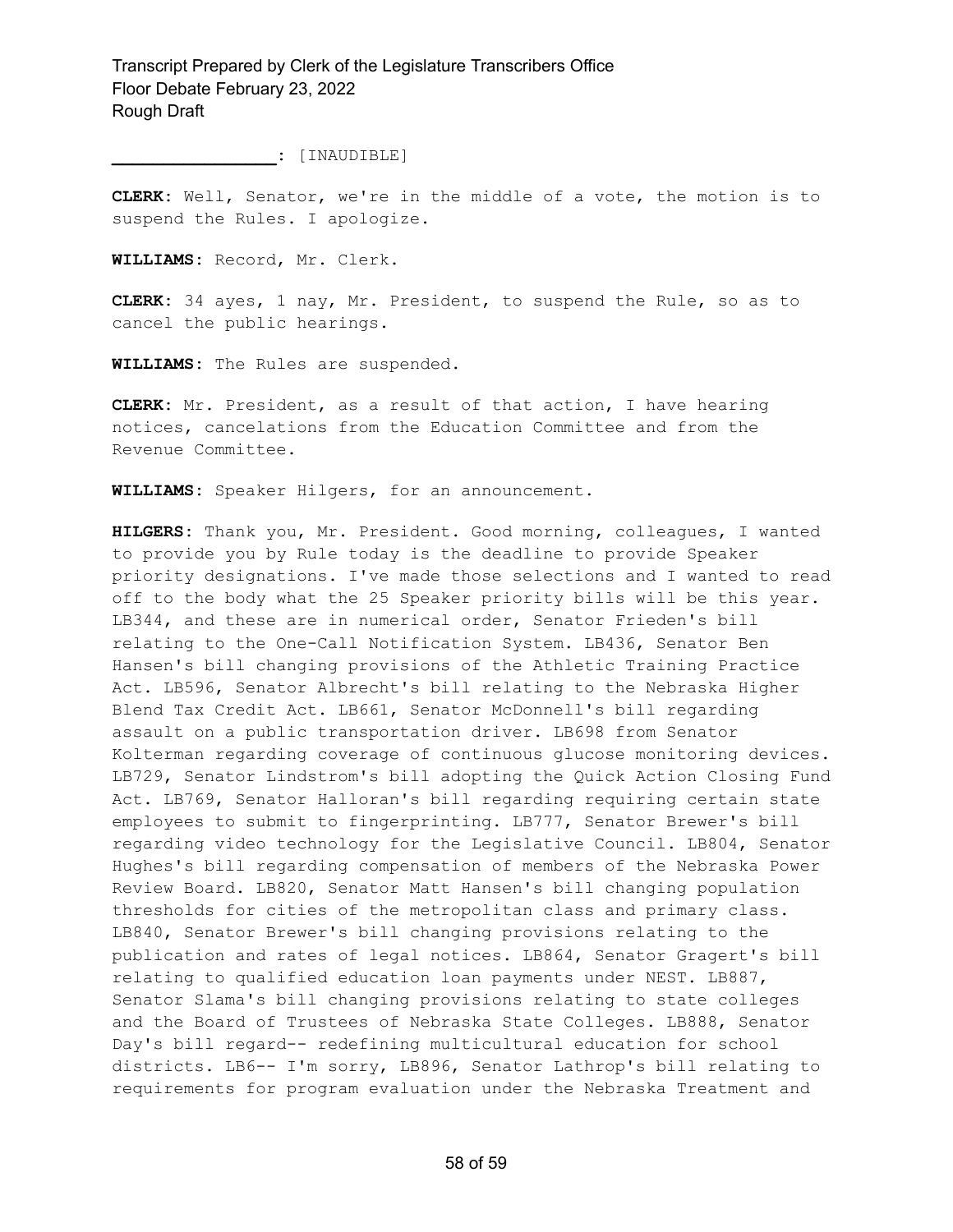________________: [INAUDIBLE]

**CLERK:** Well, Senator, we're in the middle of a vote, the motion is to suspend the Rules. I apologize.

**WILLIAMS:** Record, Mr. Clerk.

**CLERK:** 34 ayes, 1 nay, Mr. President, to suspend the Rule, so as to cancel the public hearings.

**WILLIAMS:** The Rules are suspended.

**CLERK:** Mr. President, as a result of that action, I have hearing notices, cancelations from the Education Committee and from the Revenue Committee.

**WILLIAMS:** Speaker Hilgers, for an announcement.

**HILGERS:** Thank you, Mr. President. Good morning, colleagues, I wanted to provide you by Rule today is the deadline to provide Speaker priority designations. I've made those selections and I wanted to read off to the body what the 25 Speaker priority bills will be this year. LB344, and these are in numerical order, Senator Frieden's bill relating to the One-Call Notification System. LB436, Senator Ben Hansen's bill changing provisions of the Athletic Training Practice Act. LB596, Senator Albrecht's bill relating to the Nebraska Higher Blend Tax Credit Act. LB661, Senator McDonnell's bill regarding assault on a public transportation driver. LB698 from Senator Kolterman regarding coverage of continuous glucose monitoring devices. LB729, Senator Lindstrom's bill adopting the Quick Action Closing Fund Act. LB769, Senator Halloran's bill regarding requiring certain state employees to submit to fingerprinting. LB777, Senator Brewer's bill regarding video technology for the Legislative Council. LB804, Senator Hughes's bill regarding compensation of members of the Nebraska Power Review Board. LB820, Senator Matt Hansen's bill changing population thresholds for cities of the metropolitan class and primary class. LB840, Senator Brewer's bill changing provisions relating to the publication and rates of legal notices. LB864, Senator Gragert's bill relating to qualified education loan payments under NEST. LB887, Senator Slama's bill changing provisions relating to state colleges and the Board of Trustees of Nebraska State Colleges. LB888, Senator Day's bill regard-- redefining multicultural education for school districts. LB6-- I'm sorry, LB896, Senator Lathrop's bill relating to requirements for program evaluation under the Nebraska Treatment and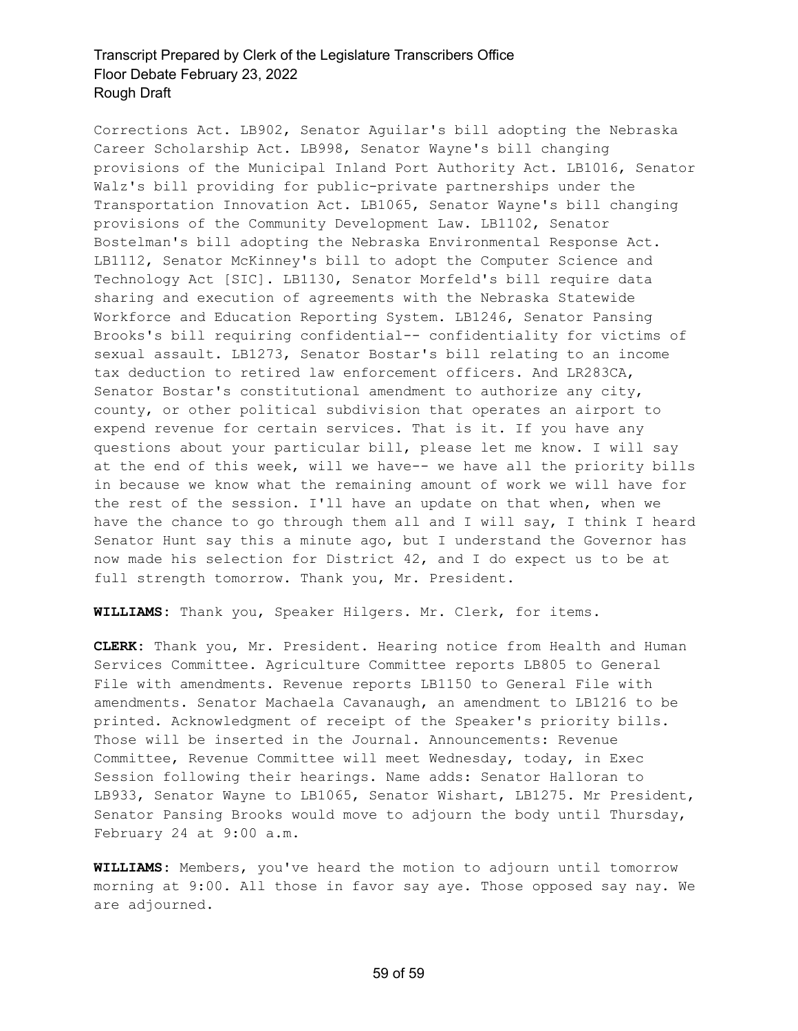Corrections Act. LB902, Senator Aguilar's bill adopting the Nebraska Career Scholarship Act. LB998, Senator Wayne's bill changing provisions of the Municipal Inland Port Authority Act. LB1016, Senator Walz's bill providing for public-private partnerships under the Transportation Innovation Act. LB1065, Senator Wayne's bill changing provisions of the Community Development Law. LB1102, Senator Bostelman's bill adopting the Nebraska Environmental Response Act. LB1112, Senator McKinney's bill to adopt the Computer Science and Technology Act [SIC]. LB1130, Senator Morfeld's bill require data sharing and execution of agreements with the Nebraska Statewide Workforce and Education Reporting System. LB1246, Senator Pansing Brooks's bill requiring confidential-- confidentiality for victims of sexual assault. LB1273, Senator Bostar's bill relating to an income tax deduction to retired law enforcement officers. And LR283CA, Senator Bostar's constitutional amendment to authorize any city, county, or other political subdivision that operates an airport to expend revenue for certain services. That is it. If you have any questions about your particular bill, please let me know. I will say at the end of this week, will we have-- we have all the priority bills in because we know what the remaining amount of work we will have for the rest of the session. I'll have an update on that when, when we have the chance to go through them all and I will say, I think I heard Senator Hunt say this a minute ago, but I understand the Governor has now made his selection for District 42, and I do expect us to be at full strength tomorrow. Thank you, Mr. President.

**WILLIAMS**: Thank you, Speaker Hilgers. Mr. Clerk, for items.

**CLERK**: Thank you, Mr. President. Hearing notice from Health and Human Services Committee. Agriculture Committee reports LB805 to General File with amendments. Revenue reports LB1150 to General File with amendments. Senator Machaela Cavanaugh, an amendment to LB1216 to be printed. Acknowledgment of receipt of the Speaker's priority bills. Those will be inserted in the Journal. Announcements: Revenue Committee, Revenue Committee will meet Wednesday, today, in Exec Session following their hearings. Name adds: Senator Halloran to LB933, Senator Wayne to LB1065, Senator Wishart, LB1275. Mr President, Senator Pansing Brooks would move to adjourn the body until Thursday, February 24 at 9:00 a.m.

**WILLIAMS**: Members, you've heard the motion to adjourn until tomorrow morning at 9:00. All those in favor say aye. Those opposed say nay. We are adjourned.